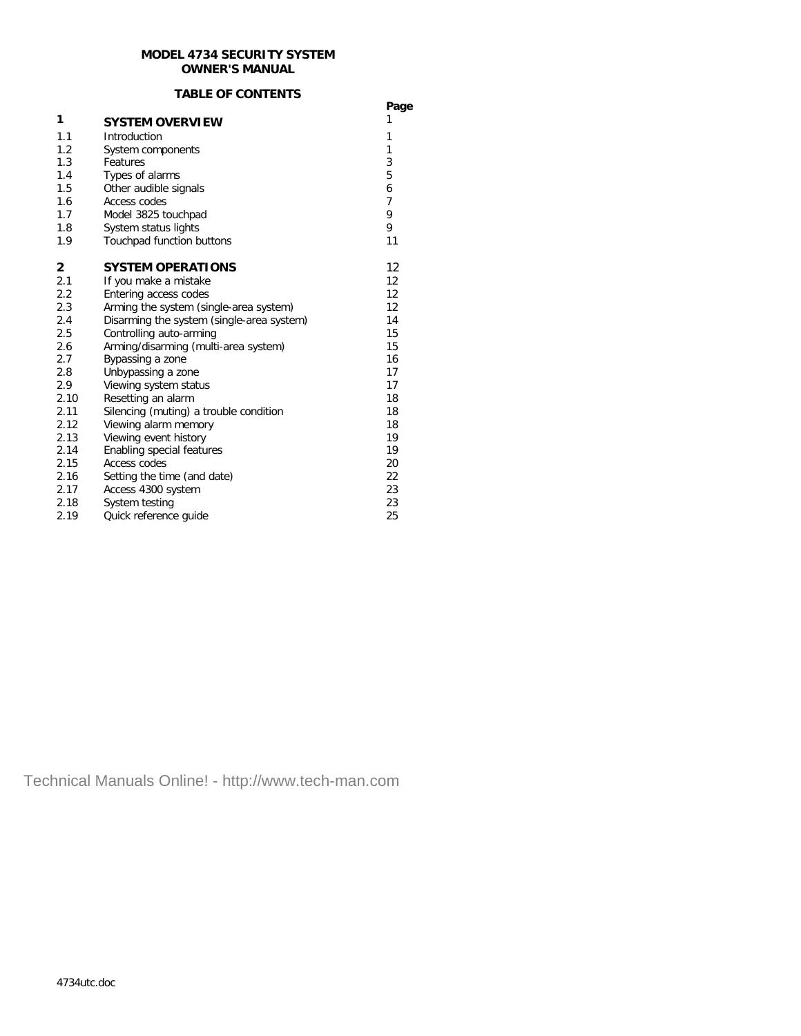**MODEL 4734 SECURITY SYSTEM**
**OWNER'S MANUAL**

**TABLE OF CONTENTS**

| | | Page |
|---|---|---|
| **1** | **SYSTEM OVERVIEW** | 1 |
| 1.1 | Introduction | 1 |
| 1.2 | System components | 1 |
| 1.3 | Features | 3 |
| 1.4 | Types of alarms | 5 |
| 1.5 | Other audible signals | 6 |
| 1.6 | Access codes | 7 |
| 1.7 | Model 3825 touchpad | 9 |
| 1.8 | System status lights | 9 |
| 1.9 | Touchpad function buttons | 11 |
| **2** | **SYSTEM OPERATIONS** | 12 |
| 2.1 | If you make a mistake | 12 |
| 2.2 | Entering access codes | 12 |
| 2.3 | Arming the system (single-area system) | 12 |
| 2.4 | Disarming the system (single-area system) | 14 |
| 2.5 | Controlling auto-arming | 15 |
| 2.6 | Arming/disarming (multi-area system) | 15 |
| 2.7 | Bypassing a zone | 16 |
| 2.8 | Unbypassing a zone | 17 |
| 2.9 | Viewing system status | 17 |
| 2.10 | Resetting an alarm | 18 |
| 2.11 | Silencing (muting) a trouble condition | 18 |
| 2.12 | Viewing alarm memory | 18 |
| 2.13 | Viewing event history | 19 |
| 2.14 | Enabling special features | 19 |
| 2.15 | Access codes | 20 |
| 2.16 | Setting the time (and date) | 22 |
| 2.17 | Access 4300 system | 23 |
| 2.18 | System testing | 23 |
| 2.19 | Quick reference guide | 25 |

Technical Manuals Online! - http://www.tech-man.com

4734utc.doc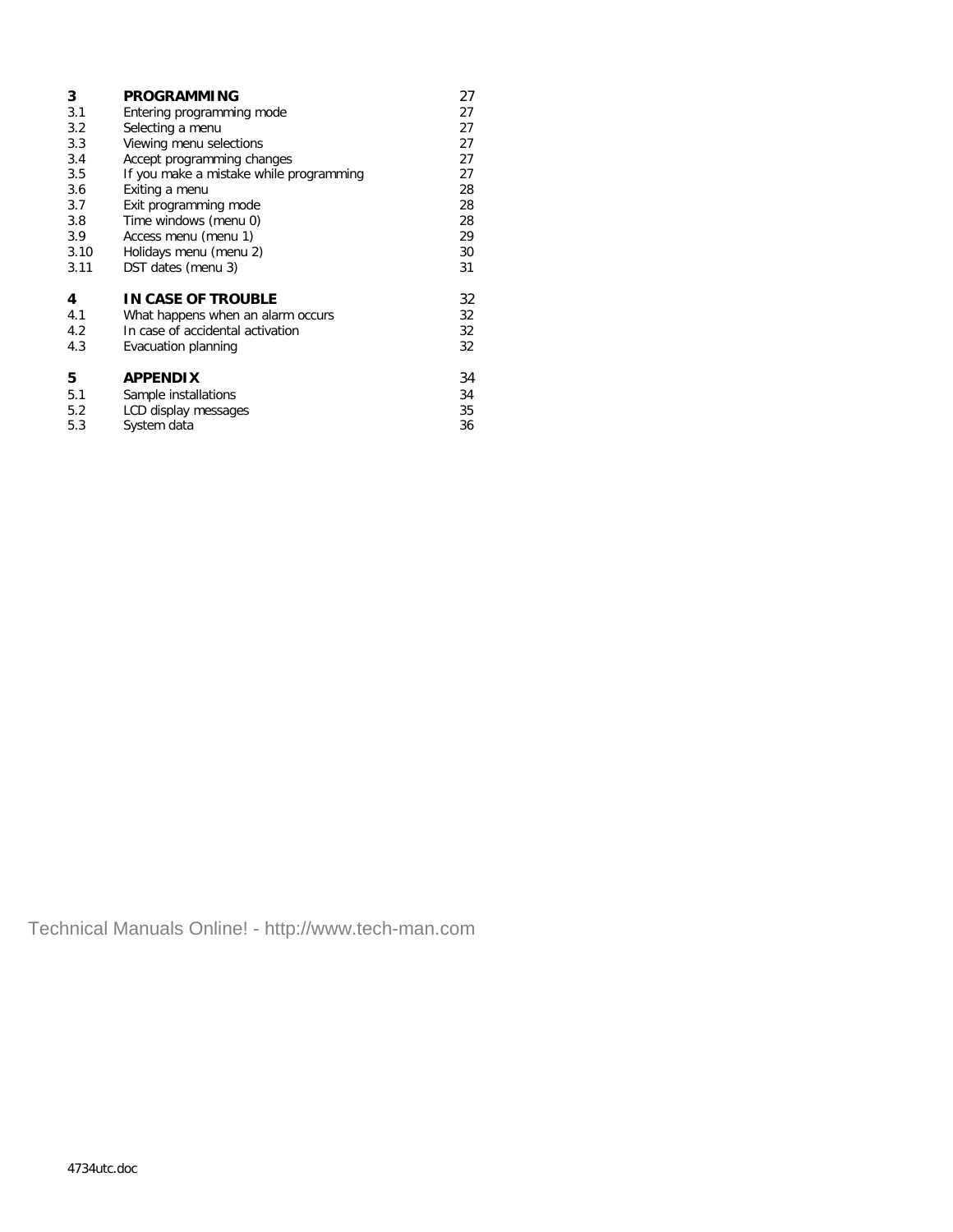| | | |
|---|---|---|
| **3** | **PROGRAMMING** | 27 |
| 3.1 | Entering programming mode | 27 |
| 3.2 | Selecting a menu | 27 |
| 3.3 | Viewing menu selections | 27 |
| 3.4 | Accept programming changes | 27 |
| 3.5 | If you make a mistake while programming | 27 |
| 3.6 | Exiting a menu | 28 |
| 3.7 | Exit programming mode | 28 |
| 3.8 | Time windows (menu 0) | 28 |
| 3.9 | Access menu (menu 1) | 29 |
| 3.10 | Holidays menu (menu 2) | 30 |
| 3.11 | DST dates (menu 3) | 31 |
| **4** | **IN CASE OF TROUBLE** | 32 |
| 4.1 | What happens when an alarm occurs | 32 |
| 4.2 | In case of accidental activation | 32 |
| 4.3 | Evacuation planning | 32 |
| **5** | **APPENDIX** | 34 |
| 5.1 | Sample installations | 34 |
| 5.2 | LCD display messages | 35 |
| 5.3 | System data | 36 |

Technical Manuals Online! - http://www.tech-man.com

4734utc.doc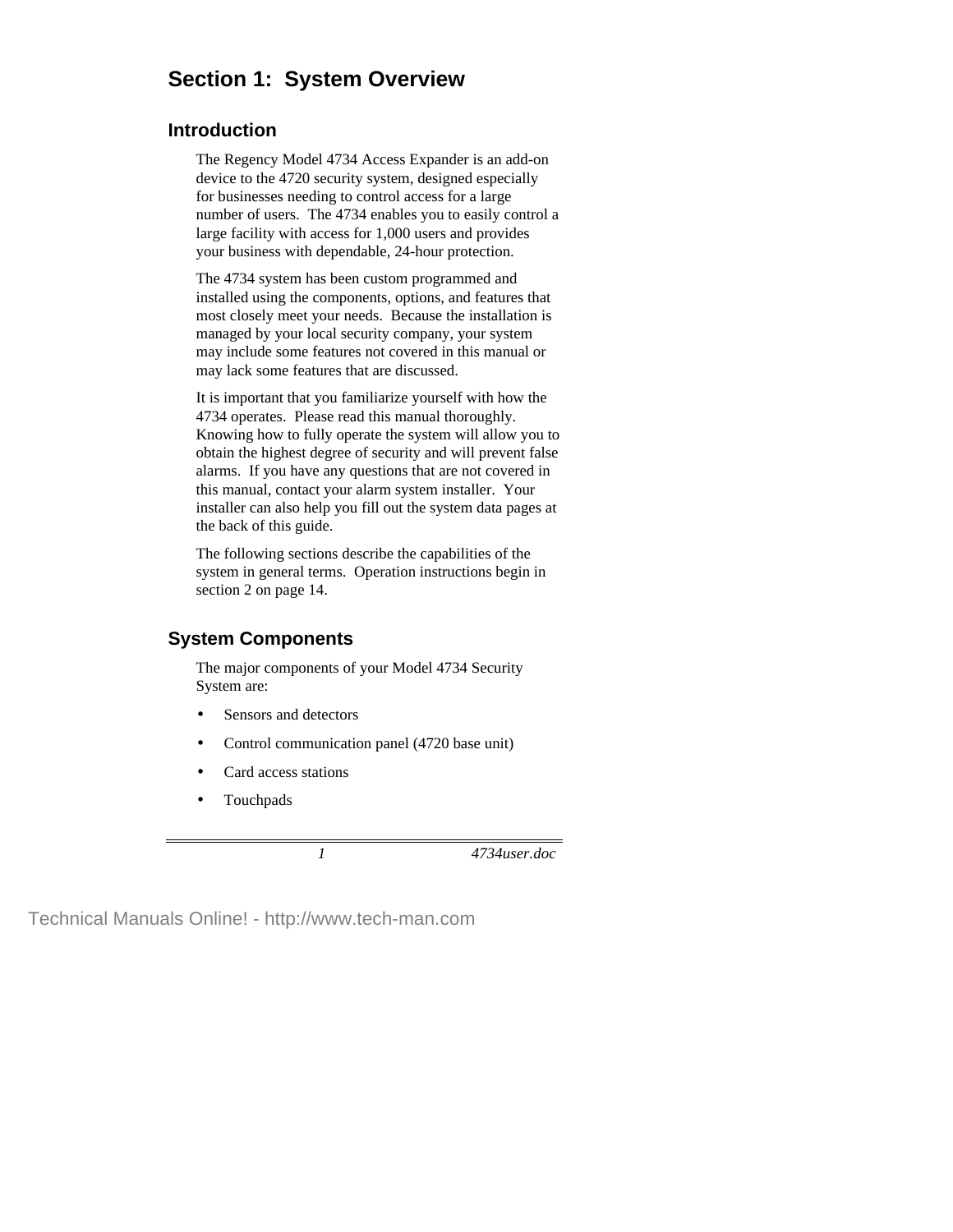# Section 1: System Overview

## Introduction

The Regency Model 4734 Access Expander is an add-on device to the 4720 security system, designed especially for businesses needing to control access for a large number of users. The 4734 enables you to easily control a large facility with access for 1,000 users and provides your business with dependable, 24-hour protection.

The 4734 system has been custom programmed and installed using the components, options, and features that most closely meet your needs. Because the installation is managed by your local security company, your system may include some features not covered in this manual or may lack some features that are discussed.

It is important that you familiarize yourself with how the 4734 operates. Please read this manual thoroughly. Knowing how to fully operate the system will allow you to obtain the highest degree of security and will prevent false alarms. If you have any questions that are not covered in this manual, contact your alarm system installer. Your installer can also help you fill out the system data pages at the back of this guide.

The following sections describe the capabilities of the system in general terms. Operation instructions begin in section 2 on page 14.

## System Components

The major components of your Model 4734 Security System are:

- Sensors and detectors
- Control communication panel (4720 base unit)
- Card access stations
- Touchpads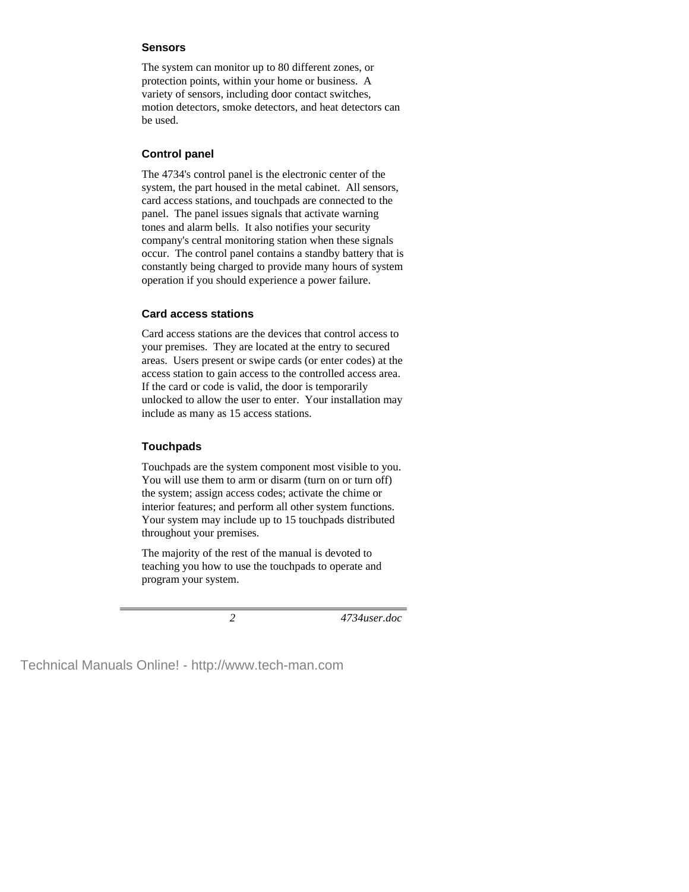### Sensors

The system can monitor up to 80 different zones, or protection points, within your home or business. A variety of sensors, including door contact switches, motion detectors, smoke detectors, and heat detectors can be used.

### Control panel

The 4734's control panel is the electronic center of the system, the part housed in the metal cabinet. All sensors, card access stations, and touchpads are connected to the panel. The panel issues signals that activate warning tones and alarm bells. It also notifies your security company's central monitoring station when these signals occur. The control panel contains a standby battery that is constantly being charged to provide many hours of system operation if you should experience a power failure.

### Card access stations

Card access stations are the devices that control access to your premises. They are located at the entry to secured areas. Users present or swipe cards (or enter codes) at the access station to gain access to the controlled access area. If the card or code is valid, the door is temporarily unlocked to allow the user to enter. Your installation may include as many as 15 access stations.

### Touchpads

Touchpads are the system component most visible to you. You will use them to arm or disarm (turn on or turn off) the system; assign access codes; activate the chime or interior features; and perform all other system functions. Your system may include up to 15 touchpads distributed throughout your premises.

The majority of the rest of the manual is devoted to teaching you how to use the touchpads to operate and program your system.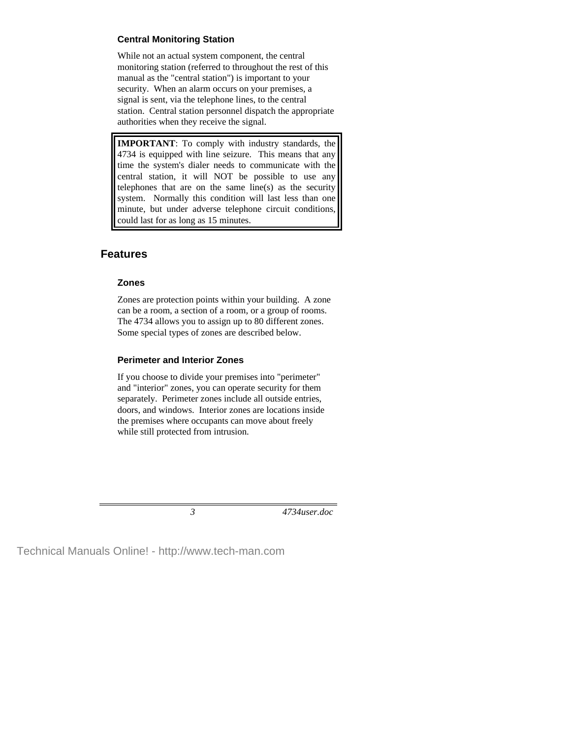### Central Monitoring Station

While not an actual system component, the central monitoring station (referred to throughout the rest of this manual as the "central station") is important to your security. When an alarm occurs on your premises, a signal is sent, via the telephone lines, to the central station. Central station personnel dispatch the appropriate authorities when they receive the signal.

> **IMPORTANT**: To comply with industry standards, the 4734 is equipped with line seizure. This means that any time the system's dialer needs to communicate with the central station, it will NOT be possible to use any telephones that are on the same line(s) as the security system. Normally this condition will last less than one minute, but under adverse telephone circuit conditions, could last for as long as 15 minutes.

## Features

### Zones

Zones are protection points within your building. A zone can be a room, a section of a room, or a group of rooms. The 4734 allows you to assign up to 80 different zones. Some special types of zones are described below.

### Perimeter and Interior Zones

If you choose to divide your premises into "perimeter" and "interior" zones, you can operate security for them separately. Perimeter zones include all outside entries, doors, and windows. Interior zones are locations inside the premises where occupants can move about freely while still protected from intrusion.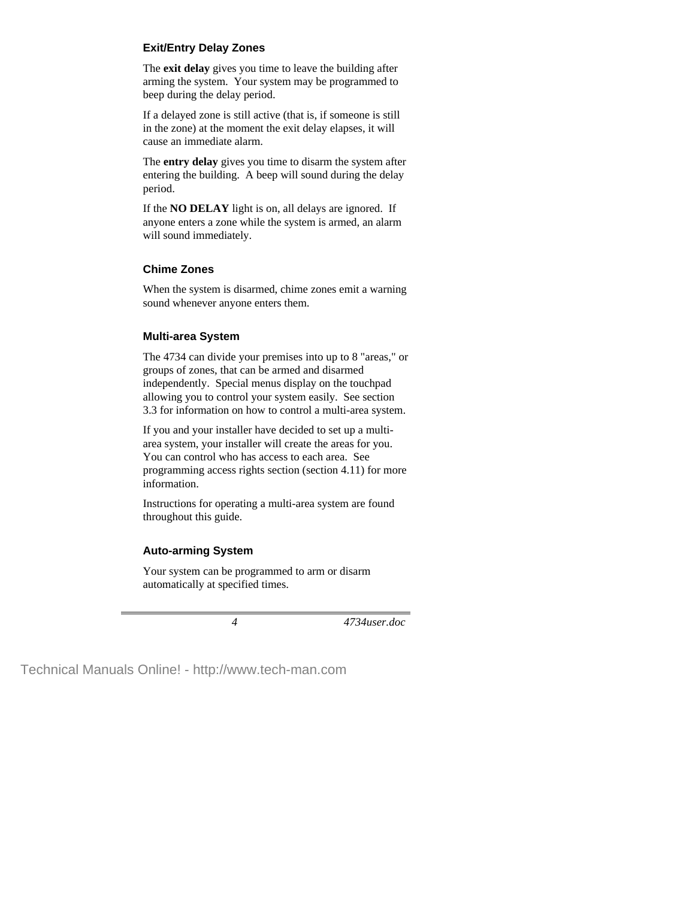### Exit/Entry Delay Zones

The **exit delay** gives you time to leave the building after arming the system. Your system may be programmed to beep during the delay period.

If a delayed zone is still active (that is, if someone is still in the zone) at the moment the exit delay elapses, it will cause an immediate alarm.

The **entry delay** gives you time to disarm the system after entering the building. A beep will sound during the delay period.

If the **NO DELAY** light is on, all delays are ignored. If anyone enters a zone while the system is armed, an alarm will sound immediately.

### Chime Zones

When the system is disarmed, chime zones emit a warning sound whenever anyone enters them.

### Multi-area System

The 4734 can divide your premises into up to 8 "areas," or groups of zones, that can be armed and disarmed independently. Special menus display on the touchpad allowing you to control your system easily. See section 3.3 for information on how to control a multi-area system.

If you and your installer have decided to set up a multi-area system, your installer will create the areas for you. You can control who has access to each area. See programming access rights section (section 4.11) for more information.

Instructions for operating a multi-area system are found throughout this guide.

### Auto-arming System

Your system can be programmed to arm or disarm automatically at specified times.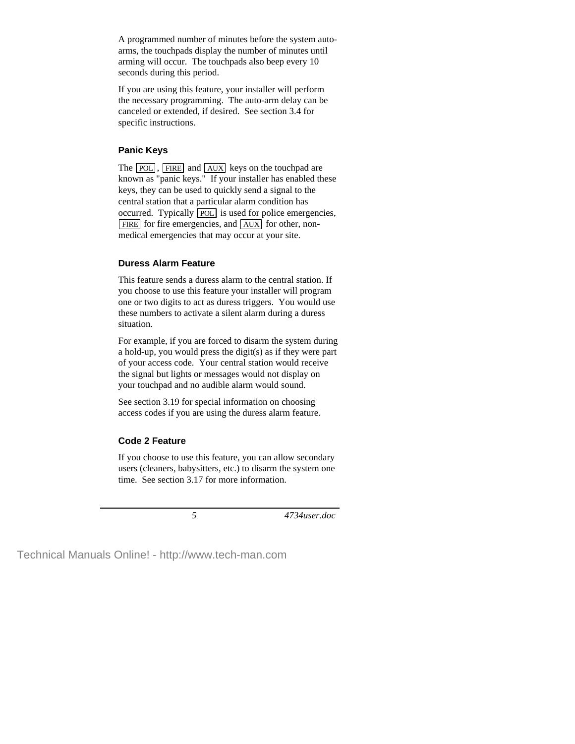A programmed number of minutes before the system auto-arms, the touchpads display the number of minutes until arming will occur. The touchpads also beep every 10 seconds during this period.

If you are using this feature, your installer will perform the necessary programming. The auto-arm delay can be canceled or extended, if desired. See section 3.4 for specific instructions.

### Panic Keys

The [POL], [FIRE] and [AUX] keys on the touchpad are known as "panic keys." If your installer has enabled these keys, they can be used to quickly send a signal to the central station that a particular alarm condition has occurred. Typically [POL] is used for police emergencies, [FIRE] for fire emergencies, and [AUX] for other, non-medical emergencies that may occur at your site.

### Duress Alarm Feature

This feature sends a duress alarm to the central station. If you choose to use this feature your installer will program one or two digits to act as duress triggers. You would use these numbers to activate a silent alarm during a duress situation.

For example, if you are forced to disarm the system during a hold-up, you would press the digit(s) as if they were part of your access code. Your central station would receive the signal but lights or messages would not display on your touchpad and no audible alarm would sound.

See section 3.19 for special information on choosing access codes if you are using the duress alarm feature.

### Code 2 Feature

If you choose to use this feature, you can allow secondary users (cleaners, babysitters, etc.) to disarm the system one time. See section 3.17 for more information.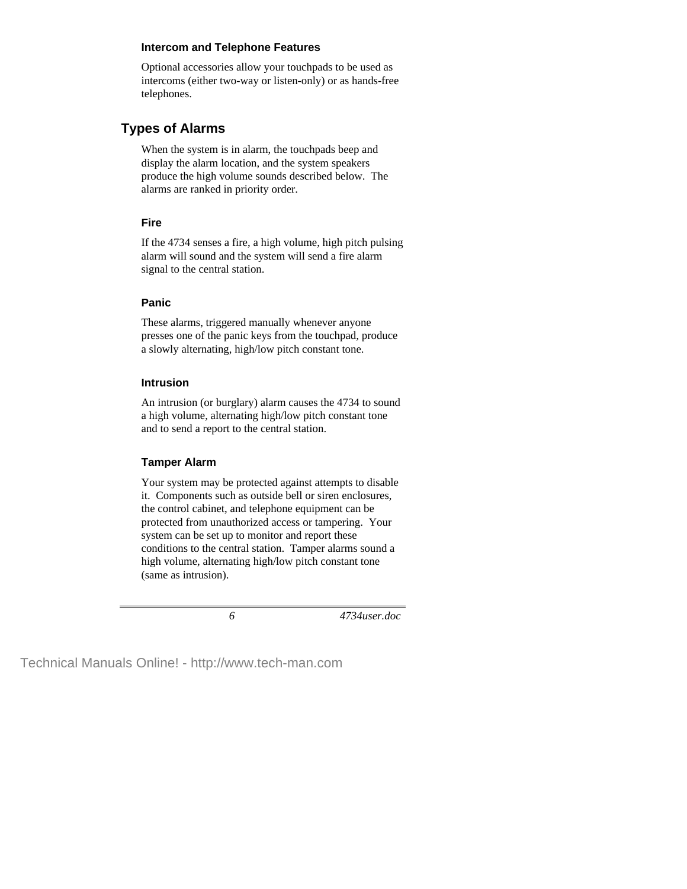### Intercom and Telephone Features

Optional accessories allow your touchpads to be used as intercoms (either two-way or listen-only) or as hands-free telephones.

## Types of Alarms

When the system is in alarm, the touchpads beep and display the alarm location, and the system speakers produce the high volume sounds described below. The alarms are ranked in priority order.

### Fire

If the 4734 senses a fire, a high volume, high pitch pulsing alarm will sound and the system will send a fire alarm signal to the central station.

### Panic

These alarms, triggered manually whenever anyone presses one of the panic keys from the touchpad, produce a slowly alternating, high/low pitch constant tone.

### Intrusion

An intrusion (or burglary) alarm causes the 4734 to sound a high volume, alternating high/low pitch constant tone and to send a report to the central station.

### Tamper Alarm

Your system may be protected against attempts to disable it. Components such as outside bell or siren enclosures, the control cabinet, and telephone equipment can be protected from unauthorized access or tampering. Your system can be set up to monitor and report these conditions to the central station. Tamper alarms sound a high volume, alternating high/low pitch constant tone (same as intrusion).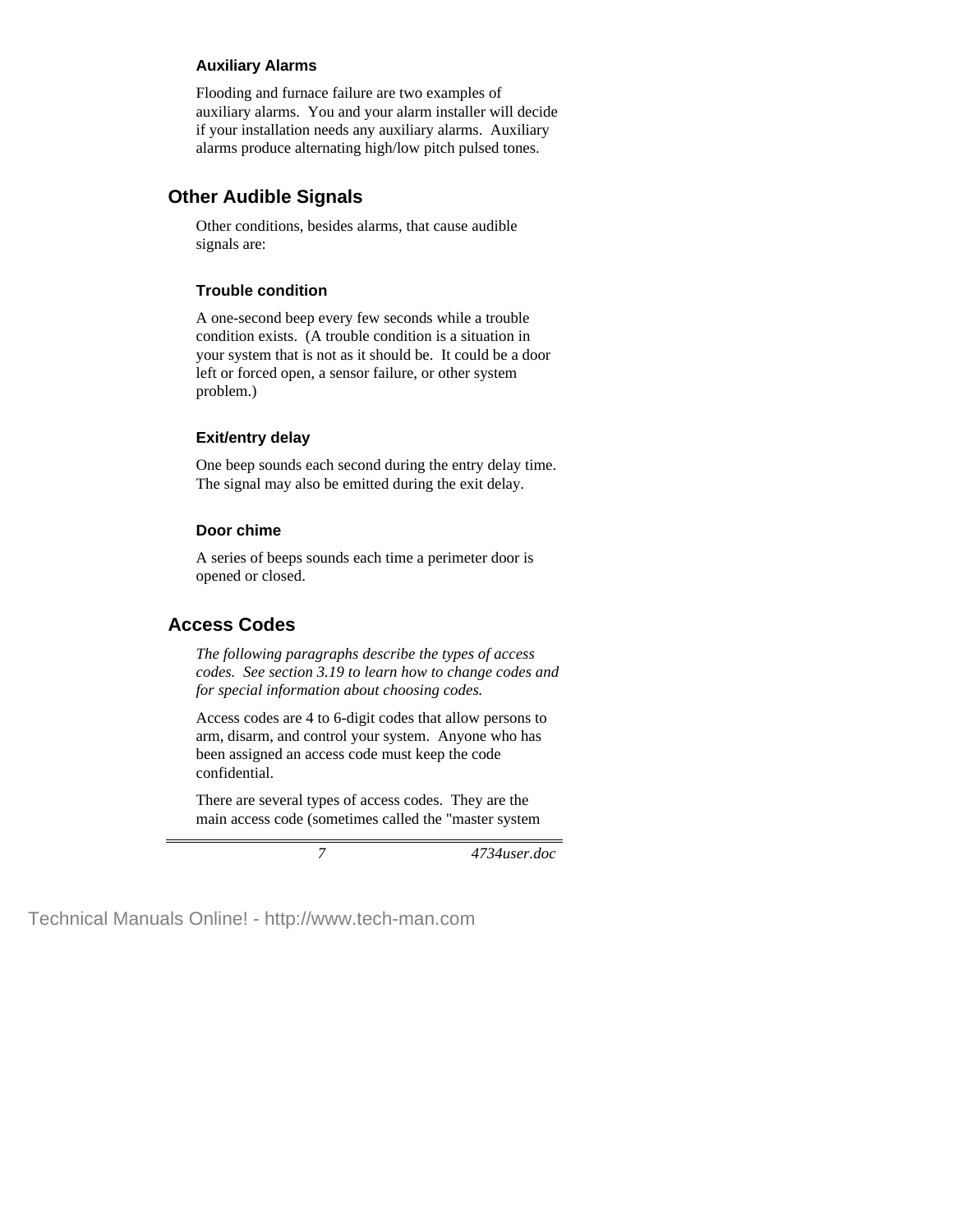### Auxiliary Alarms

Flooding and furnace failure are two examples of auxiliary alarms. You and your alarm installer will decide if your installation needs any auxiliary alarms. Auxiliary alarms produce alternating high/low pitch pulsed tones.

## Other Audible Signals

Other conditions, besides alarms, that cause audible signals are:

### Trouble condition

A one-second beep every few seconds while a trouble condition exists. (A trouble condition is a situation in your system that is not as it should be. It could be a door left or forced open, a sensor failure, or other system problem.)

### Exit/entry delay

One beep sounds each second during the entry delay time. The signal may also be emitted during the exit delay.

### Door chime

A series of beeps sounds each time a perimeter door is opened or closed.

## Access Codes

*The following paragraphs describe the types of access codes. See section 3.19 to learn how to change codes and for special information about choosing codes.*

Access codes are 4 to 6-digit codes that allow persons to arm, disarm, and control your system. Anyone who has been assigned an access code must keep the code confidential.

There are several types of access codes. They are the main access code (sometimes called the "master system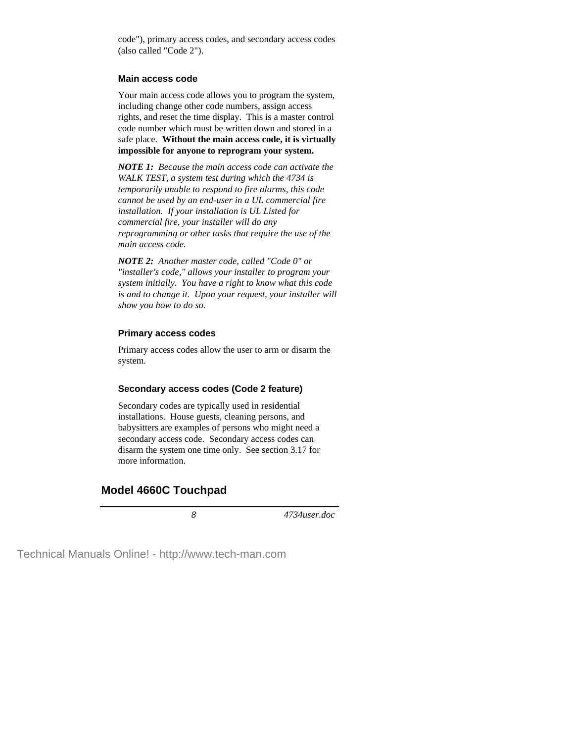code"), primary access codes, and secondary access codes (also called "Code 2").

### Main access code

Your main access code allows you to program the system, including change other code numbers, assign access rights, and reset the time display. This is a master control code number which must be written down and stored in a safe place. **Without the main access code, it is virtually impossible for anyone to reprogram your system.**

***NOTE 1:*** *Because the main access code can activate the WALK TEST, a system test during which the 4734 is temporarily unable to respond to fire alarms, this code cannot be used by an end-user in a UL commercial fire installation. If your installation is UL Listed for commercial fire, your installer will do any reprogramming or other tasks that require the use of the main access code.*

***NOTE 2:*** *Another master code, called "Code 0" or "installer's code," allows your installer to program your system initially. You have a right to know what this code is and to change it. Upon your request, your installer will show you how to do so.*

### Primary access codes

Primary access codes allow the user to arm or disarm the system.

### Secondary access codes (Code 2 feature)

Secondary codes are typically used in residential installations. House guests, cleaning persons, and babysitters are examples of persons who might need a secondary access code. Secondary access codes can disarm the system one time only. See section 3.17 for more information.

## Model 4660C Touchpad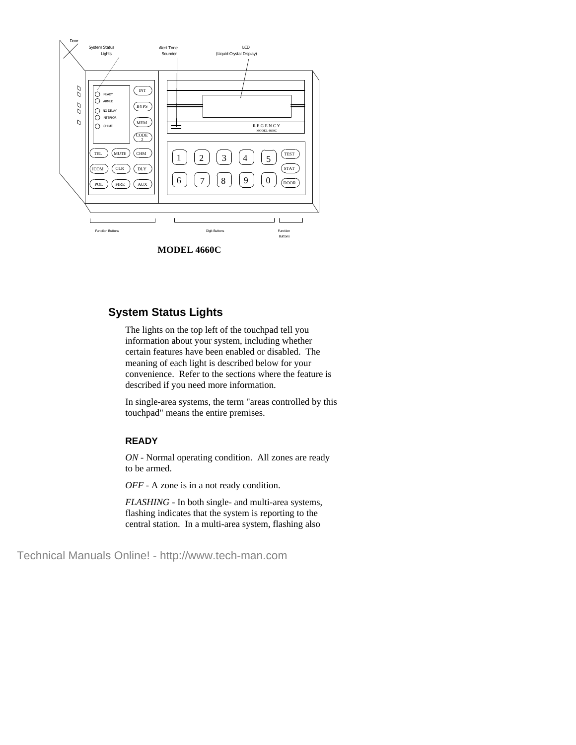MODEL 4660C

## System Status Lights

The lights on the top left of the touchpad tell you information about your system, including whether certain features have been enabled or disabled. The meaning of each light is described below for your convenience. Refer to the sections where the feature is described if you need more information.

In single-area systems, the term "areas controlled by this touchpad" means the entire premises.

### READY

*ON* - Normal operating condition. All zones are ready to be armed.

*OFF* - A zone is in a not ready condition.

*FLASHING* - In both single- and multi-area systems, flashing indicates that the system is reporting to the central station. In a multi-area system, flashing also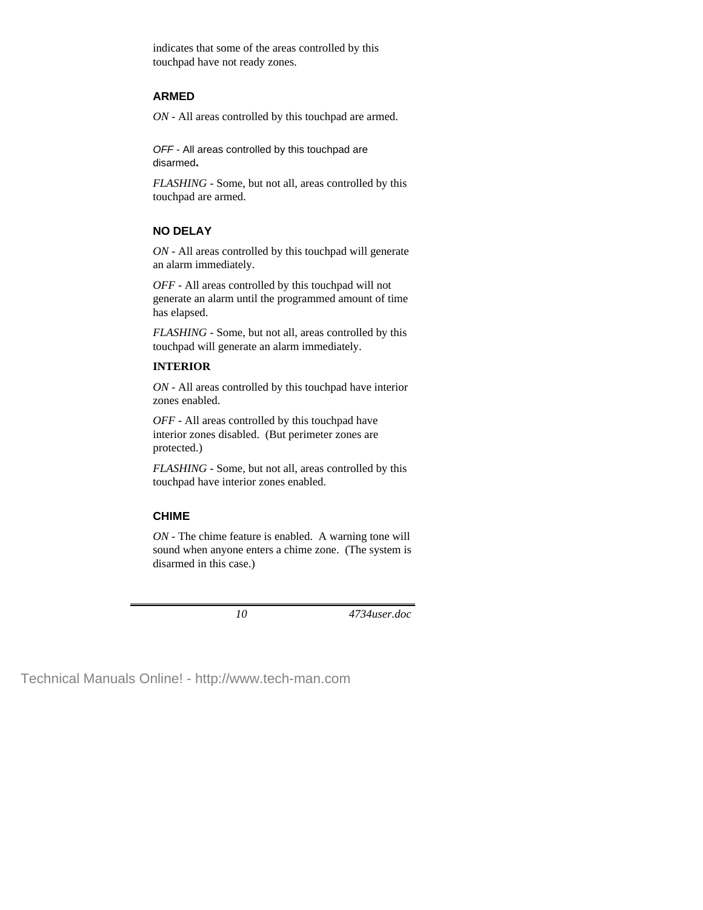indicates that some of the areas controlled by this touchpad have not ready zones.

### ARMED

*ON* - All areas controlled by this touchpad are armed.

*OFF* - All areas controlled by this touchpad are disarmed**.**

*FLASHING* - Some, but not all, areas controlled by this touchpad are armed.

### NO DELAY

*ON* - All areas controlled by this touchpad will generate an alarm immediately.

*OFF* - All areas controlled by this touchpad will not generate an alarm until the programmed amount of time has elapsed.

*FLASHING* - Some, but not all, areas controlled by this touchpad will generate an alarm immediately.

### INTERIOR

*ON* - All areas controlled by this touchpad have interior zones enabled.

*OFF* - All areas controlled by this touchpad have interior zones disabled. (But perimeter zones are protected.)

*FLASHING* - Some, but not all, areas controlled by this touchpad have interior zones enabled.

### CHIME

*ON* - The chime feature is enabled. A warning tone will sound when anyone enters a chime zone. (The system is disarmed in this case.)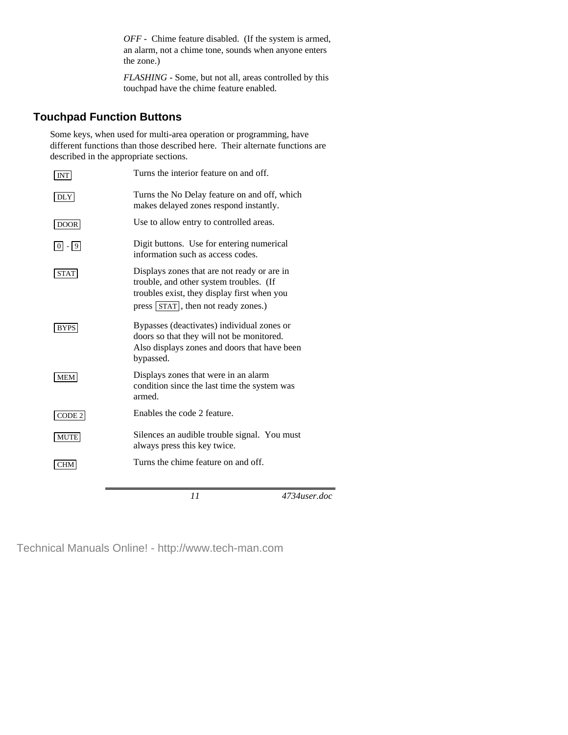*OFF* - Chime feature disabled. (If the system is armed, an alarm, not a chime tone, sounds when anyone enters the zone.)

*FLASHING* - Some, but not all, areas controlled by this touchpad have the chime feature enabled.

## Touchpad Function Buttons

Some keys, when used for multi-area operation or programming, have different functions than those described here. Their alternate functions are described in the appropriate sections.

| | |
|---|---|
| INT | Turns the interior feature on and off. |
| DLY | Turns the No Delay feature on and off, which makes delayed zones respond instantly. |
| DOOR | Use to allow entry to controlled areas. |
| 0 - 9 | Digit buttons. Use for entering numerical information such as access codes. |
| STAT | Displays zones that are not ready or are in trouble, and other system troubles. (If troubles exist, they display first when you press STAT, then not ready zones.) |
| BYPS | Bypasses (deactivates) individual zones or doors so that they will not be monitored. Also displays zones and doors that have been bypassed. |
| MEM | Displays zones that were in an alarm condition since the last time the system was armed. |
| CODE 2 | Enables the code 2 feature. |
| MUTE | Silences an audible trouble signal. You must always press this key twice. |
| CHM | Turns the chime feature on and off. |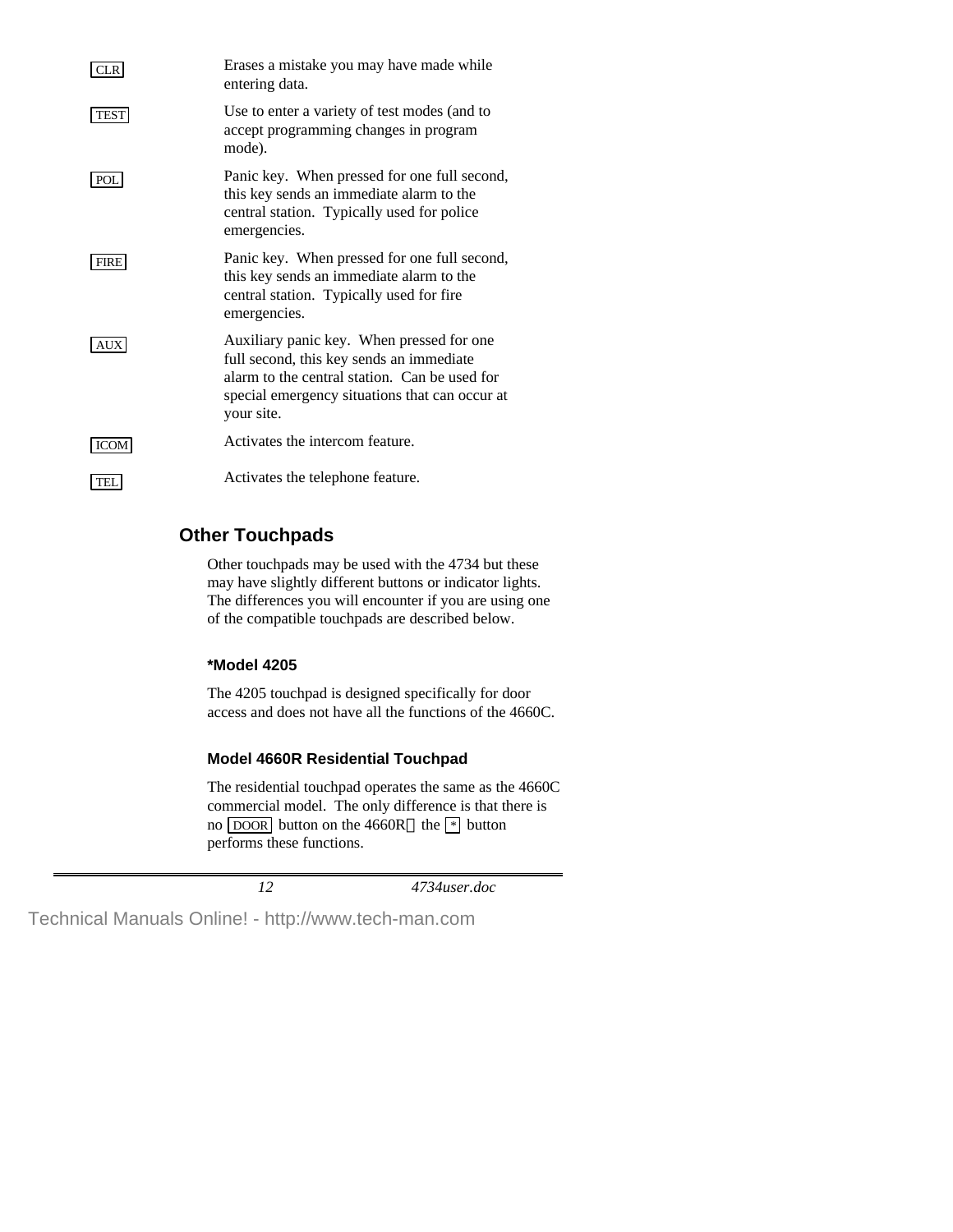| Key | Description |
|---|---|
| CLR | Erases a mistake you may have made while entering data. |
| TEST | Use to enter a variety of test modes (and to accept programming changes in program mode). |
| POL | Panic key. When pressed for one full second, this key sends an immediate alarm to the central station. Typically used for police emergencies. |
| FIRE | Panic key. When pressed for one full second, this key sends an immediate alarm to the central station. Typically used for fire emergencies. |
| AUX | Auxiliary panic key. When pressed for one full second, this key sends an immediate alarm to the central station. Can be used for special emergency situations that can occur at your site. |
| ICOM | Activates the intercom feature. |
| TEL | Activates the telephone feature. |

## Other Touchpads

Other touchpads may be used with the 4734 but these may have slightly different buttons or indicator lights. The differences you will encounter if you are using one of the compatible touchpads are described below.

### *Model 4205

The 4205 touchpad is designed specifically for door access and does not have all the functions of the 4660C.

### Model 4660R Residential Touchpad

The residential touchpad operates the same as the 4660C commercial model. The only difference is that there is no DOOR button on the 4660R the * button performs these functions.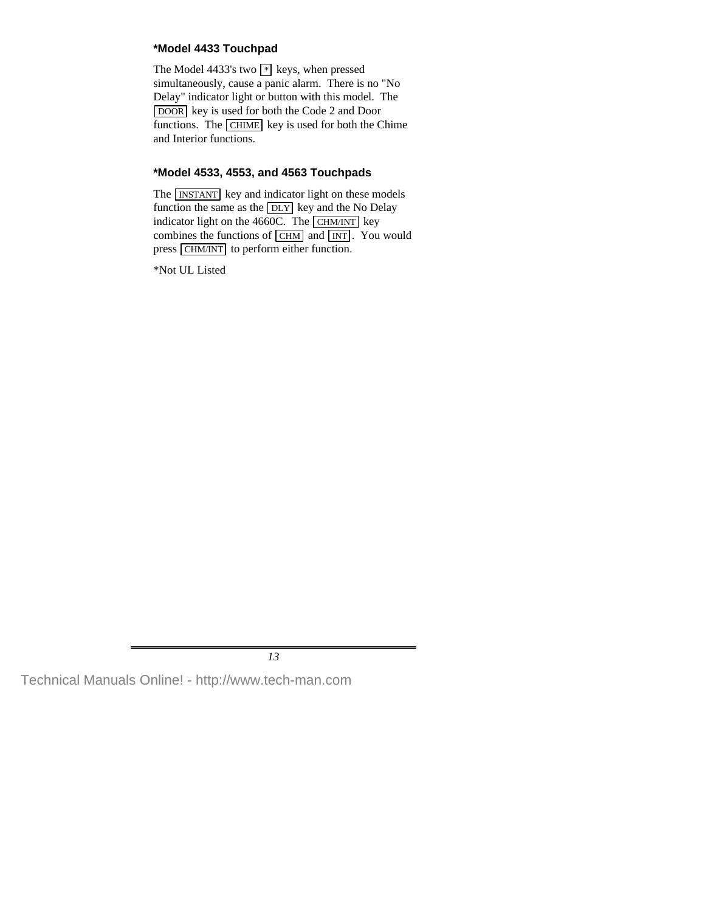### *Model 4433 Touchpad

The Model 4433's two [*] keys, when pressed simultaneously, cause a panic alarm. There is no "No Delay" indicator light or button with this model. The [DOOR] key is used for both the Code 2 and Door functions. The [CHIME] key is used for both the Chime and Interior functions.

### *Model 4533, 4553, and 4563 Touchpads

The [INSTANT] key and indicator light on these models function the same as the [DLY] key and the No Delay indicator light on the 4660C. The [CHM/INT] key combines the functions of [CHM] and [INT]. You would press [CHM/INT] to perform either function.

*Not UL Listed

Technical Manuals Online! - http://www.tech-man.com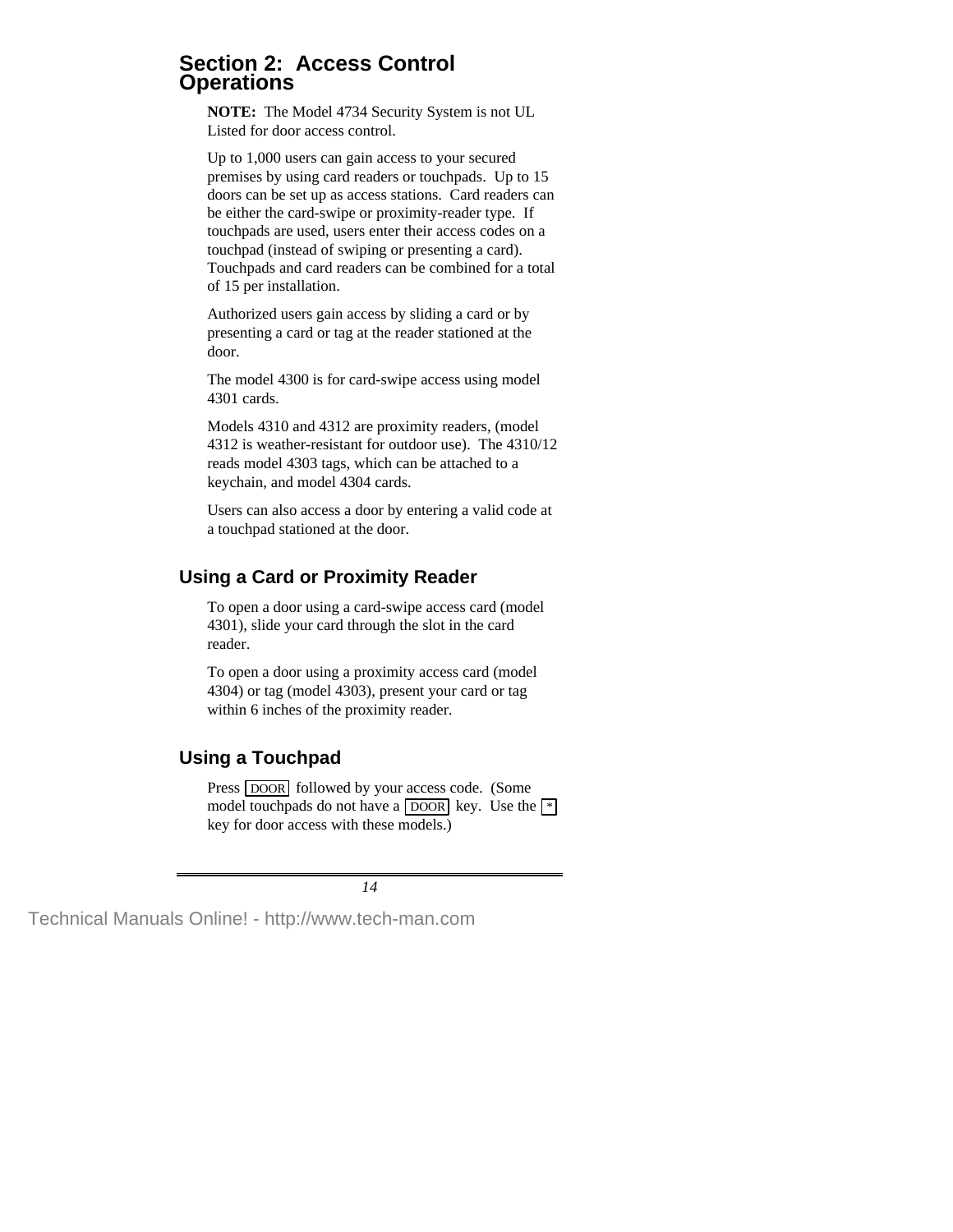# Section 2: Access Control Operations

**NOTE:** The Model 4734 Security System is not UL Listed for door access control.

Up to 1,000 users can gain access to your secured premises by using card readers or touchpads. Up to 15 doors can be set up as access stations. Card readers can be either the card-swipe or proximity-reader type. If touchpads are used, users enter their access codes on a touchpad (instead of swiping or presenting a card). Touchpads and card readers can be combined for a total of 15 per installation.

Authorized users gain access by sliding a card or by presenting a card or tag at the reader stationed at the door.

The model 4300 is for card-swipe access using model 4301 cards.

Models 4310 and 4312 are proximity readers, (model 4312 is weather-resistant for outdoor use). The 4310/12 reads model 4303 tags, which can be attached to a keychain, and model 4304 cards.

Users can also access a door by entering a valid code at a touchpad stationed at the door.

## Using a Card or Proximity Reader

To open a door using a card-swipe access card (model 4301), slide your card through the slot in the card reader.

To open a door using a proximity access card (model 4304) or tag (model 4303), present your card or tag within 6 inches of the proximity reader.

## Using a Touchpad

Press [DOOR] followed by your access code. (Some model touchpads do not have a [DOOR] key. Use the [*] key for door access with these models.)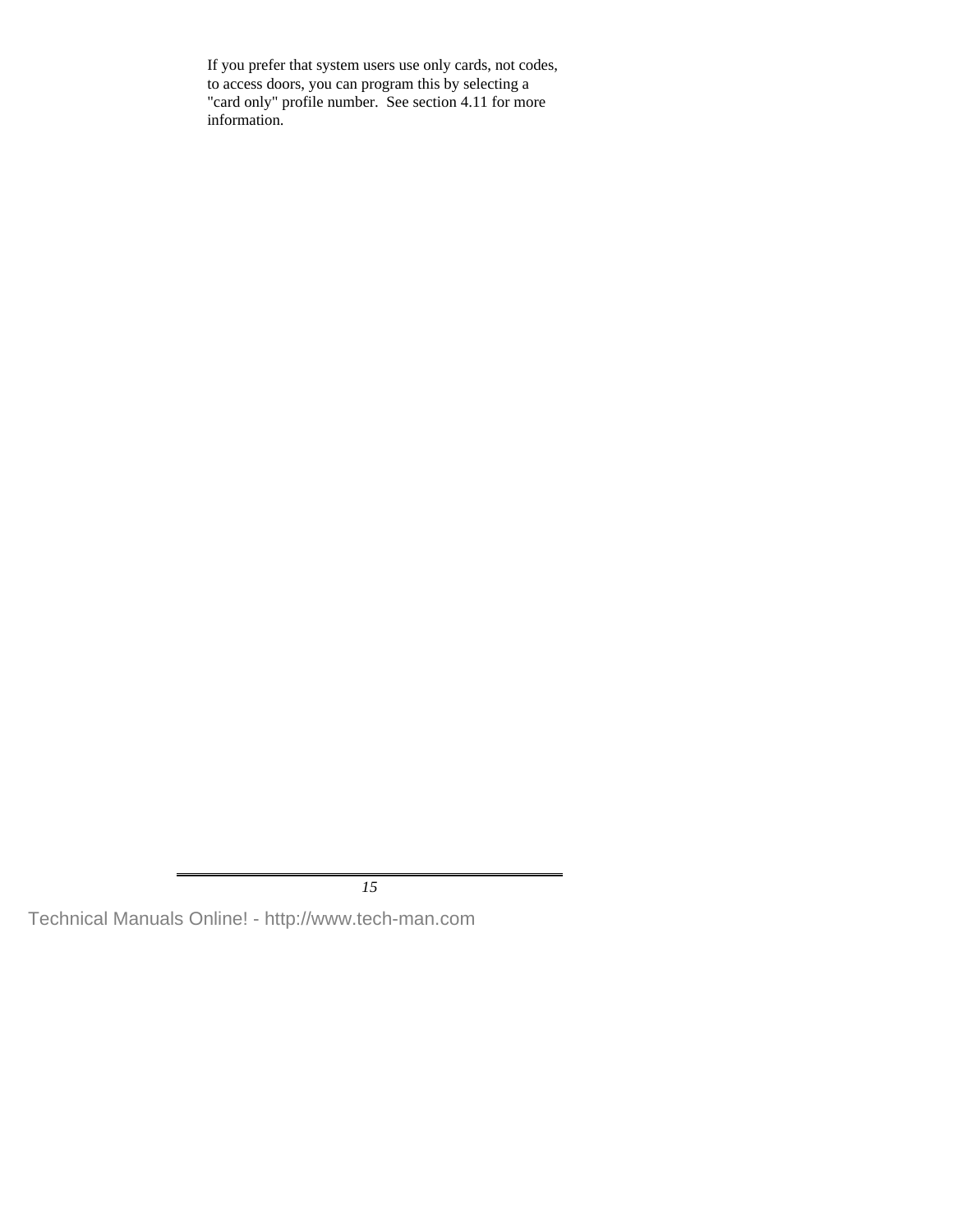If you prefer that system users use only cards, not codes, to access doors, you can program this by selecting a "card only" profile number.  See section 4.11 for more information.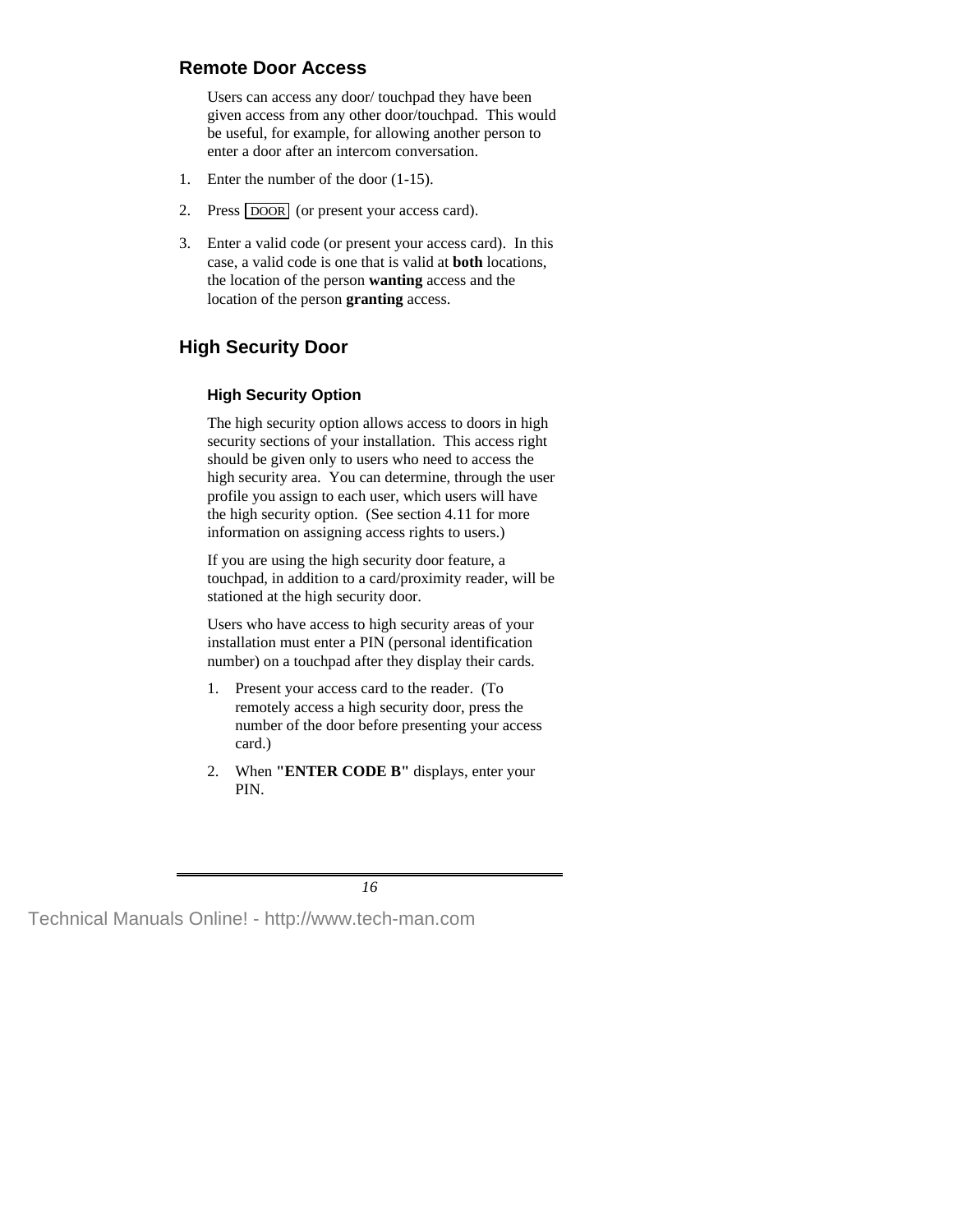## Remote Door Access

Users can access any door/ touchpad they have been given access from any other door/touchpad. This would be useful, for example, for allowing another person to enter a door after an intercom conversation.

1. Enter the number of the door (1-15).
2. Press DOOR (or present your access card).
3. Enter a valid code (or present your access card). In this case, a valid code is one that is valid at **both** locations, the location of the person **wanting** access and the location of the person **granting** access.

## High Security Door

### High Security Option

The high security option allows access to doors in high security sections of your installation. This access right should be given only to users who need to access the high security area. You can determine, through the user profile you assign to each user, which users will have the high security option. (See section 4.11 for more information on assigning access rights to users.)

If you are using the high security door feature, a touchpad, in addition to a card/proximity reader, will be stationed at the high security door.

Users who have access to high security areas of your installation must enter a PIN (personal identification number) on a touchpad after they display their cards.

1. Present your access card to the reader. (To remotely access a high security door, press the number of the door before presenting your access card.)
2. When **"ENTER CODE B"** displays, enter your PIN.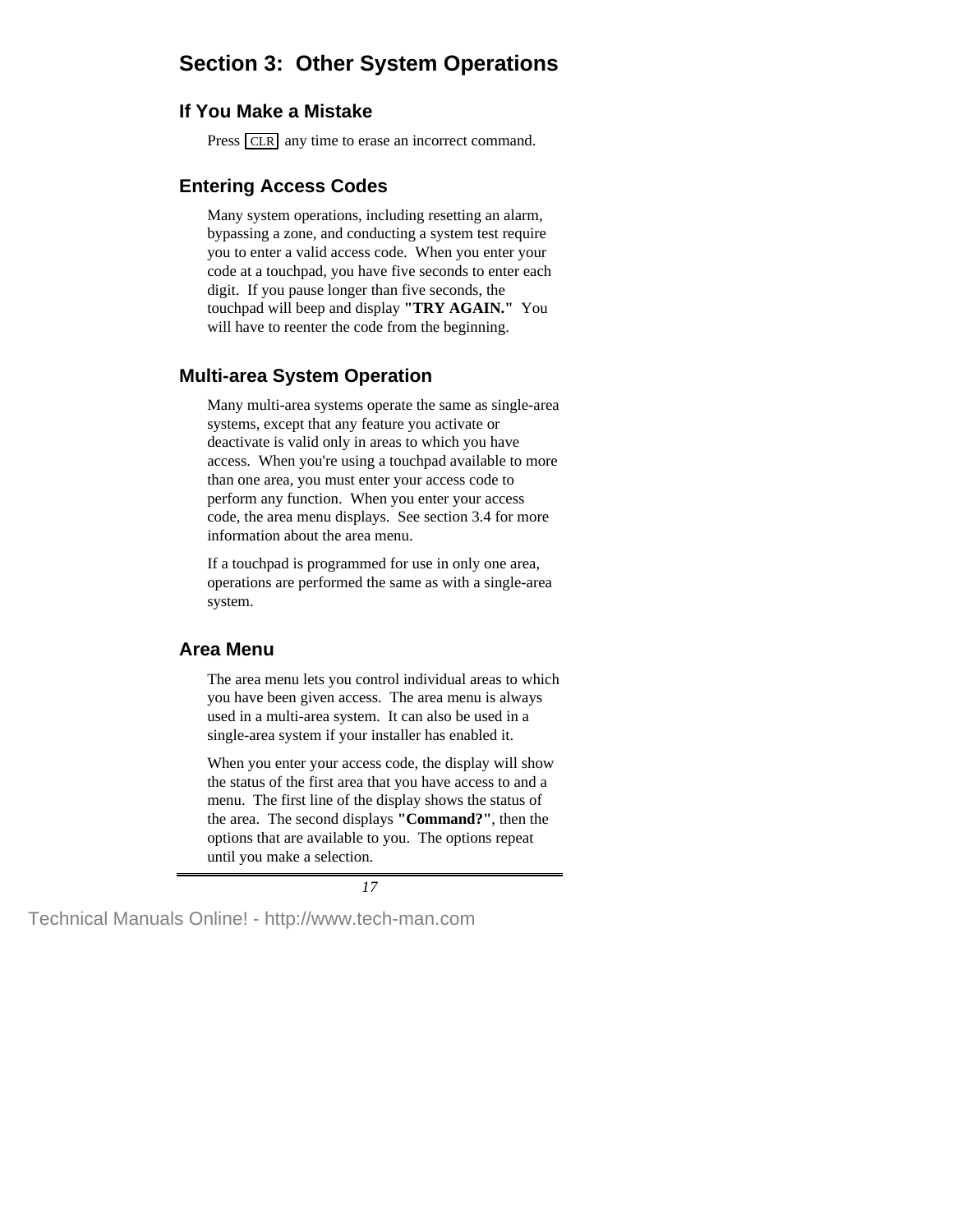# Section 3:  Other System Operations

## If You Make a Mistake

Press CLR any time to erase an incorrect command.

## Entering Access Codes

Many system operations, including resetting an alarm, bypassing a zone, and conducting a system test require you to enter a valid access code.  When you enter your code at a touchpad, you have five seconds to enter each digit.  If you pause longer than five seconds, the touchpad will beep and display **"TRY AGAIN."**  You will have to reenter the code from the beginning.

## Multi-area System Operation

Many multi-area systems operate the same as single-area systems, except that any feature you activate or deactivate is valid only in areas to which you have access.  When you're using a touchpad available to more than one area, you must enter your access code to perform any function.  When you enter your access code, the area menu displays.  See section 3.4 for more information about the area menu.

If a touchpad is programmed for use in only one area, operations are performed the same as with a single-area system.

## Area Menu

The area menu lets you control individual areas to which you have been given access.  The area menu is always used in a multi-area system.  It can also be used in a single-area system if your installer has enabled it.

When you enter your access code, the display will show the status of the first area that you have access to and a menu.  The first line of the display shows the status of the area.  The second displays **"Command?"**, then the options that are available to you.  The options repeat until you make a selection.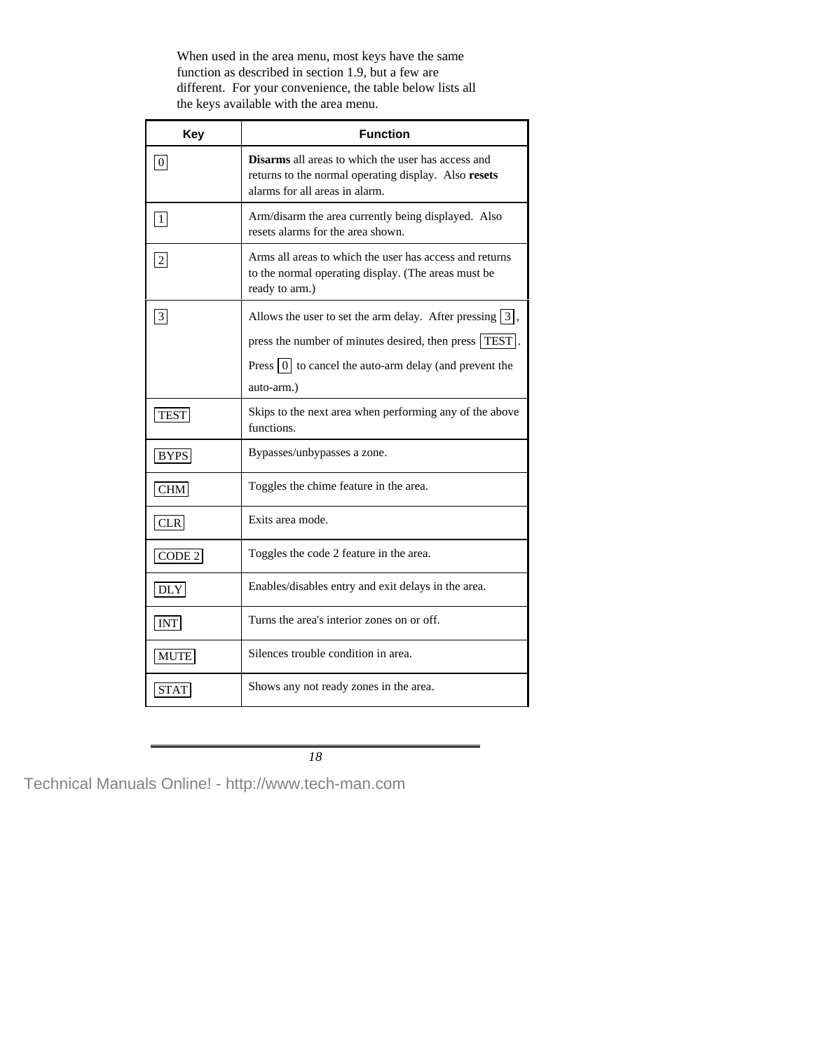When used in the area menu, most keys have the same function as described in section 1.9, but a few are different. For your convenience, the table below lists all the keys available with the area menu.

| Key | Function |
|---|---|
| 0 | **Disarms** all areas to which the user has access and returns to the normal operating display. Also **resets** alarms for all areas in alarm. |
| 1 | Arm/disarm the area currently being displayed. Also resets alarms for the area shown. |
| 2 | Arms all areas to which the user has access and returns to the normal operating display. (The areas must be ready to arm.) |
| 3 | Allows the user to set the arm delay. After pressing 3, press the number of minutes desired, then press TEST. Press 0 to cancel the auto-arm delay (and prevent the auto-arm.) |
| TEST | Skips to the next area when performing any of the above functions. |
| BYPS | Bypasses/unbypasses a zone. |
| CHM | Toggles the chime feature in the area. |
| CLR | Exits area mode. |
| CODE 2 | Toggles the code 2 feature in the area. |
| DLY | Enables/disables entry and exit delays in the area. |
| INT | Turns the area's interior zones on or off. |
| MUTE | Silences trouble condition in area. |
| STAT | Shows any not ready zones in the area. |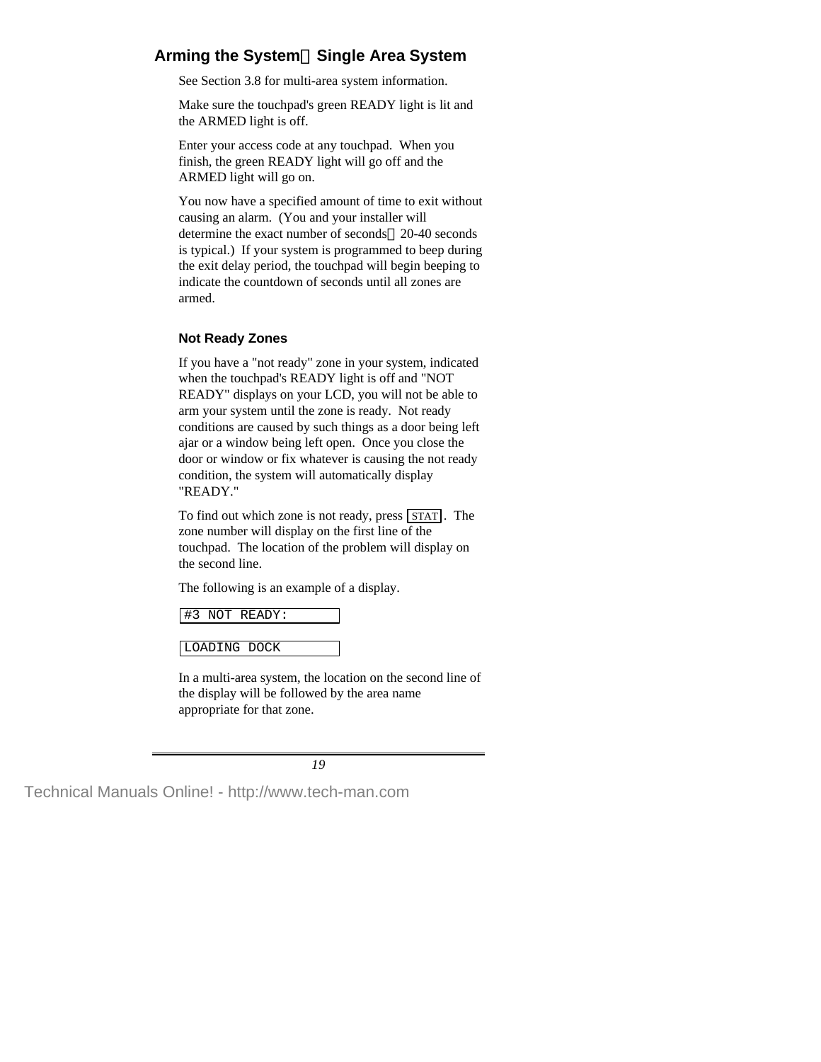## Arming the System—Single Area System

See Section 3.8 for multi-area system information.

Make sure the touchpad's green READY light is lit and the ARMED light is off.

Enter your access code at any touchpad. When you finish, the green READY light will go off and the ARMED light will go on.

You now have a specified amount of time to exit without causing an alarm. (You and your installer will determine the exact number of seconds—20-40 seconds is typical.) If your system is programmed to beep during the exit delay period, the touchpad will begin beeping to indicate the countdown of seconds until all zones are armed.

### Not Ready Zones

If you have a "not ready" zone in your system, indicated when the touchpad's READY light is off and "NOT READY" displays on your LCD, you will not be able to arm your system until the zone is ready. Not ready conditions are caused by such things as a door being left ajar or a window being left open. Once you close the door or window or fix whatever is causing the not ready condition, the system will automatically display "READY."

To find out which zone is not ready, press STAT. The zone number will display on the first line of the touchpad. The location of the problem will display on the second line.

The following is an example of a display.

```
#3 NOT READY:

LOADING DOCK
```

In a multi-area system, the location on the second line of the display will be followed by the area name appropriate for that zone.

Technical Manuals Online! - http://www.tech-man.com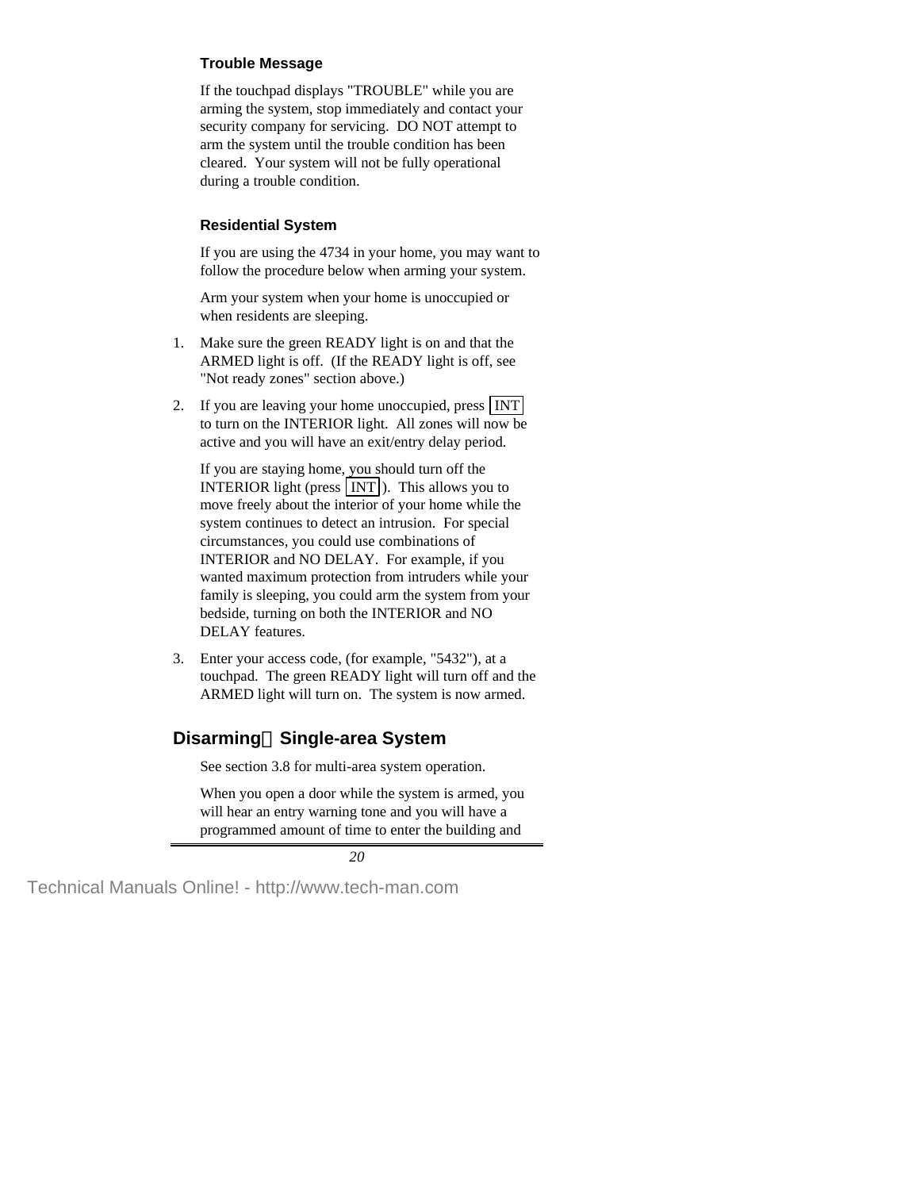### Trouble Message

If the touchpad displays "TROUBLE" while you are arming the system, stop immediately and contact your security company for servicing. DO NOT attempt to arm the system until the trouble condition has been cleared. Your system will not be fully operational during a trouble condition.

### Residential System

If you are using the 4734 in your home, you may want to follow the procedure below when arming your system.

Arm your system when your home is unoccupied or when residents are sleeping.

1. Make sure the green READY light is on and that the ARMED light is off. (If the READY light is off, see "Not ready zones" section above.)
2. If you are leaving your home unoccupied, press INT to turn on the INTERIOR light. All zones will now be active and you will have an exit/entry delay period.

   If you are staying home, you should turn off the INTERIOR light (press INT ). This allows you to move freely about the interior of your home while the system continues to detect an intrusion. For special circumstances, you could use combinations of INTERIOR and NO DELAY. For example, if you wanted maximum protection from intruders while your family is sleeping, you could arm the system from your bedside, turning on both the INTERIOR and NO DELAY features.
3. Enter your access code, (for example, "5432"), at a touchpad. The green READY light will turn off and the ARMED light will turn on. The system is now armed.

## Disarming Single-area System

See section 3.8 for multi-area system operation.

When you open a door while the system is armed, you will hear an entry warning tone and you will have a programmed amount of time to enter the building and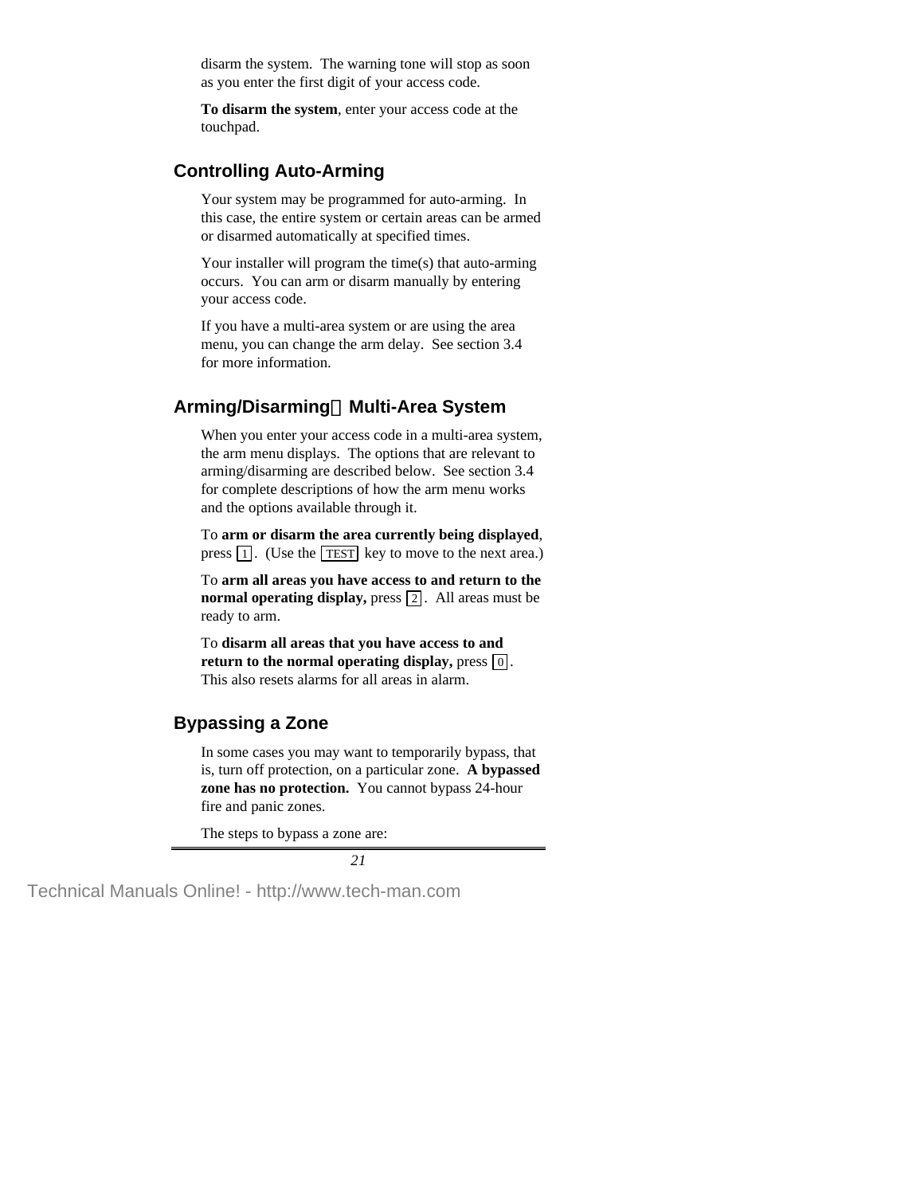disarm the system. The warning tone will stop as soon as you enter the first digit of your access code.

**To disarm the system**, enter your access code at the touchpad.

## Controlling Auto-Arming

Your system may be programmed for auto-arming. In this case, the entire system or certain areas can be armed or disarmed automatically at specified times.

Your installer will program the time(s) that auto-arming occurs. You can arm or disarm manually by entering your access code.

If you have a multi-area system or are using the area menu, you can change the arm delay. See section 3.4 for more information.

## Arming/Disarming — Multi-Area System

When you enter your access code in a multi-area system, the arm menu displays. The options that are relevant to arming/disarming are described below. See section 3.4 for complete descriptions of how the arm menu works and the options available through it.

To **arm or disarm the area currently being displayed**, press 1. (Use the TEST key to move to the next area.)

To **arm all areas you have access to and return to the normal operating display,** press 2. All areas must be ready to arm.

To **disarm all areas that you have access to and return to the normal operating display,** press 0. This also resets alarms for all areas in alarm.

## Bypassing a Zone

In some cases you may want to temporarily bypass, that is, turn off protection, on a particular zone. **A bypassed zone has no protection.** You cannot bypass 24-hour fire and panic zones.

The steps to bypass a zone are: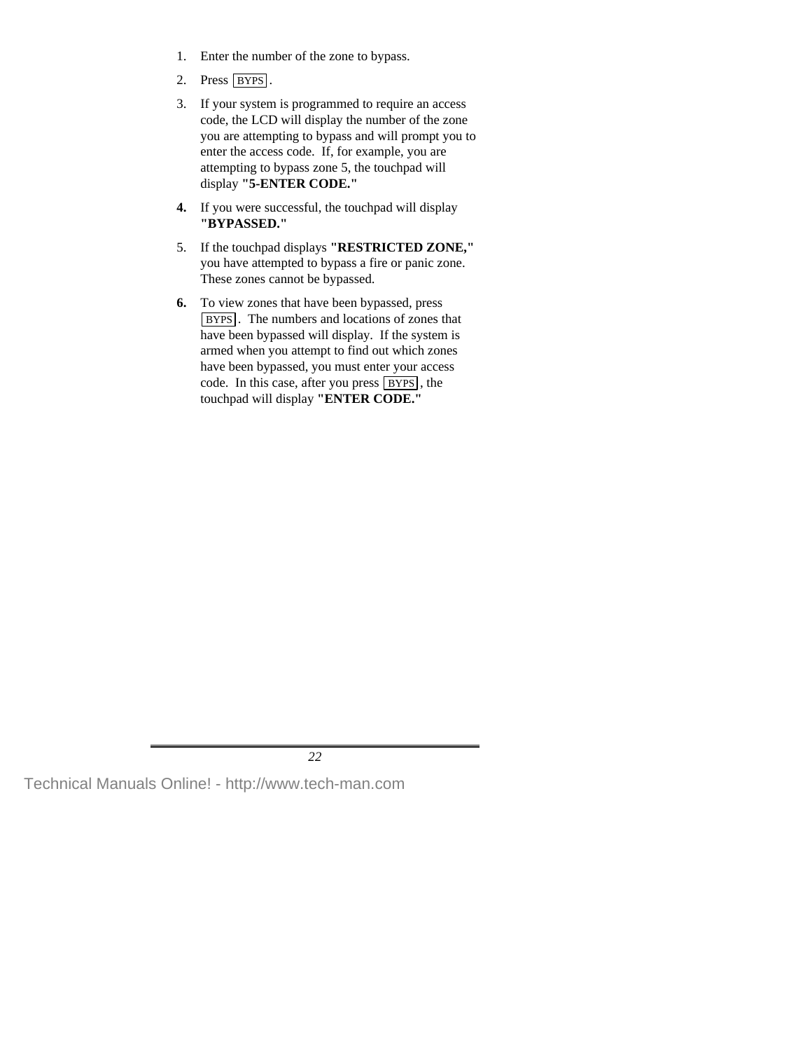1. Enter the number of the zone to bypass.

2. Press BYPS.

3. If your system is programmed to require an access code, the LCD will display the number of the zone you are attempting to bypass and will prompt you to enter the access code. If, for example, you are attempting to bypass zone 5, the touchpad will display **"5-ENTER CODE."**

4. If you were successful, the touchpad will display **"BYPASSED."**

5. If the touchpad displays **"RESTRICTED ZONE,"** you have attempted to bypass a fire or panic zone. These zones cannot be bypassed.

6. To view zones that have been bypassed, press BYPS. The numbers and locations of zones that have been bypassed will display. If the system is armed when you attempt to find out which zones have been bypassed, you must enter your access code. In this case, after you press BYPS, the touchpad will display **"ENTER CODE."**

Technical Manuals Online! - http://www.tech-man.com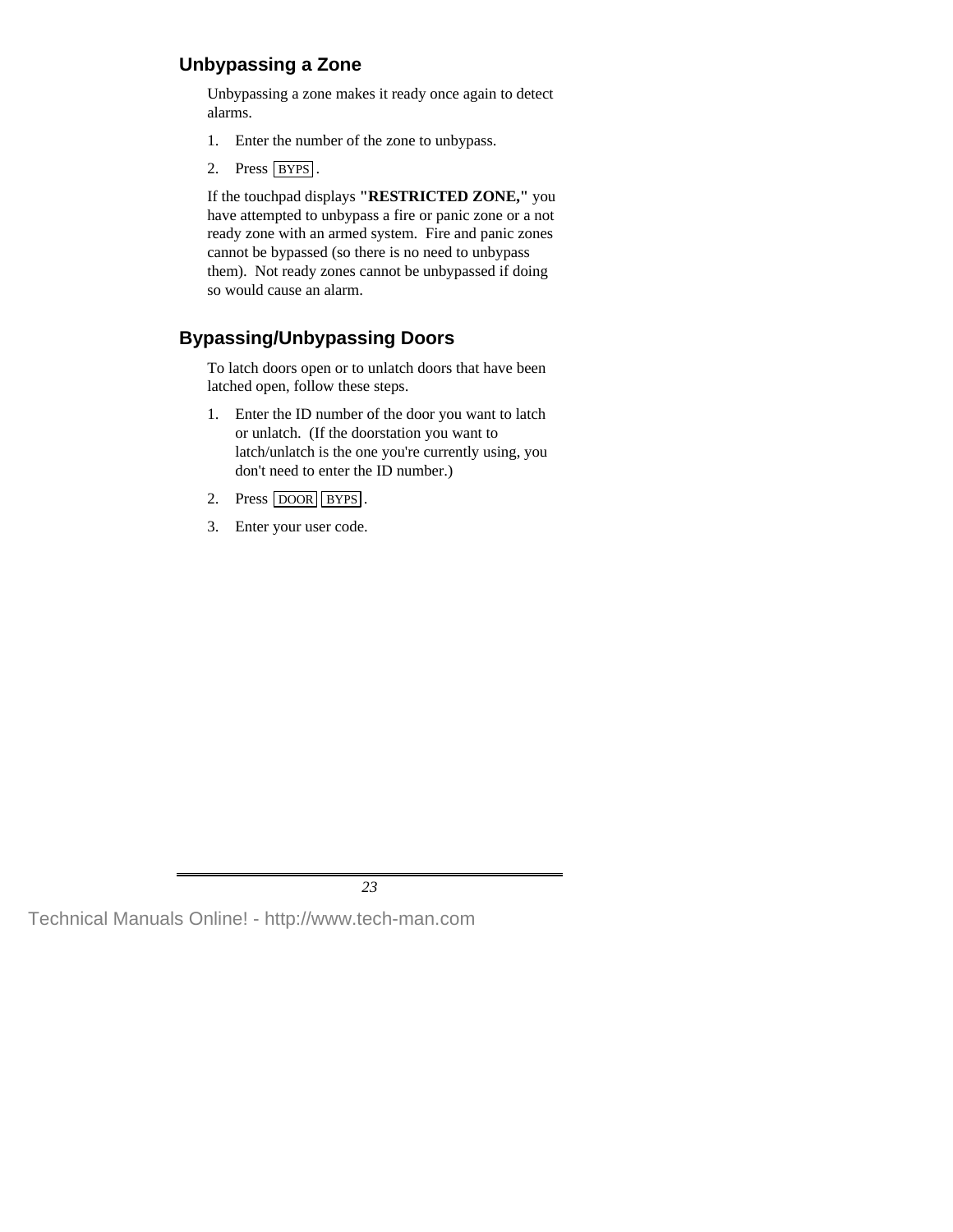## Unbypassing a Zone

Unbypassing a zone makes it ready once again to detect alarms.

1. Enter the number of the zone to unbypass.
2. Press BYPS .

If the touchpad displays **"RESTRICTED ZONE,"** you have attempted to unbypass a fire or panic zone or a not ready zone with an armed system. Fire and panic zones cannot be bypassed (so there is no need to unbypass them). Not ready zones cannot be unbypassed if doing so would cause an alarm.

## Bypassing/Unbypassing Doors

To latch doors open or to unlatch doors that have been latched open, follow these steps.

1. Enter the ID number of the door you want to latch or unlatch. (If the doorstation you want to latch/unlatch is the one you're currently using, you don't need to enter the ID number.)
2. Press DOOR BYPS .
3. Enter your user code.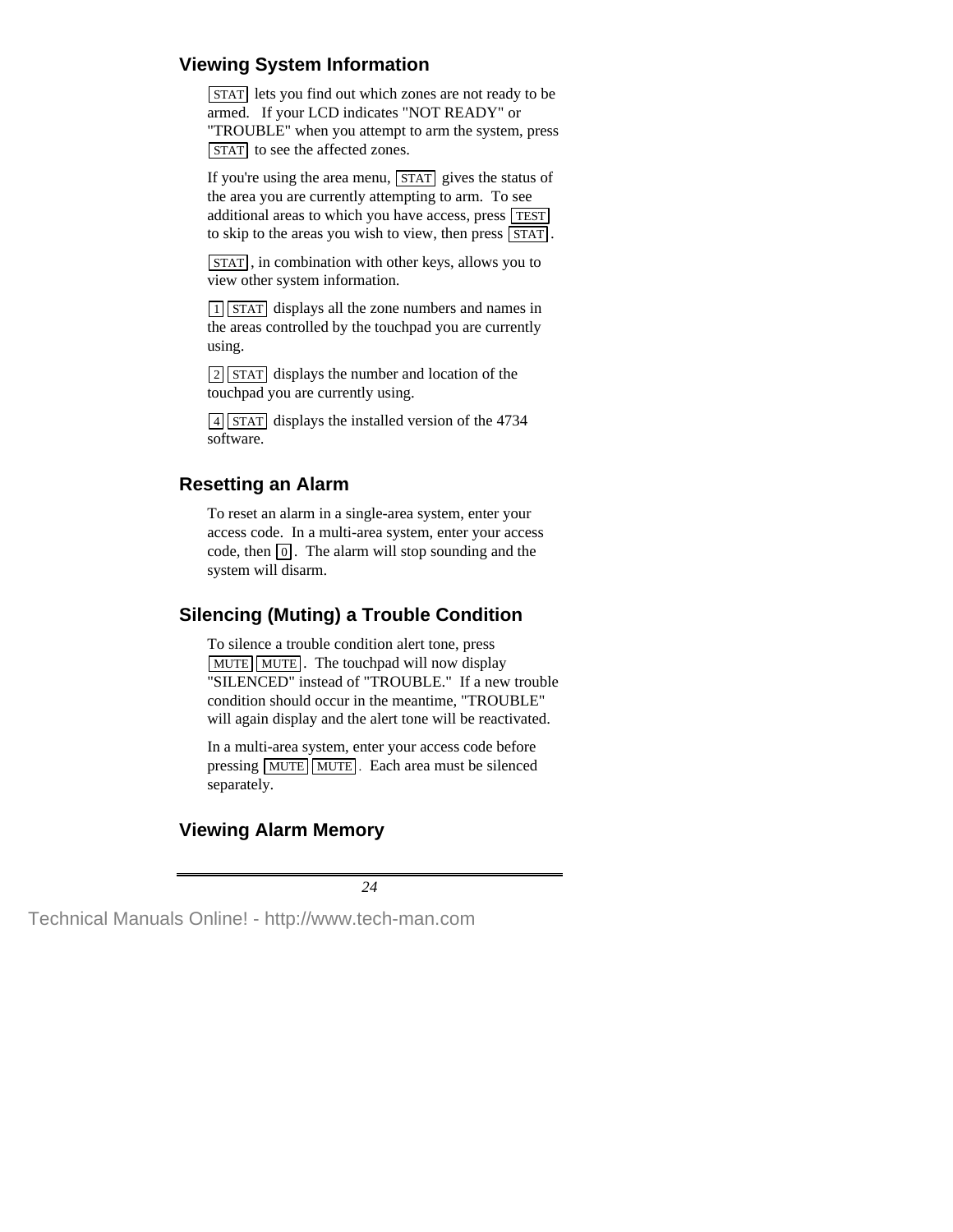## Viewing System Information

STAT lets you find out which zones are not ready to be armed. If your LCD indicates "NOT READY" or "TROUBLE" when you attempt to arm the system, press STAT to see the affected zones.

If you're using the area menu, STAT gives the status of the area you are currently attempting to arm. To see additional areas to which you have access, press TEST to skip to the areas you wish to view, then press STAT.

STAT, in combination with other keys, allows you to view other system information.

1 STAT displays all the zone numbers and names in the areas controlled by the touchpad you are currently using.

2 STAT displays the number and location of the touchpad you are currently using.

4 STAT displays the installed version of the 4734 software.

## Resetting an Alarm

To reset an alarm in a single-area system, enter your access code. In a multi-area system, enter your access code, then 0. The alarm will stop sounding and the system will disarm.

## Silencing (Muting) a Trouble Condition

To silence a trouble condition alert tone, press MUTE MUTE. The touchpad will now display "SILENCED" instead of "TROUBLE." If a new trouble condition should occur in the meantime, "TROUBLE" will again display and the alert tone will be reactivated.

In a multi-area system, enter your access code before pressing MUTE MUTE. Each area must be silenced separately.

## Viewing Alarm Memory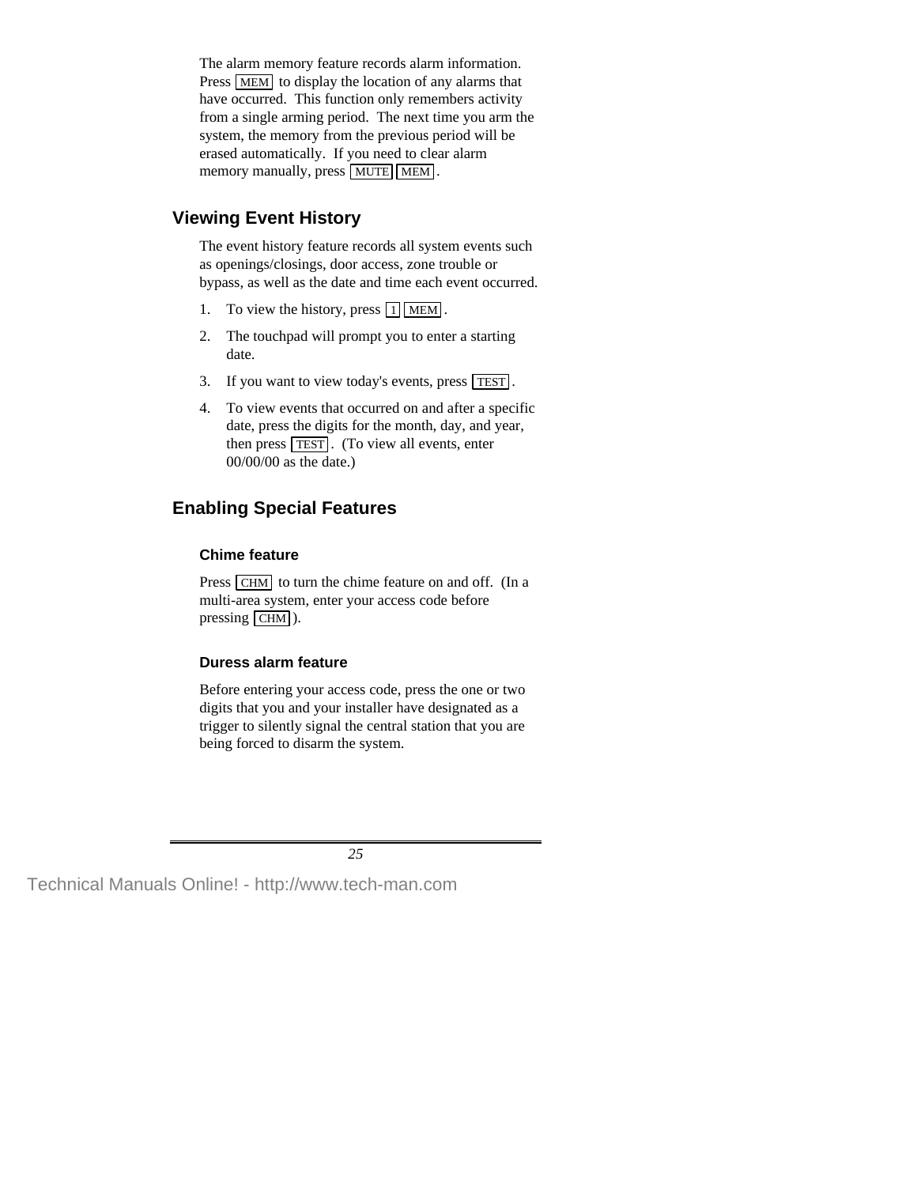The alarm memory feature records alarm information. Press MEM to display the location of any alarms that have occurred. This function only remembers activity from a single arming period. The next time you arm the system, the memory from the previous period will be erased automatically. If you need to clear alarm memory manually, press MUTE MEM.

## Viewing Event History

The event history feature records all system events such as openings/closings, door access, zone trouble or bypass, as well as the date and time each event occurred.

1. To view the history, press 1 MEM.
2. The touchpad will prompt you to enter a starting date.
3. If you want to view today's events, press TEST.
4. To view events that occurred on and after a specific date, press the digits for the month, day, and year, then press TEST. (To view all events, enter 00/00/00 as the date.)

## Enabling Special Features

### Chime feature

Press CHM to turn the chime feature on and off. (In a multi-area system, enter your access code before pressing CHM).

### Duress alarm feature

Before entering your access code, press the one or two digits that you and your installer have designated as a trigger to silently signal the central station that you are being forced to disarm the system.

Technical Manuals Online! - http://www.tech-man.com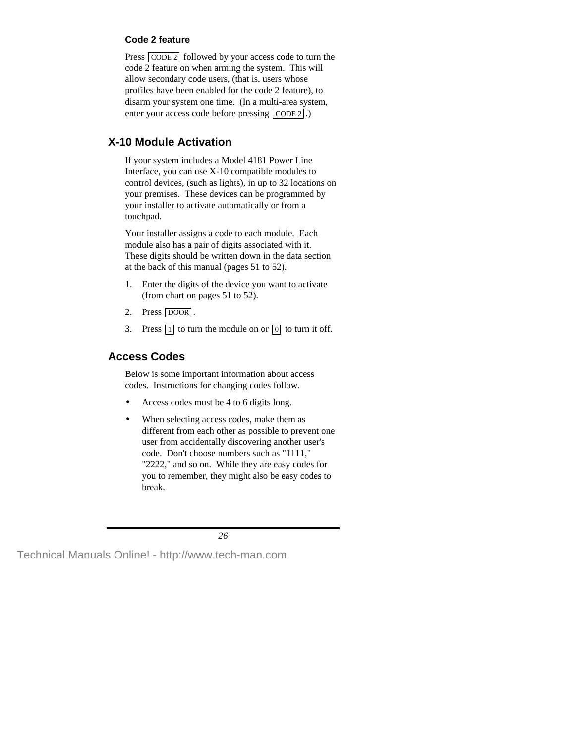### Code 2 feature

Press [CODE 2] followed by your access code to turn the code 2 feature on when arming the system. This will allow secondary code users, (that is, users whose profiles have been enabled for the code 2 feature), to disarm your system one time. (In a multi-area system, enter your access code before pressing [CODE 2].)

## X-10 Module Activation

If your system includes a Model 4181 Power Line Interface, you can use X-10 compatible modules to control devices, (such as lights), in up to 32 locations on your premises. These devices can be programmed by your installer to activate automatically or from a touchpad.

Your installer assigns a code to each module. Each module also has a pair of digits associated with it. These digits should be written down in the data section at the back of this manual (pages 51 to 52).

1. Enter the digits of the device you want to activate (from chart on pages 51 to 52).
2. Press [DOOR].
3. Press [1] to turn the module on or [0] to turn it off.

## Access Codes

Below is some important information about access codes. Instructions for changing codes follow.

- Access codes must be 4 to 6 digits long.
- When selecting access codes, make them as different from each other as possible to prevent one user from accidentally discovering another user's code. Don't choose numbers such as "1111," "2222," and so on. While they are easy codes for you to remember, they might also be easy codes to break.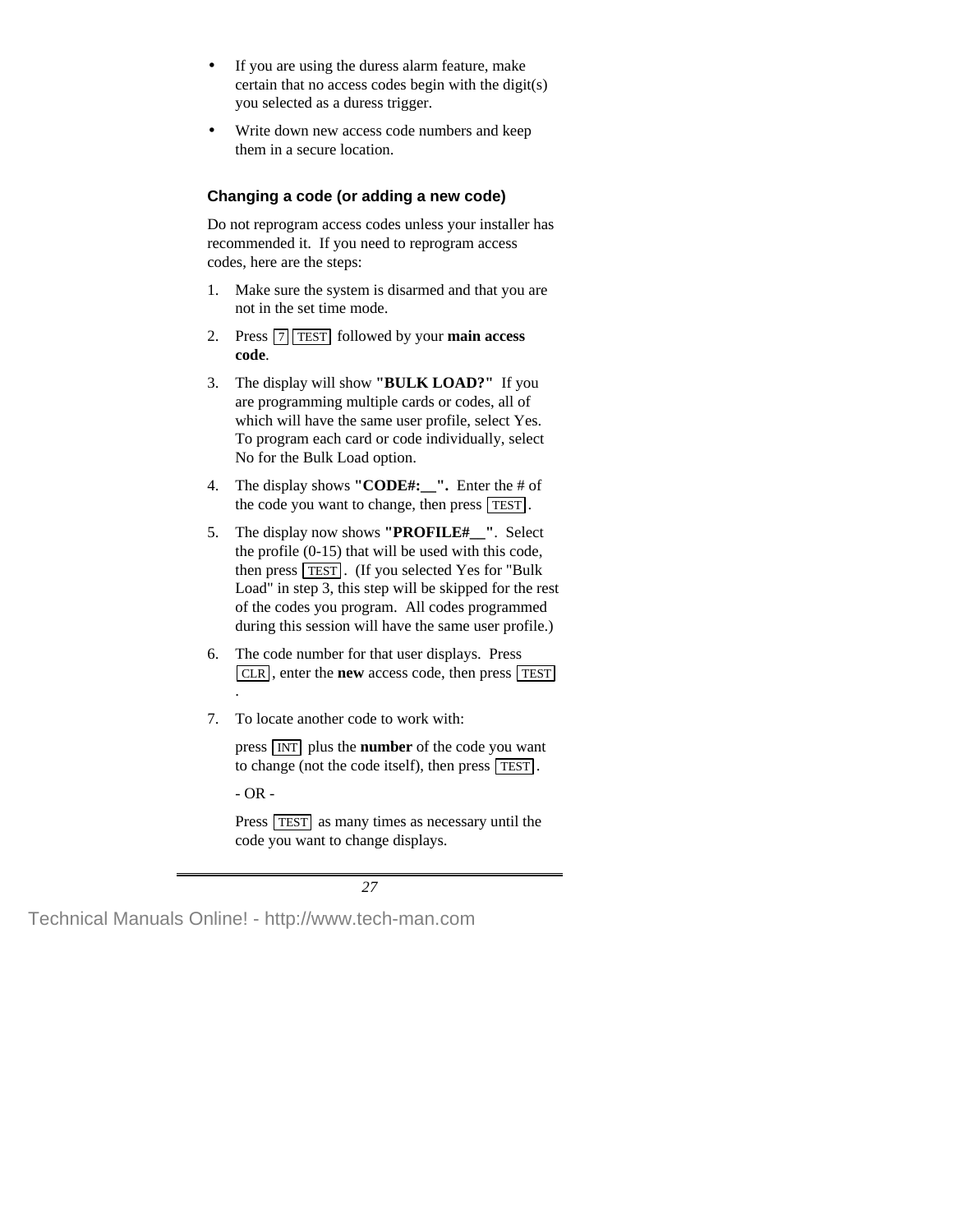- If you are using the duress alarm feature, make certain that no access codes begin with the digit(s) you selected as a duress trigger.
- Write down new access code numbers and keep them in a secure location.

### Changing a code (or adding a new code)

Do not reprogram access codes unless your installer has recommended it. If you need to reprogram access codes, here are the steps:

1. Make sure the system is disarmed and that you are not in the set time mode.
2. Press [7] [TEST] followed by your **main access code**.
3. The display will show **"BULK LOAD?"** If you are programming multiple cards or codes, all of which will have the same user profile, select Yes. To program each card or code individually, select No for the Bulk Load option.
4. The display shows **"CODE#:__".** Enter the # of the code you want to change, then press [TEST].
5. The display now shows **"PROFILE#__"**. Select the profile (0-15) that will be used with this code, then press [TEST]. (If you selected Yes for "Bulk Load" in step 3, this step will be skipped for the rest of the codes you program. All codes programmed during this session will have the same user profile.)
6. The code number for that user displays. Press [CLR], enter the **new** access code, then press [TEST].
7. To locate another code to work with:

   press [INT] plus the **number** of the code you want to change (not the code itself), then press [TEST].

   \- OR -

   Press [TEST] as many times as necessary until the code you want to change displays.

Technical Manuals Online! - http://www.tech-man.com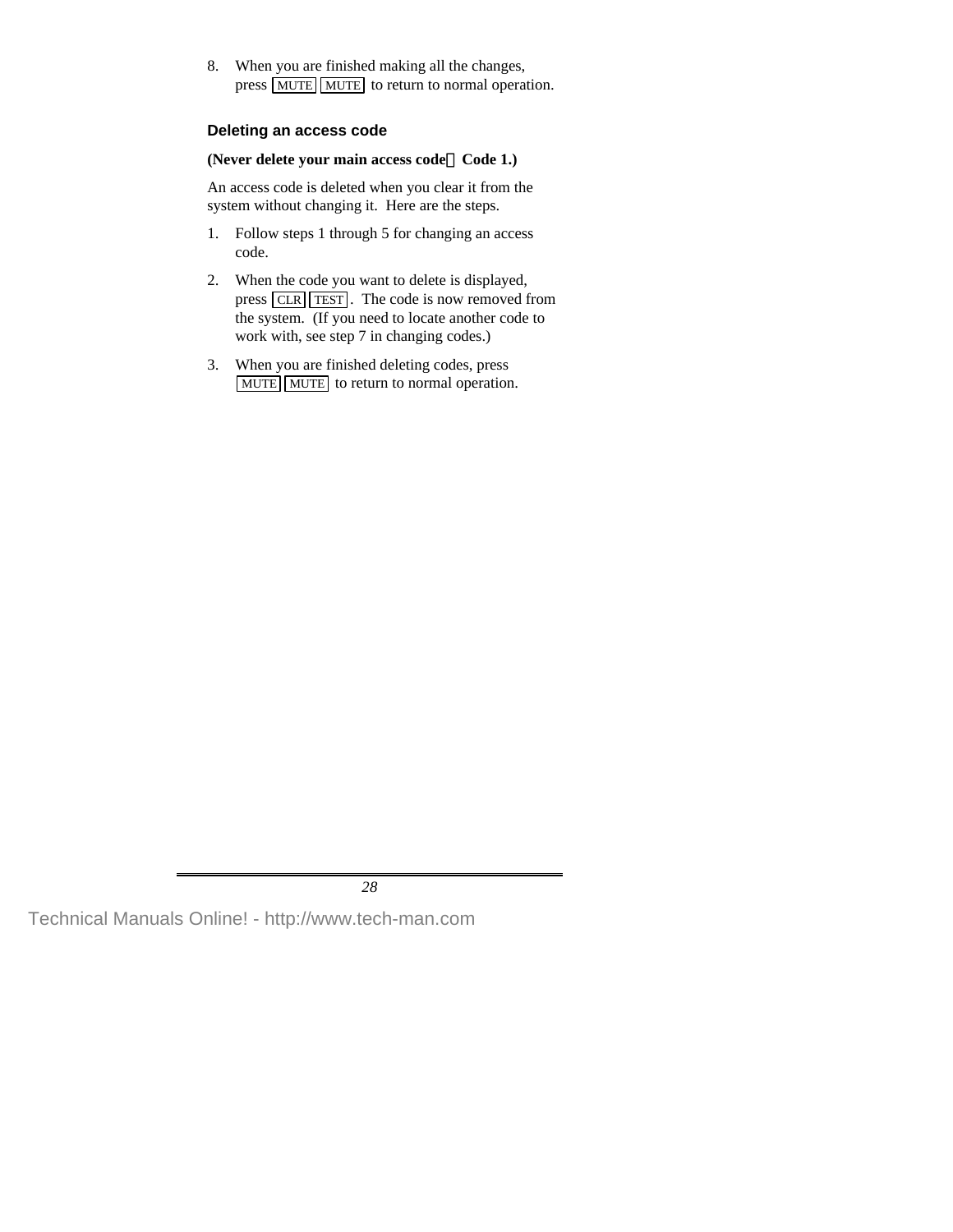8. When you are finished making all the changes, press [MUTE] [MUTE] to return to normal operation.

### Deleting an access code

**(Never delete your main access code — Code 1.)**

An access code is deleted when you clear it from the system without changing it. Here are the steps.

1. Follow steps 1 through 5 for changing an access code.

2. When the code you want to delete is displayed, press [CLR] [TEST]. The code is now removed from the system. (If you need to locate another code to work with, see step 7 in changing codes.)

3. When you are finished deleting codes, press [MUTE] [MUTE] to return to normal operation.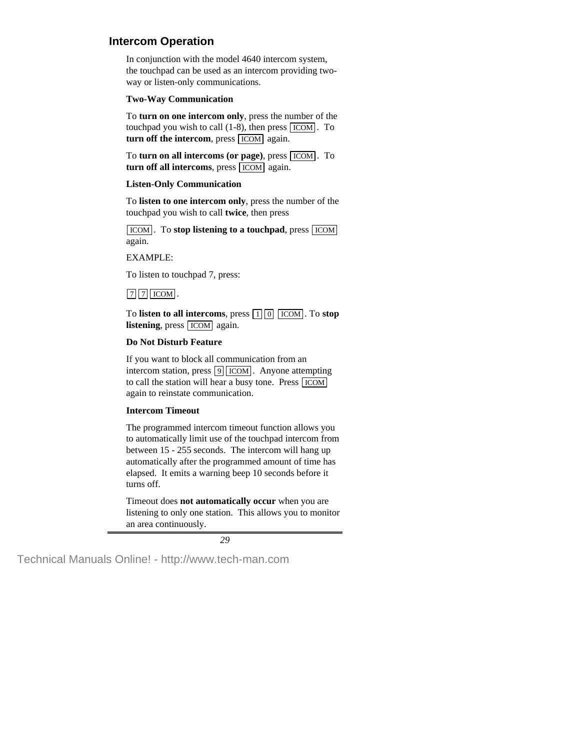## Intercom Operation

In conjunction with the model 4640 intercom system, the touchpad can be used as an intercom providing two-way or listen-only communications.

**Two-Way Communication**

To **turn on one intercom only**, press the number of the touchpad you wish to call (1-8), then press [ICOM]. To **turn off the intercom**, press [ICOM] again.

To **turn on all intercoms (or page)**, press [ICOM]. To **turn off all intercoms**, press [ICOM] again.

**Listen-Only Communication**

To **listen to one intercom only**, press the number of the touchpad you wish to call **twice**, then press

[ICOM]. To **stop listening to a touchpad**, press [ICOM] again.

EXAMPLE:

To listen to touchpad 7, press:

[7] [7] [ICOM].

To **listen to all intercoms**, press [1] [0] [ICOM]. To **stop listening**, press [ICOM] again.

**Do Not Disturb Feature**

If you want to block all communication from an intercom station, press [9] [ICOM]. Anyone attempting to call the station will hear a busy tone. Press [ICOM] again to reinstate communication.

**Intercom Timeout**

The programmed intercom timeout function allows you to automatically limit use of the touchpad intercom from between 15 - 255 seconds. The intercom will hang up automatically after the programmed amount of time has elapsed. It emits a warning beep 10 seconds before it turns off.

Timeout does **not automatically occur** when you are listening to only one station. This allows you to monitor an area continuously.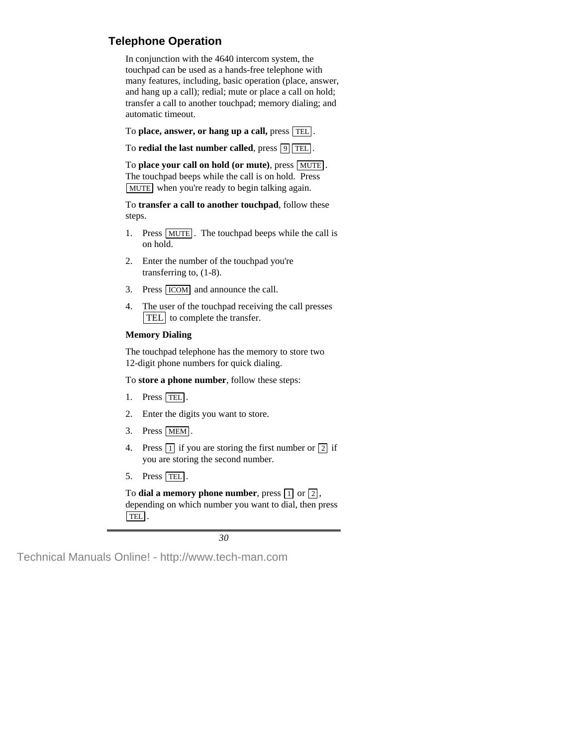## Telephone Operation

In conjunction with the 4640 intercom system, the touchpad can be used as a hands-free telephone with many features, including, basic operation (place, answer, and hang up a call); redial; mute or place a call on hold; transfer a call to another touchpad; memory dialing; and automatic timeout.

To **place, answer, or hang up a call,** press TEL.

To **redial the last number called**, press 9 TEL.

To **place your call on hold (or mute)**, press MUTE. The touchpad beeps while the call is on hold. Press MUTE when you're ready to begin talking again.

To **transfer a call to another touchpad**, follow these steps.

1. Press MUTE. The touchpad beeps while the call is on hold.
2. Enter the number of the touchpad you're transferring to, (1-8).
3. Press ICOM and announce the call.
4. The user of the touchpad receiving the call presses TEL to complete the transfer.

**Memory Dialing**

The touchpad telephone has the memory to store two 12-digit phone numbers for quick dialing.

To **store a phone number**, follow these steps:

1. Press TEL.
2. Enter the digits you want to store.
3. Press MEM.
4. Press 1 if you are storing the first number or 2 if you are storing the second number.
5. Press TEL.

To **dial a memory phone number**, press 1 or 2, depending on which number you want to dial, then press TEL.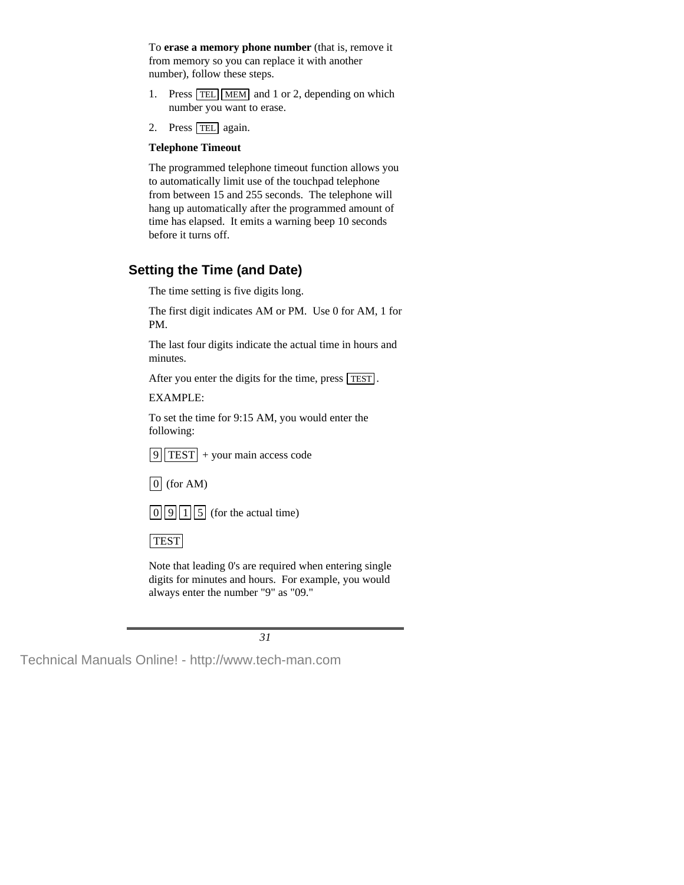To **erase a memory phone number** (that is, remove it from memory so you can replace it with another number), follow these steps.

1. Press [TEL] [MEM] and 1 or 2, depending on which number you want to erase.
2. Press [TEL] again.

**Telephone Timeout**

The programmed telephone timeout function allows you to automatically limit use of the touchpad telephone from between 15 and 255 seconds. The telephone will hang up automatically after the programmed amount of time has elapsed. It emits a warning beep 10 seconds before it turns off.

## Setting the Time (and Date)

The time setting is five digits long.

The first digit indicates AM or PM. Use 0 for AM, 1 for PM.

The last four digits indicate the actual time in hours and minutes.

After you enter the digits for the time, press [TEST].

EXAMPLE:

To set the time for 9:15 AM, you would enter the following:

[9] [TEST] + your main access code

[0] (for AM)

[0] [9] [1] [5] (for the actual time)

[TEST]

Note that leading 0's are required when entering single digits for minutes and hours. For example, you would always enter the number "9" as "09."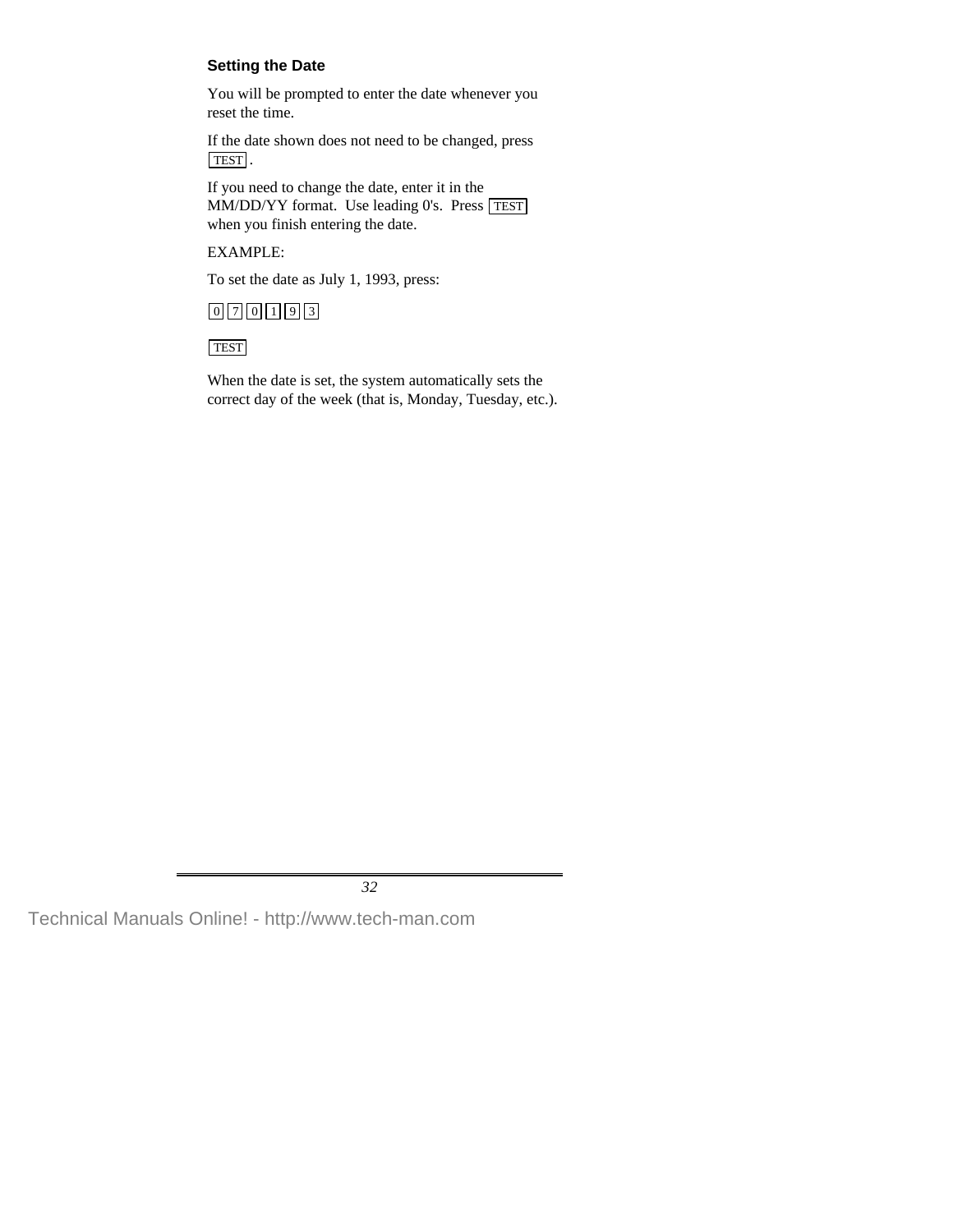### Setting the Date

You will be prompted to enter the date whenever you reset the time.

If the date shown does not need to be changed, press TEST .

If you need to change the date, enter it in the MM/DD/YY format. Use leading 0's. Press TEST when you finish entering the date.

EXAMPLE:

To set the date as July 1, 1993, press:

0 7 0 1 9 3

TEST

When the date is set, the system automatically sets the correct day of the week (that is, Monday, Tuesday, etc.).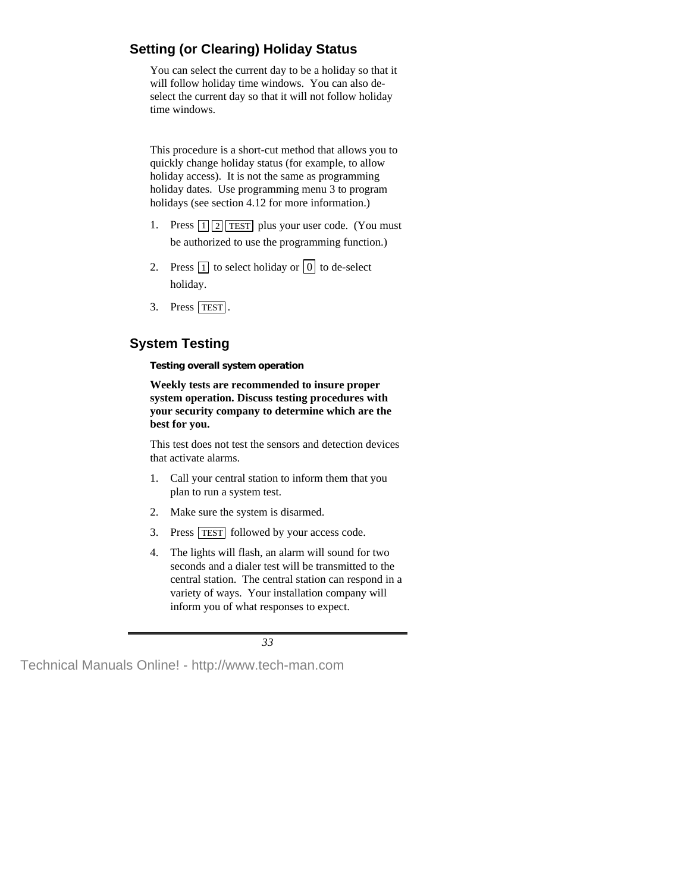## Setting (or Clearing) Holiday Status

You can select the current day to be a holiday so that it will follow holiday time windows. You can also de-select the current day so that it will not follow holiday time windows.

This procedure is a short-cut method that allows you to quickly change holiday status (for example, to allow holiday access). It is not the same as programming holiday dates. Use programming menu 3 to program holidays (see section 4.12 for more information.)

1. Press [1] [2] [TEST] plus your user code. (You must be authorized to use the programming function.)
2. Press [1] to select holiday or [0] to de-select holiday.
3. Press [TEST].

## System Testing

#### Testing overall system operation

**Weekly tests are recommended to insure proper system operation. Discuss testing procedures with your security company to determine which are the best for you.**

This test does not test the sensors and detection devices that activate alarms.

1. Call your central station to inform them that you plan to run a system test.
2. Make sure the system is disarmed.
3. Press [TEST] followed by your access code.
4. The lights will flash, an alarm will sound for two seconds and a dialer test will be transmitted to the central station. The central station can respond in a variety of ways. Your installation company will inform you of what responses to expect.

Technical Manuals Online! - http://www.tech-man.com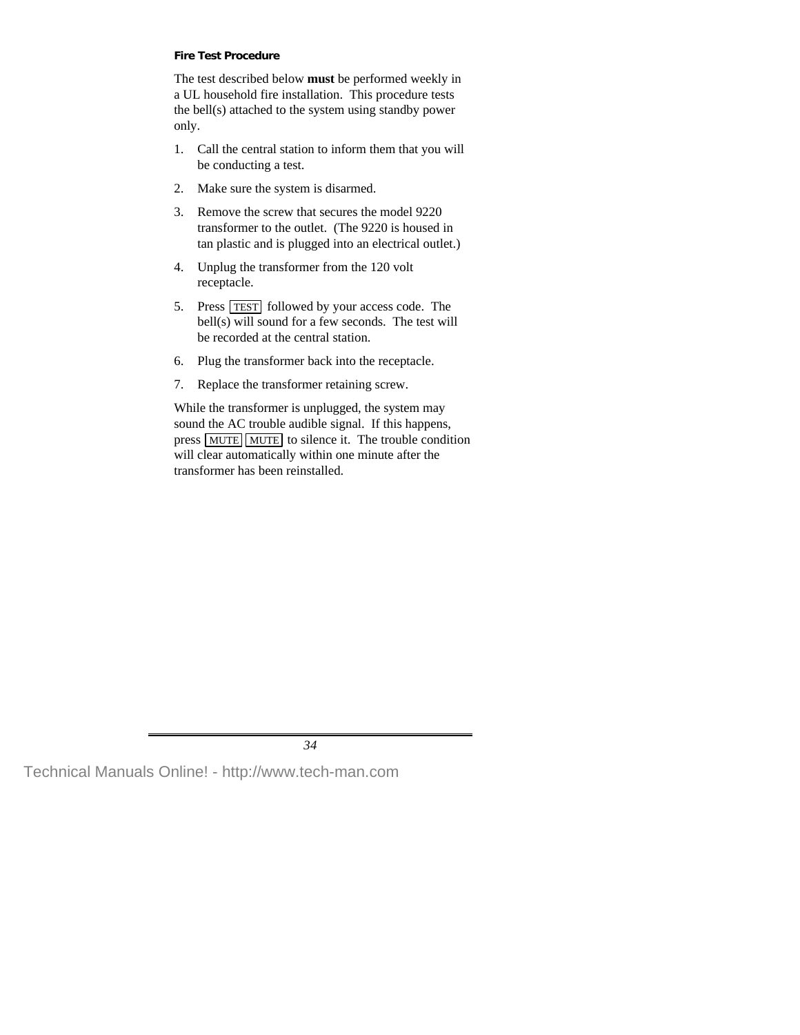### Fire Test Procedure

The test described below **must** be performed weekly in a UL household fire installation. This procedure tests the bell(s) attached to the system using standby power only.

1. Call the central station to inform them that you will be conducting a test.
2. Make sure the system is disarmed.
3. Remove the screw that secures the model 9220 transformer to the outlet. (The 9220 is housed in tan plastic and is plugged into an electrical outlet.)
4. Unplug the transformer from the 120 volt receptacle.
5. Press [TEST] followed by your access code. The bell(s) will sound for a few seconds. The test will be recorded at the central station.
6. Plug the transformer back into the receptacle.
7. Replace the transformer retaining screw.

While the transformer is unplugged, the system may sound the AC trouble audible signal. If this happens, press [MUTE] [MUTE] to silence it. The trouble condition will clear automatically within one minute after the transformer has been reinstalled.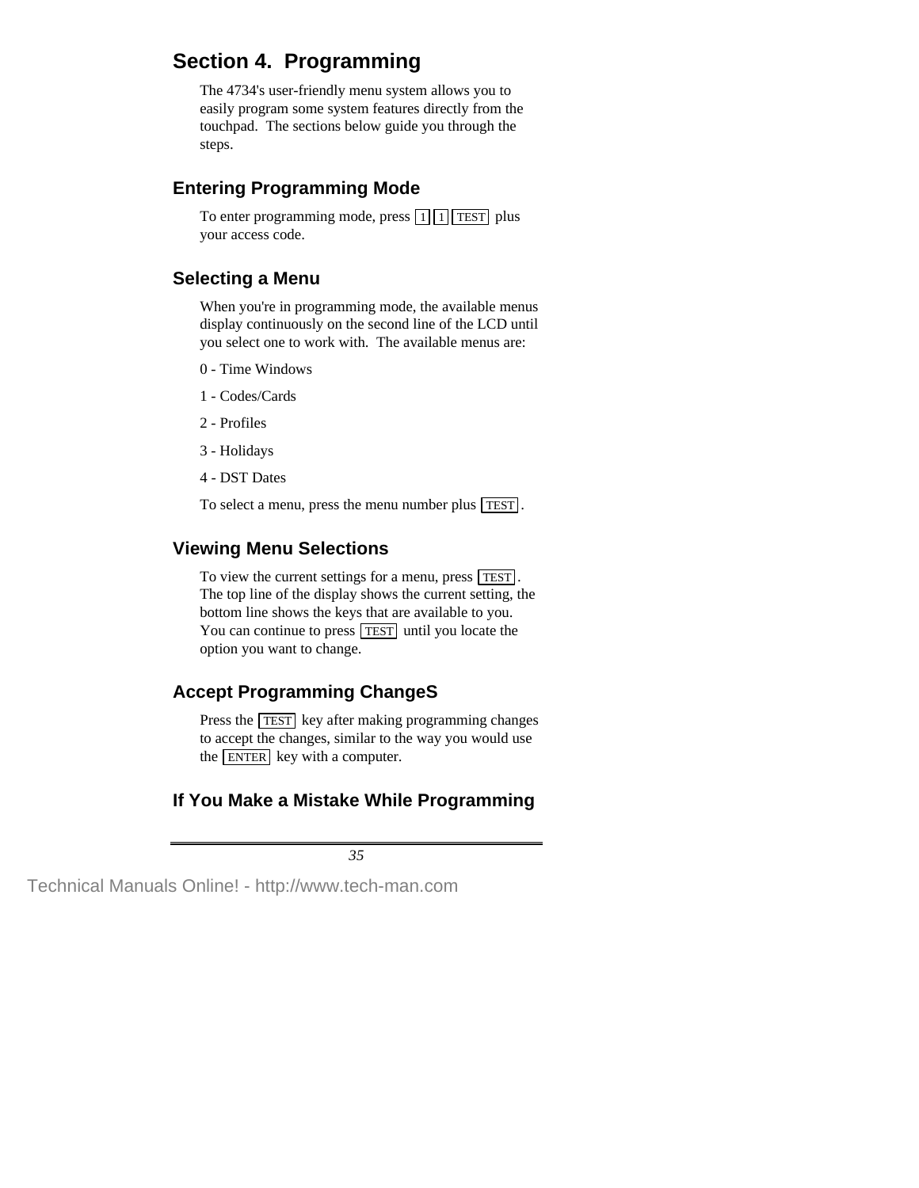# Section 4. Programming

The 4734's user-friendly menu system allows you to easily program some system features directly from the touchpad. The sections below guide you through the steps.

## Entering Programming Mode

To enter programming mode, press [1] [1] [TEST] plus your access code.

## Selecting a Menu

When you're in programming mode, the available menus display continuously on the second line of the LCD until you select one to work with. The available menus are:

0 - Time Windows

1 - Codes/Cards

2 - Profiles

3 - Holidays

4 - DST Dates

To select a menu, press the menu number plus [TEST].

## Viewing Menu Selections

To view the current settings for a menu, press [TEST]. The top line of the display shows the current setting, the bottom line shows the keys that are available to you. You can continue to press [TEST] until you locate the option you want to change.

## Accept Programming ChangeS

Press the [TEST] key after making programming changes to accept the changes, similar to the way you would use the [ENTER] key with a computer.

## If You Make a Mistake While Programming

Technical Manuals Online! - http://www.tech-man.com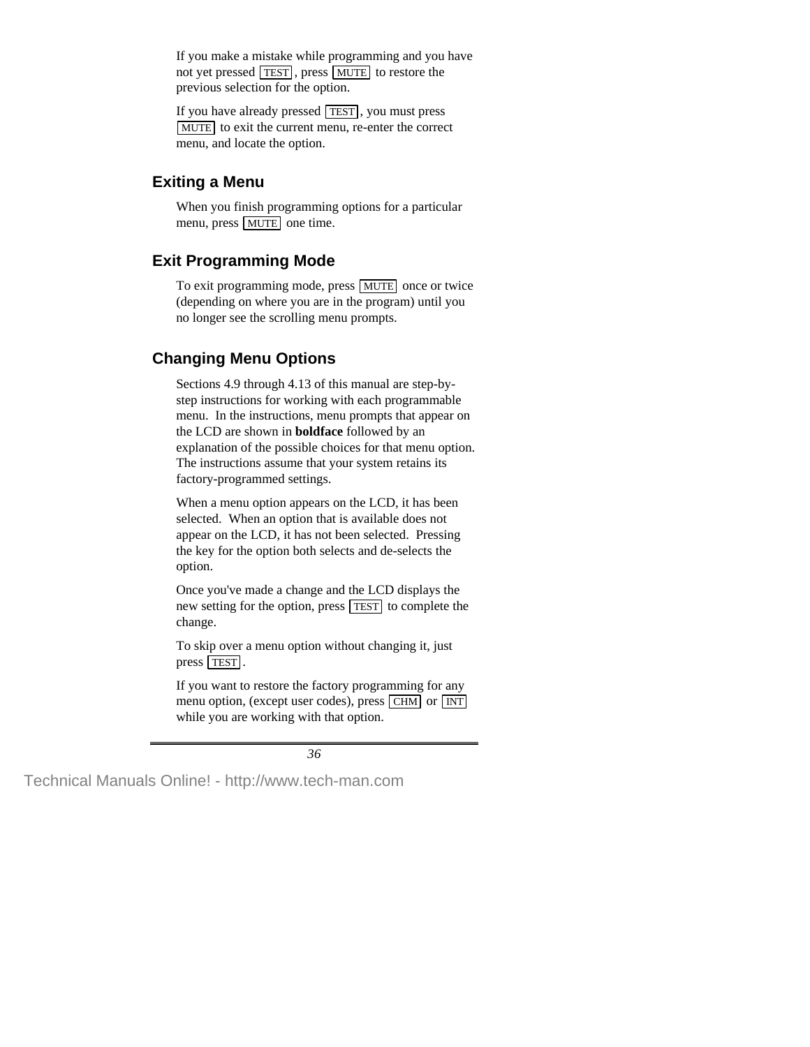If you make a mistake while programming and you have not yet pressed TEST, press MUTE to restore the previous selection for the option.

If you have already pressed TEST, you must press MUTE to exit the current menu, re-enter the correct menu, and locate the option.

## Exiting a Menu

When you finish programming options for a particular menu, press MUTE one time.

## Exit Programming Mode

To exit programming mode, press MUTE once or twice (depending on where you are in the program) until you no longer see the scrolling menu prompts.

## Changing Menu Options

Sections 4.9 through 4.13 of this manual are step-by-step instructions for working with each programmable menu. In the instructions, menu prompts that appear on the LCD are shown in **boldface** followed by an explanation of the possible choices for that menu option. The instructions assume that your system retains its factory-programmed settings.

When a menu option appears on the LCD, it has been selected. When an option that is available does not appear on the LCD, it has not been selected. Pressing the key for the option both selects and de-selects the option.

Once you've made a change and the LCD displays the new setting for the option, press TEST to complete the change.

To skip over a menu option without changing it, just press TEST.

If you want to restore the factory programming for any menu option, (except user codes), press CHM or INT while you are working with that option.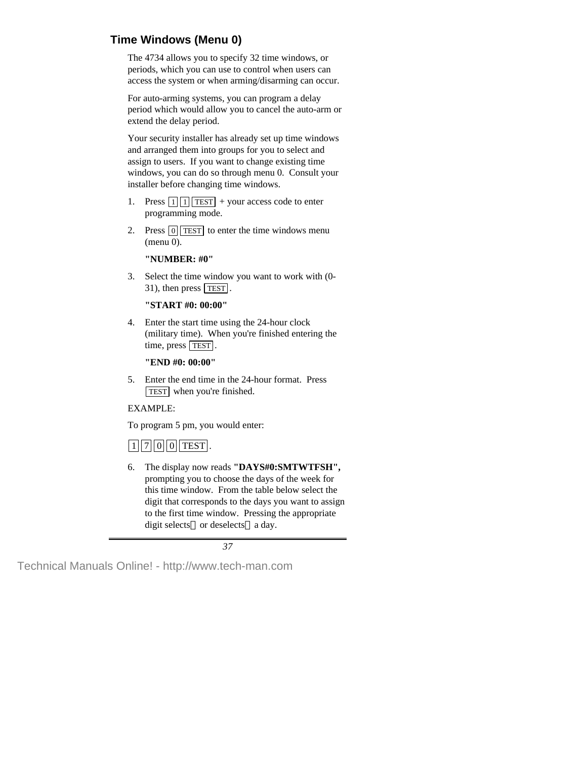## Time Windows (Menu 0)

The 4734 allows you to specify 32 time windows, or periods, which you can use to control when users can access the system or when arming/disarming can occur.

For auto-arming systems, you can program a delay period which would allow you to cancel the auto-arm or extend the delay period.

Your security installer has already set up time windows and arranged them into groups for you to select and assign to users. If you want to change existing time windows, you can do so through menu 0. Consult your installer before changing time windows.

1. Press [1] [1] [TEST] + your access code to enter programming mode.

2. Press [0] [TEST] to enter the time windows menu (menu 0).

   **"NUMBER: #0"**

3. Select the time window you want to work with (0-31), then press [TEST].

   **"START #0: 00:00"**

4. Enter the start time using the 24-hour clock (military time). When you're finished entering the time, press [TEST].

   **"END #0: 00:00"**

5. Enter the end time in the 24-hour format. Press [TEST] when you're finished.

EXAMPLE:

To program 5 pm, you would enter:

[1] [7] [0] [0] [TEST].

6. The display now reads **"DAYS#0:SMTWTFSH",** prompting you to choose the days of the week for this time window. From the table below select the digit that corresponds to the days you want to assign to the first time window. Pressing the appropriate digit selects or deselects a day.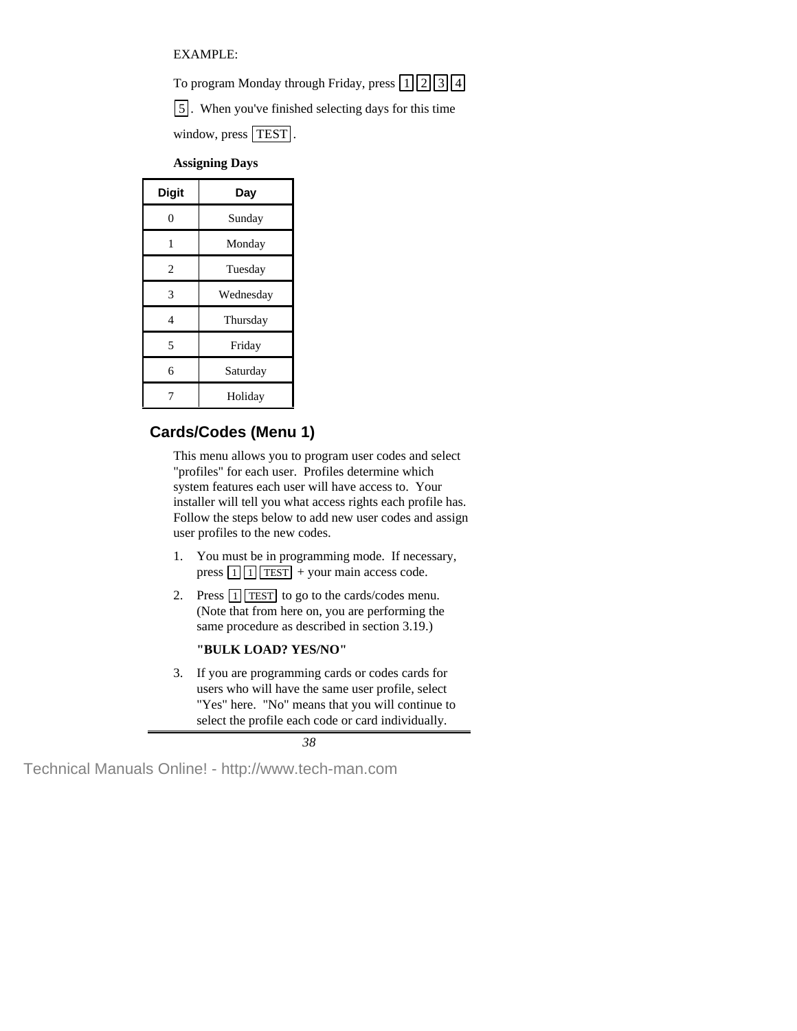EXAMPLE:

To program Monday through Friday, press [1] [2] [3] [4] [5]. When you've finished selecting days for this time window, press [TEST].

**Assigning Days**

| Digit | Day |
|---|---|
| 0 | Sunday |
| 1 | Monday |
| 2 | Tuesday |
| 3 | Wednesday |
| 4 | Thursday |
| 5 | Friday |
| 6 | Saturday |
| 7 | Holiday |

## Cards/Codes (Menu 1)

This menu allows you to program user codes and select "profiles" for each user. Profiles determine which system features each user will have access to. Your installer will tell you what access rights each profile has. Follow the steps below to add new user codes and assign user profiles to the new codes.

1. You must be in programming mode. If necessary, press [1] [1] [TEST] + your main access code.
2. Press [1] [TEST] to go to the cards/codes menu. (Note that from here on, you are performing the same procedure as described in section 3.19.)

   **"BULK LOAD? YES/NO"**

3. If you are programming cards or codes cards for users who will have the same user profile, select "Yes" here. "No" means that you will continue to select the profile each code or card individually.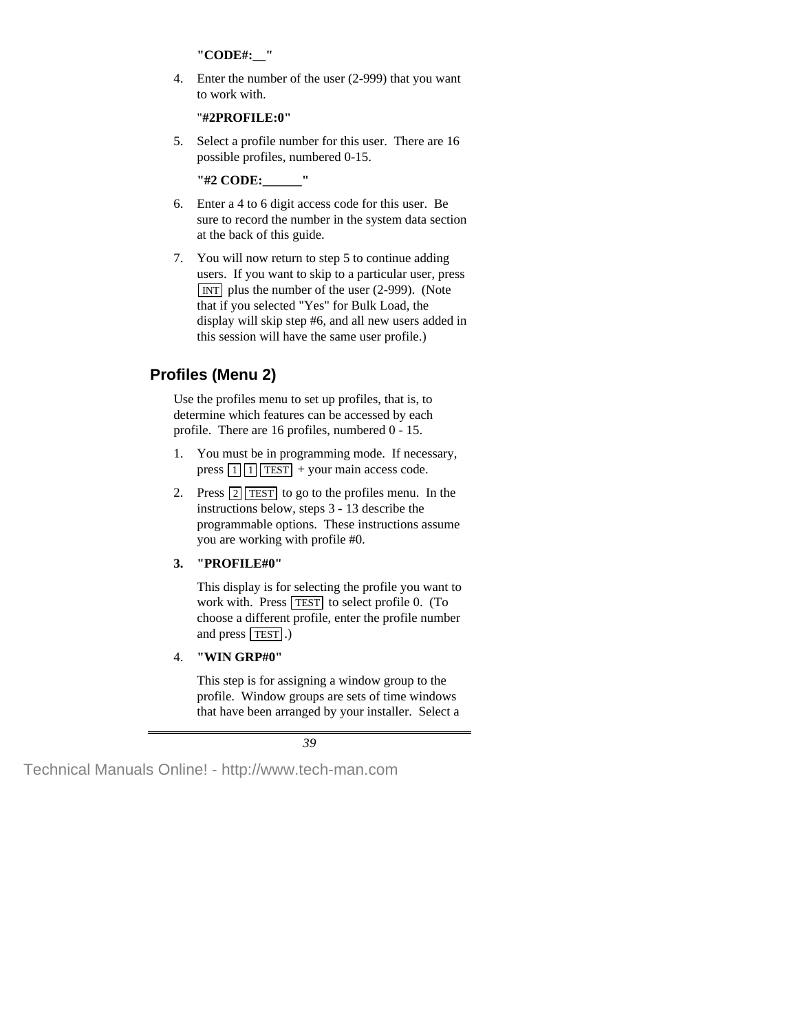**"CODE#:__"**

4. Enter the number of the user (2-999) that you want to work with.

   "**#2PROFILE:0"**

5. Select a profile number for this user. There are 16 possible profiles, numbered 0-15.

   **"#2 CODE:______"**

6. Enter a 4 to 6 digit access code for this user. Be sure to record the number in the system data section at the back of this guide.

7. You will now return to step 5 to continue adding users. If you want to skip to a particular user, press [INT] plus the number of the user (2-999). (Note that if you selected "Yes" for Bulk Load, the display will skip step #6, and all new users added in this session will have the same user profile.)

## Profiles (Menu 2)

Use the profiles menu to set up profiles, that is, to determine which features can be accessed by each profile. There are 16 profiles, numbered 0 - 15.

1. You must be in programming mode. If necessary, press [1] [1] [TEST] + your main access code.

2. Press [2] [TEST] to go to the profiles menu. In the instructions below, steps 3 - 13 describe the programmable options. These instructions assume you are working with profile #0.

3. **"PROFILE#0"**

   This display is for selecting the profile you want to work with. Press [TEST] to select profile 0. (To choose a different profile, enter the profile number and press [TEST].)

4. **"WIN GRP#0"**

   This step is for assigning a window group to the profile. Window groups are sets of time windows that have been arranged by your installer. Select a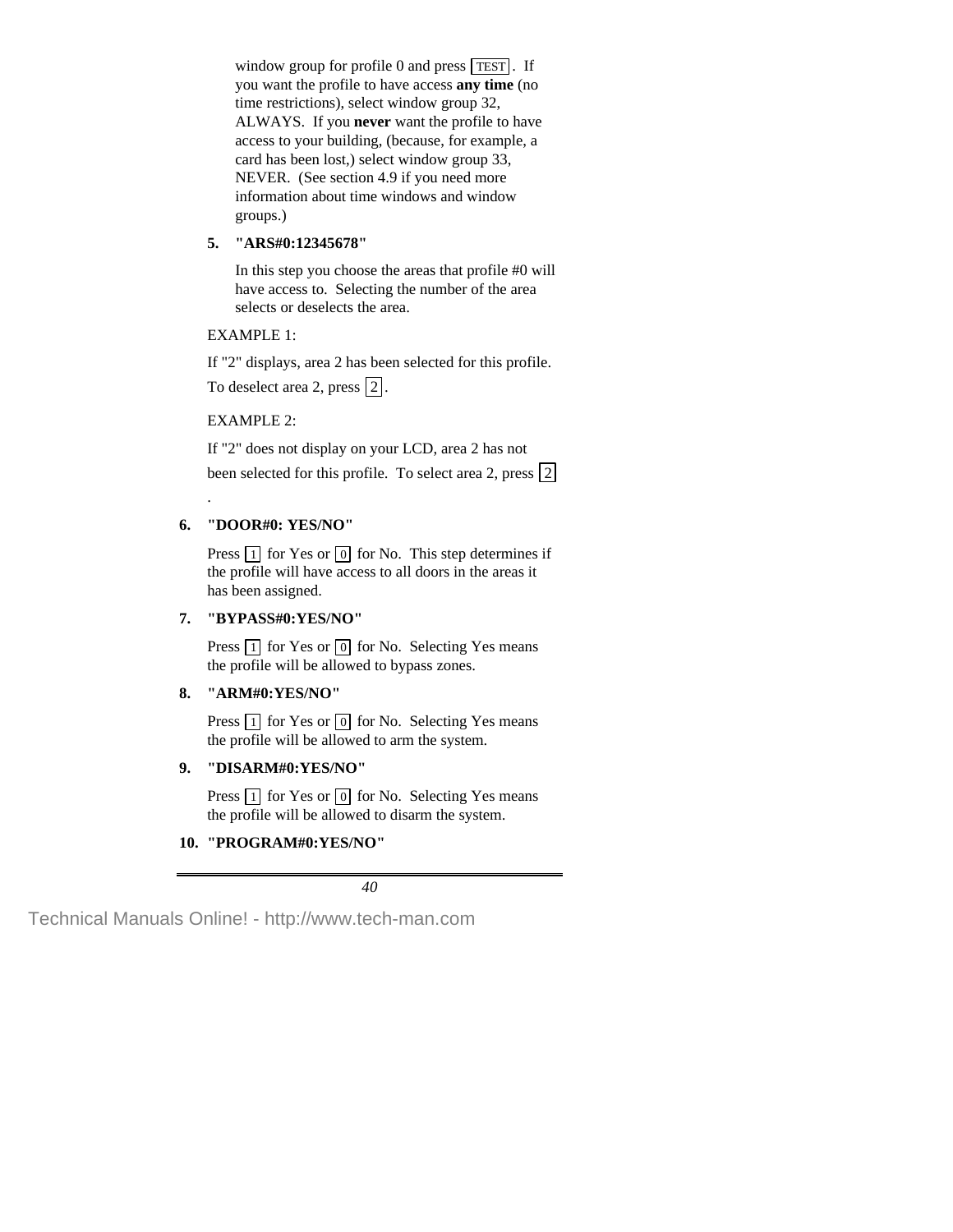window group for profile 0 and press [TEST]. If you want the profile to have access **any time** (no time restrictions), select window group 32, ALWAYS. If you **never** want the profile to have access to your building, (because, for example, a card has been lost,) select window group 33, NEVER. (See section 4.9 if you need more information about time windows and window groups.)

5. **"ARS#0:12345678"**

   In this step you choose the areas that profile #0 will have access to. Selecting the number of the area selects or deselects the area.

EXAMPLE 1:

If "2" displays, area 2 has been selected for this profile.

To deselect area 2, press [2].

EXAMPLE 2:

If "2" does not display on your LCD, area 2 has not been selected for this profile. To select area 2, press [2].

6. **"DOOR#0: YES/NO"**

   Press [1] for Yes or [0] for No. This step determines if the profile will have access to all doors in the areas it has been assigned.

7. **"BYPASS#0:YES/NO"**

   Press [1] for Yes or [0] for No. Selecting Yes means the profile will be allowed to bypass zones.

8. **"ARM#0:YES/NO"**

   Press [1] for Yes or [0] for No. Selecting Yes means the profile will be allowed to arm the system.

9. **"DISARM#0:YES/NO"**

   Press [1] for Yes or [0] for No. Selecting Yes means the profile will be allowed to disarm the system.

10. **"PROGRAM#0:YES/NO"**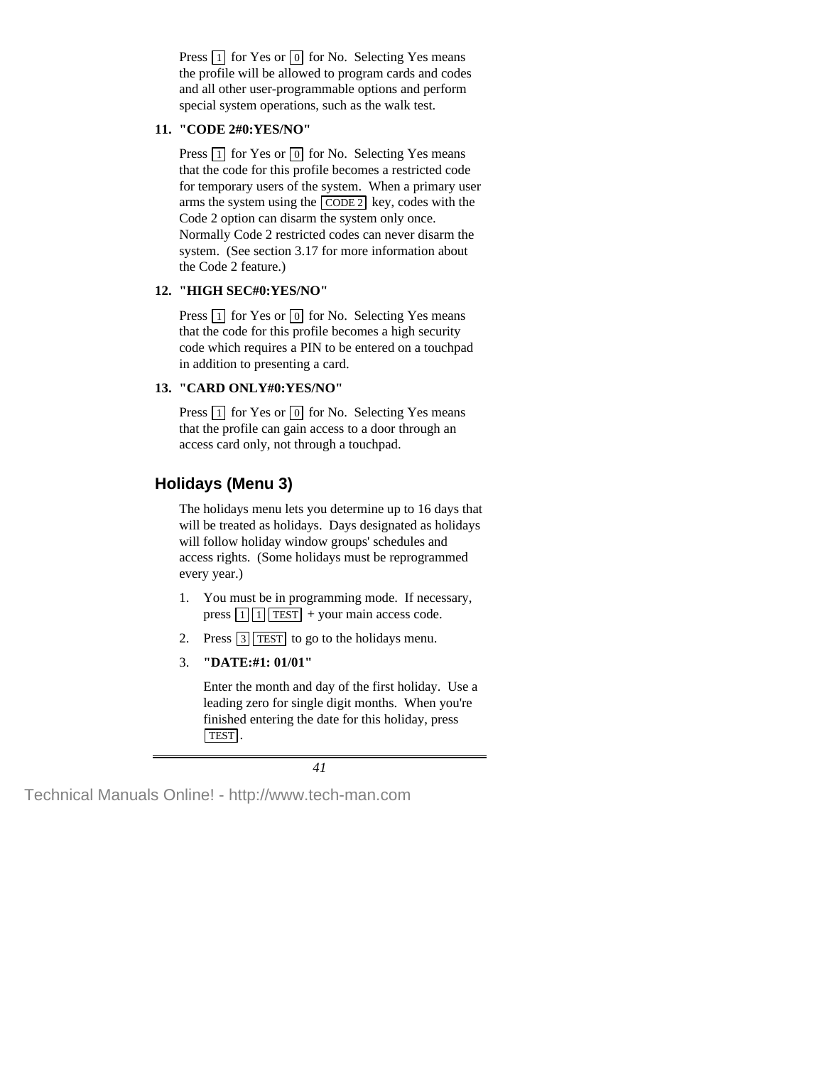Press [1] for Yes or [0] for No. Selecting Yes means the profile will be allowed to program cards and codes and all other user-programmable options and perform special system operations, such as the walk test.

**11. "CODE 2#0:YES/NO"**

Press [1] for Yes or [0] for No. Selecting Yes means that the code for this profile becomes a restricted code for temporary users of the system. When a primary user arms the system using the [CODE 2] key, codes with the Code 2 option can disarm the system only once. Normally Code 2 restricted codes can never disarm the system. (See section 3.17 for more information about the Code 2 feature.)

**12. "HIGH SEC#0:YES/NO"**

Press [1] for Yes or [0] for No. Selecting Yes means that the code for this profile becomes a high security code which requires a PIN to be entered on a touchpad in addition to presenting a card.

**13. "CARD ONLY#0:YES/NO"**

Press [1] for Yes or [0] for No. Selecting Yes means that the profile can gain access to a door through an access card only, not through a touchpad.

## Holidays (Menu 3)

The holidays menu lets you determine up to 16 days that will be treated as holidays. Days designated as holidays will follow holiday window groups' schedules and access rights. (Some holidays must be reprogrammed every year.)

1. You must be in programming mode. If necessary, press [1] [1] [TEST] + your main access code.
2. Press [3] [TEST] to go to the holidays menu.
3. **"DATE:#1: 01/01"**

   Enter the month and day of the first holiday. Use a leading zero for single digit months. When you're finished entering the date for this holiday, press [TEST].

Technical Manuals Online! - http://www.tech-man.com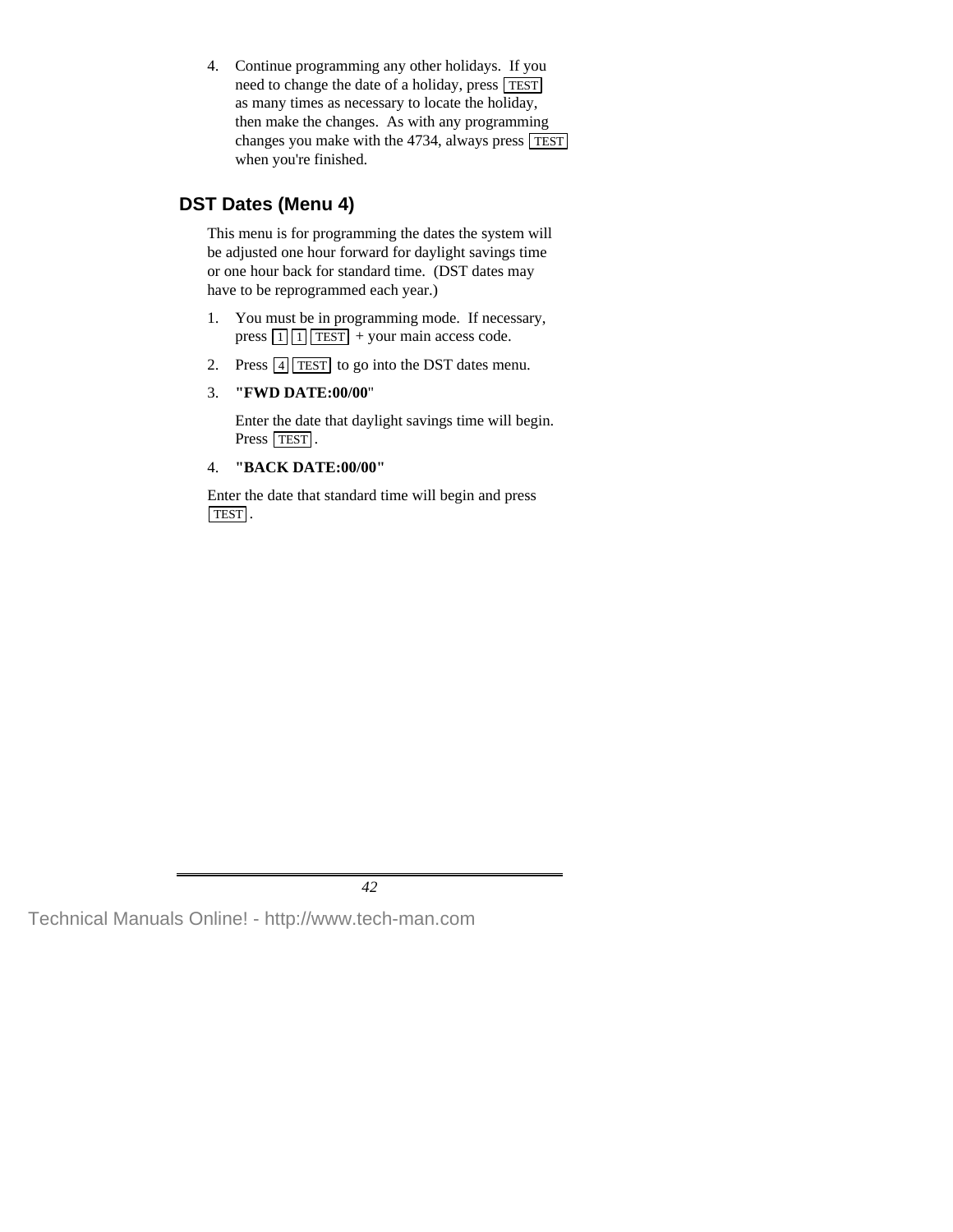4. Continue programming any other holidays. If you need to change the date of a holiday, press [TEST] as many times as necessary to locate the holiday, then make the changes. As with any programming changes you make with the 4734, always press [TEST] when you're finished.

## DST Dates (Menu 4)

This menu is for programming the dates the system will be adjusted one hour forward for daylight savings time or one hour back for standard time. (DST dates may have to be reprogrammed each year.)

1. You must be in programming mode. If necessary, press [1] [1] [TEST] + your main access code.

2. Press [4] [TEST] to go into the DST dates menu.

3. **"FWD DATE:00/00"**

   Enter the date that daylight savings time will begin. Press [TEST].

4. **"BACK DATE:00/00"**

Enter the date that standard time will begin and press [TEST].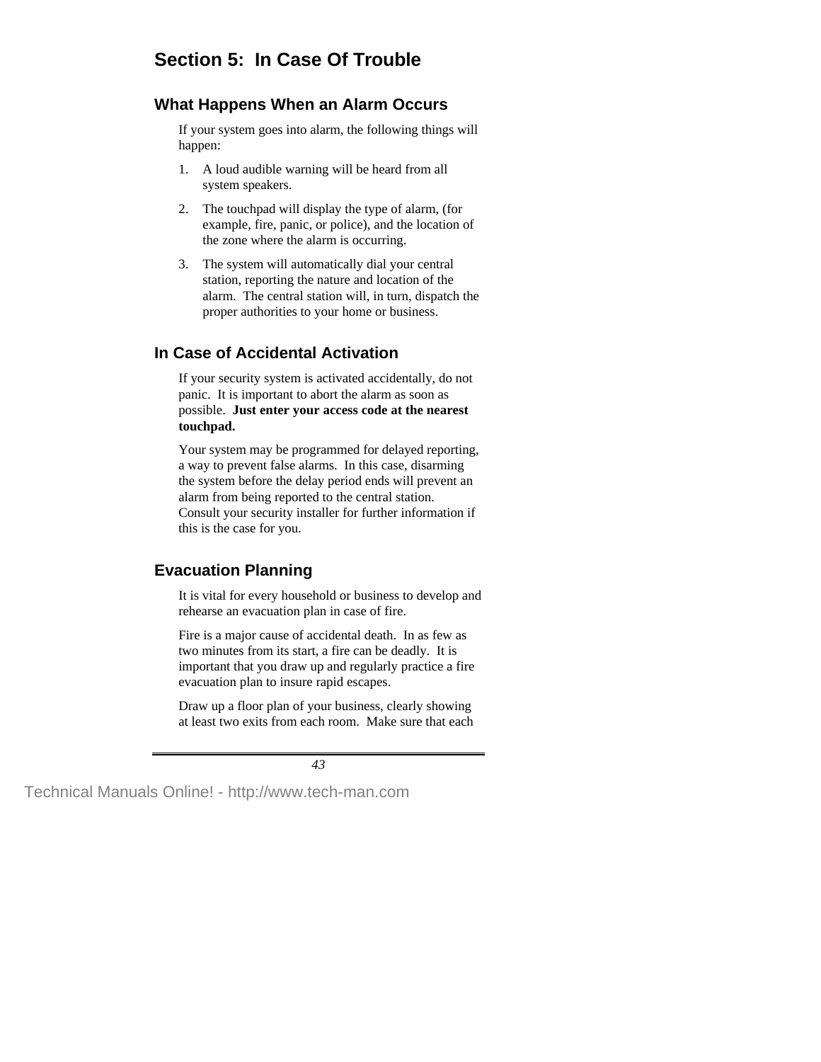# Section 5: In Case Of Trouble

## What Happens When an Alarm Occurs

If your system goes into alarm, the following things will happen:

1. A loud audible warning will be heard from all system speakers.
2. The touchpad will display the type of alarm, (for example, fire, panic, or police), and the location of the zone where the alarm is occurring.
3. The system will automatically dial your central station, reporting the nature and location of the alarm. The central station will, in turn, dispatch the proper authorities to your home or business.

## In Case of Accidental Activation

If your security system is activated accidentally, do not panic. It is important to abort the alarm as soon as possible. **Just enter your access code at the nearest touchpad.**

Your system may be programmed for delayed reporting, a way to prevent false alarms. In this case, disarming the system before the delay period ends will prevent an alarm from being reported to the central station. Consult your security installer for further information if this is the case for you.

## Evacuation Planning

It is vital for every household or business to develop and rehearse an evacuation plan in case of fire.

Fire is a major cause of accidental death. In as few as two minutes from its start, a fire can be deadly. It is important that you draw up and regularly practice a fire evacuation plan to insure rapid escapes.

Draw up a floor plan of your business, clearly showing at least two exits from each room. Make sure that each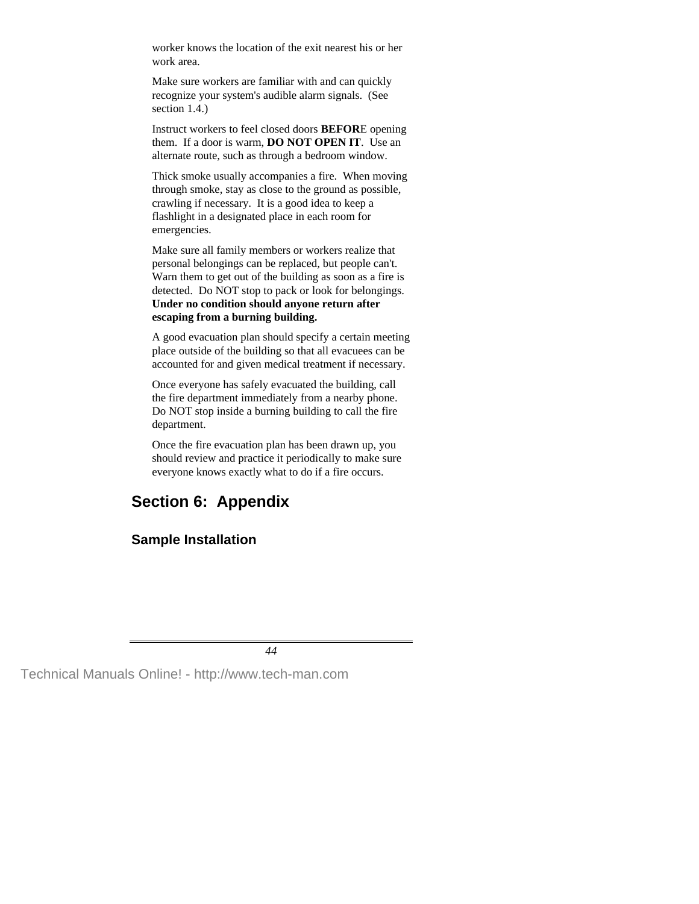worker knows the location of the exit nearest his or her work area.

Make sure workers are familiar with and can quickly recognize your system's audible alarm signals. (See section 1.4.)

Instruct workers to feel closed doors **BEFOR**E opening them. If a door is warm, **DO NOT OPEN IT**. Use an alternate route, such as through a bedroom window.

Thick smoke usually accompanies a fire. When moving through smoke, stay as close to the ground as possible, crawling if necessary. It is a good idea to keep a flashlight in a designated place in each room for emergencies.

Make sure all family members or workers realize that personal belongings can be replaced, but people can't. Warn them to get out of the building as soon as a fire is detected. Do NOT stop to pack or look for belongings. **Under no condition should anyone return after escaping from a burning building.**

A good evacuation plan should specify a certain meeting place outside of the building so that all evacuees can be accounted for and given medical treatment if necessary.

Once everyone has safely evacuated the building, call the fire department immediately from a nearby phone. Do NOT stop inside a burning building to call the fire department.

Once the fire evacuation plan has been drawn up, you should review and practice it periodically to make sure everyone knows exactly what to do if a fire occurs.

# Section 6: Appendix

## Sample Installation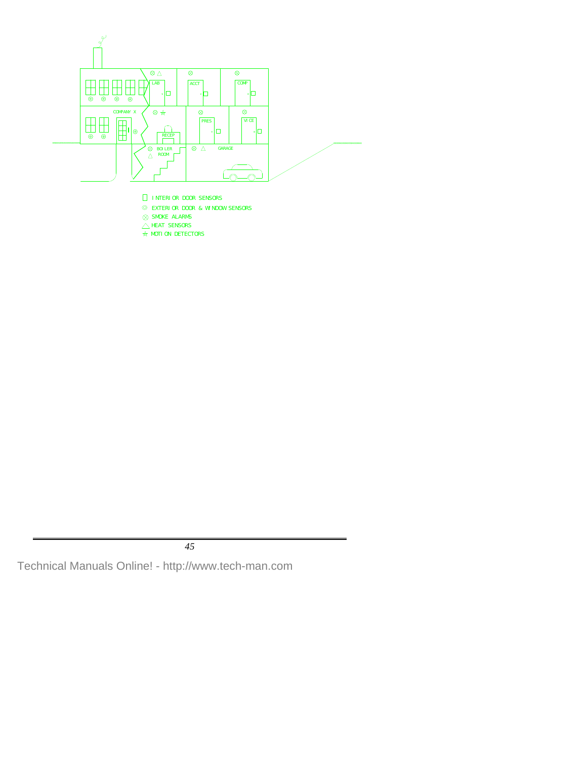LAB | ACCT | COMP

COMPANY X | RECEP | PRES | VICE

BOILER ROOM | GARAGE

- INTERIOR DOOR SENSORS
- EXTERIOR DOOR & WINDOW SENSORS
- SMOKE ALARMS
- HEAT SENSORS
- MOTION DETECTORS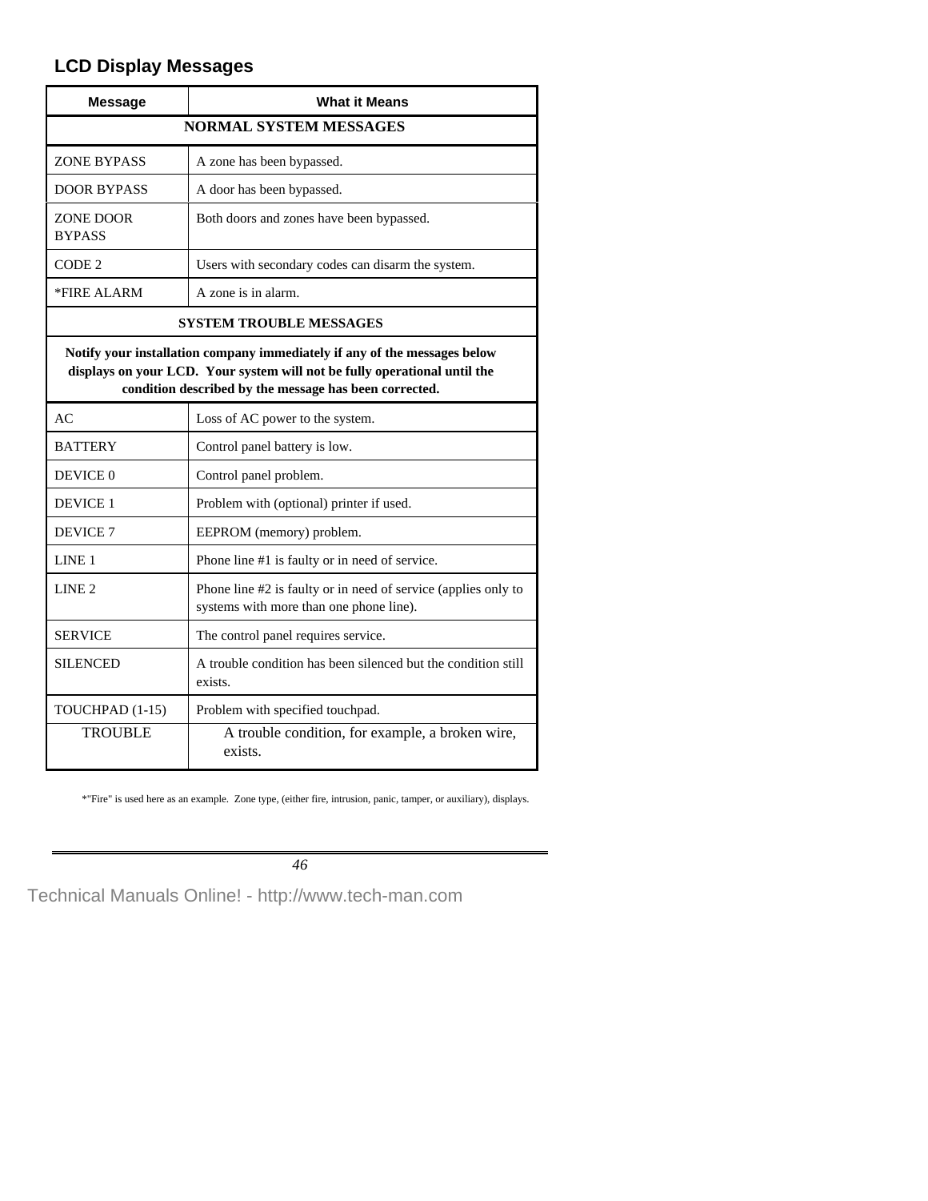## LCD Display Messages

| Message | What it Means |
|---|---|
| **NORMAL SYSTEM MESSAGES** | |
| ZONE BYPASS | A zone has been bypassed. |
| DOOR BYPASS | A door has been bypassed. |
| ZONE DOOR BYPASS | Both doors and zones have been bypassed. |
| CODE 2 | Users with secondary codes can disarm the system. |
| *FIRE ALARM | A zone is in alarm. |
| **SYSTEM TROUBLE MESSAGES** | |
| **Notify your installation company immediately if any of the messages below displays on your LCD. Your system will not be fully operational until the condition described by the message has been corrected.** | |
| AC | Loss of AC power to the system. |
| BATTERY | Control panel battery is low. |
| DEVICE 0 | Control panel problem. |
| DEVICE 1 | Problem with (optional) printer if used. |
| DEVICE 7 | EEPROM (memory) problem. |
| LINE 1 | Phone line #1 is faulty or in need of service. |
| LINE 2 | Phone line #2 is faulty or in need of service (applies only to systems with more than one phone line). |
| SERVICE | The control panel requires service. |
| SILENCED | A trouble condition has been silenced but the condition still exists. |
| TOUCHPAD (1-15) | Problem with specified touchpad. |
| TROUBLE | A trouble condition, for example, a broken wire, exists. |

*"Fire" is used here as an example. Zone type, (either fire, intrusion, panic, tamper, or auxiliary), displays.

Technical Manuals Online! - http://www.tech-man.com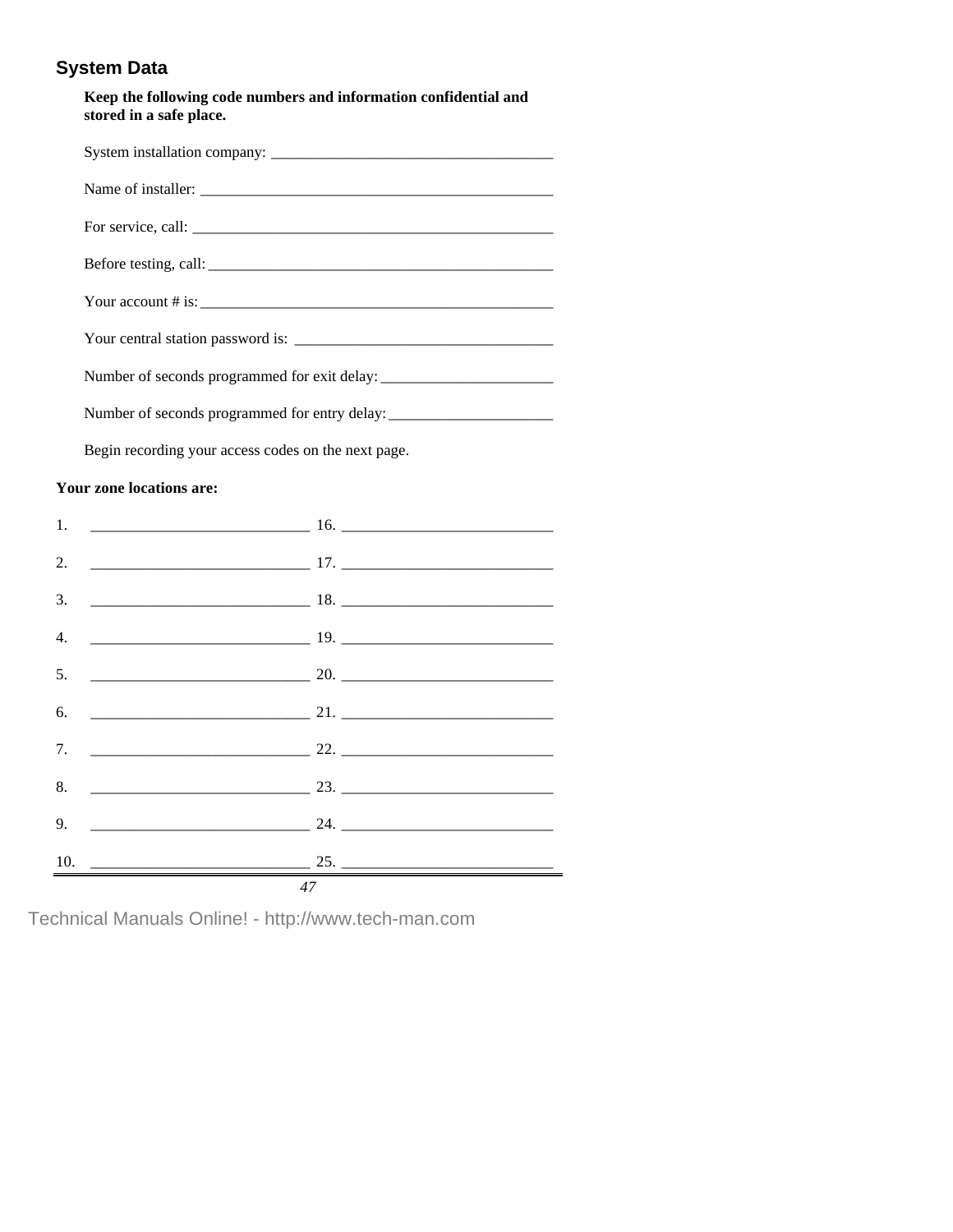## System Data

**Keep the following code numbers and information confidential and stored in a safe place.**

System installation company: ____________________________________

Name of installer: _____________________________________________

For service, call: _______________________________________________

Before testing, call: _____________________________________________

Your account # is: _______________________________________________

Your central station password is: ________________________________

Number of seconds programmed for exit delay: ______________________

Number of seconds programmed for entry delay: _____________________

Begin recording your access codes on the next page.

**Your zone locations are:**

| | | | |
|---|---|---|---|
| 1. | ____________________________ | 16. | ____________________________ |
| 2. | ____________________________ | 17. | ____________________________ |
| 3. | ____________________________ | 18. | ____________________________ |
| 4. | ____________________________ | 19. | ____________________________ |
| 5. | ____________________________ | 20. | ____________________________ |
| 6. | ____________________________ | 21. | ____________________________ |
| 7. | ____________________________ | 22. | ____________________________ |
| 8. | ____________________________ | 23. | ____________________________ |
| 9. | ____________________________ | 24. | ____________________________ |
| 10. | ____________________________ | 25. | ____________________________ |

Technical Manuals Online! - http://www.tech-man.com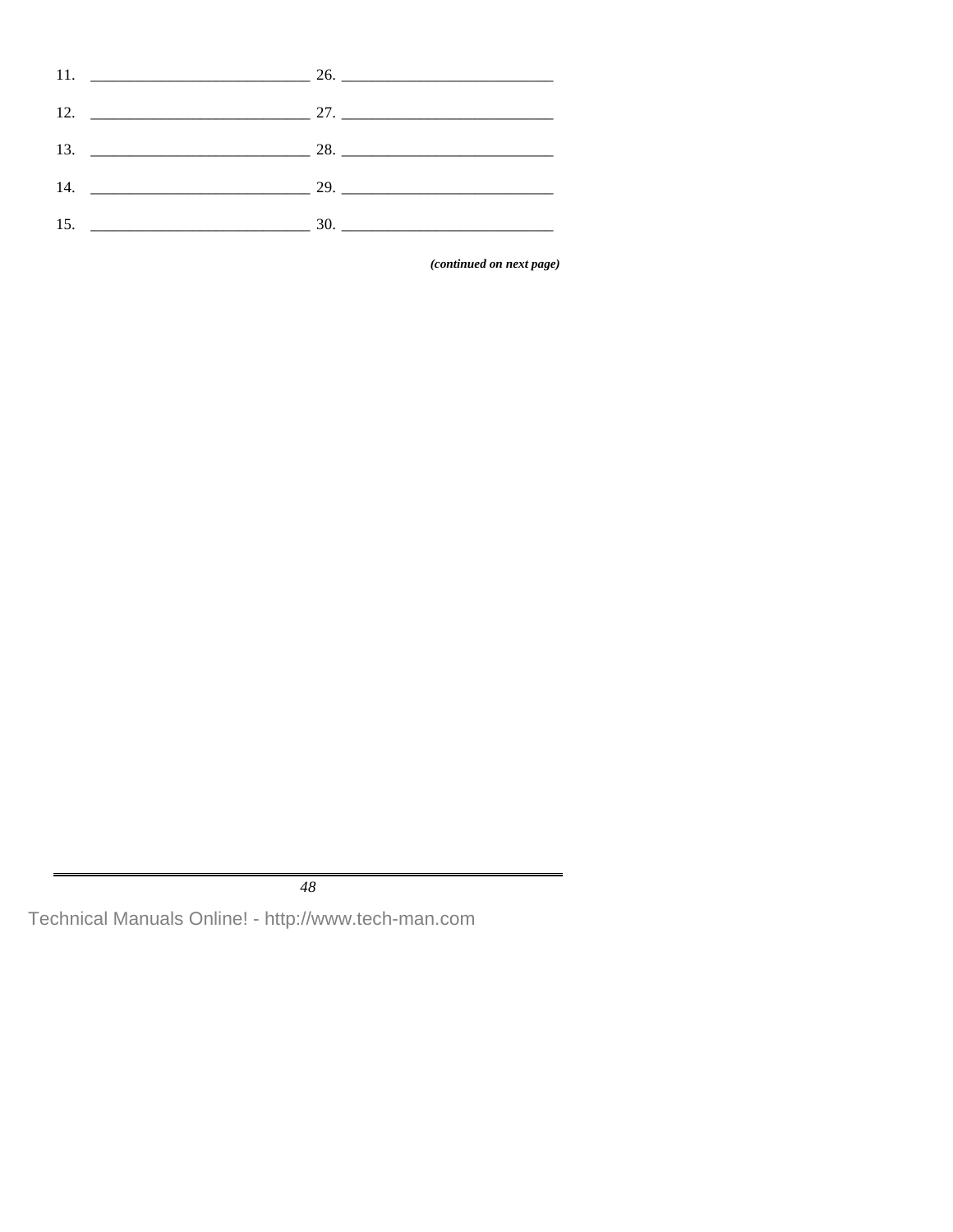11. ____________________________ 26. ____________________________

12. ____________________________ 27. ____________________________

13. ____________________________ 28. ____________________________

14. ____________________________ 29. ____________________________

15. ____________________________ 30. ____________________________

***(continued on next page)***

Technical Manuals Online! - http://www.tech-man.com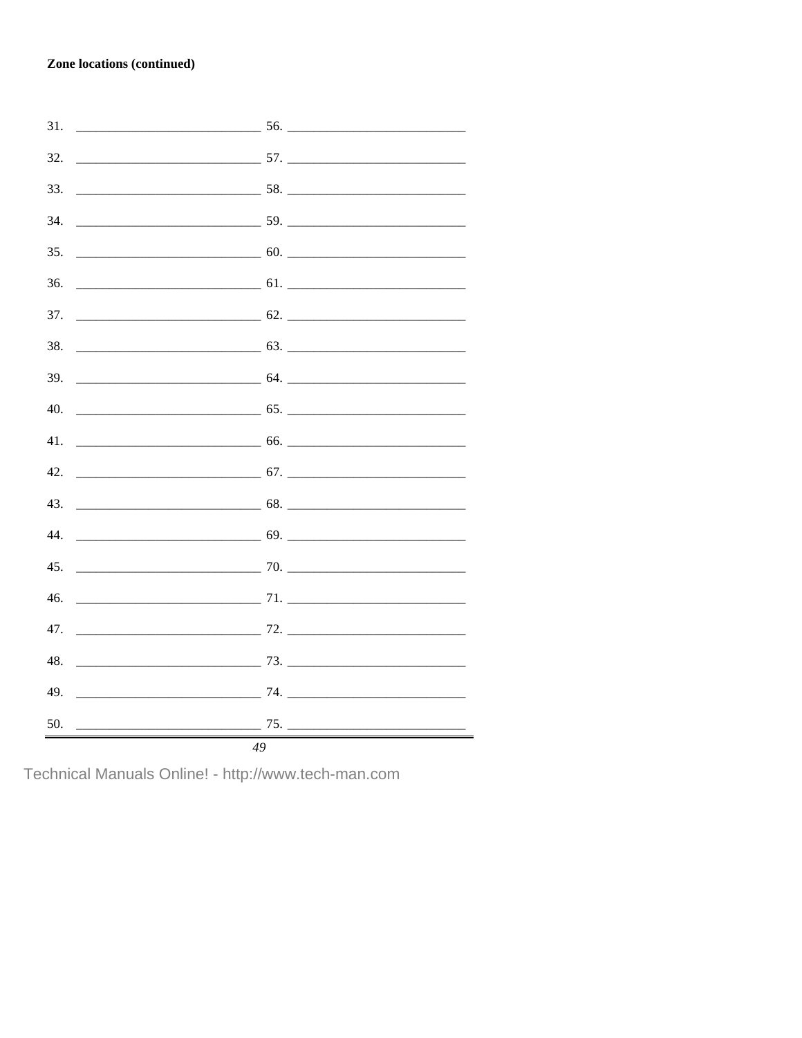**Zone locations (continued)**

31. ____________________________ 56. ___________________________

32. ____________________________ 57. ___________________________

33. ____________________________ 58. ___________________________

34. ____________________________ 59. ___________________________

35. ____________________________ 60. ___________________________

36. ____________________________ 61. ___________________________

37. ____________________________ 62. ___________________________

38. ____________________________ 63. ___________________________

39. ____________________________ 64. ___________________________

40. ____________________________ 65. ___________________________

41. ____________________________ 66. ___________________________

42. ____________________________ 67. ___________________________

43. ____________________________ 68. ___________________________

44. ____________________________ 69. ___________________________

45. ____________________________ 70. ___________________________

46. ____________________________ 71. ___________________________

47. ____________________________ 72. ___________________________

48. ____________________________ 73. ___________________________

49. ____________________________ 74. ___________________________

50. ____________________________ 75. ___________________________

Technical Manuals Online! - http://www.tech-man.com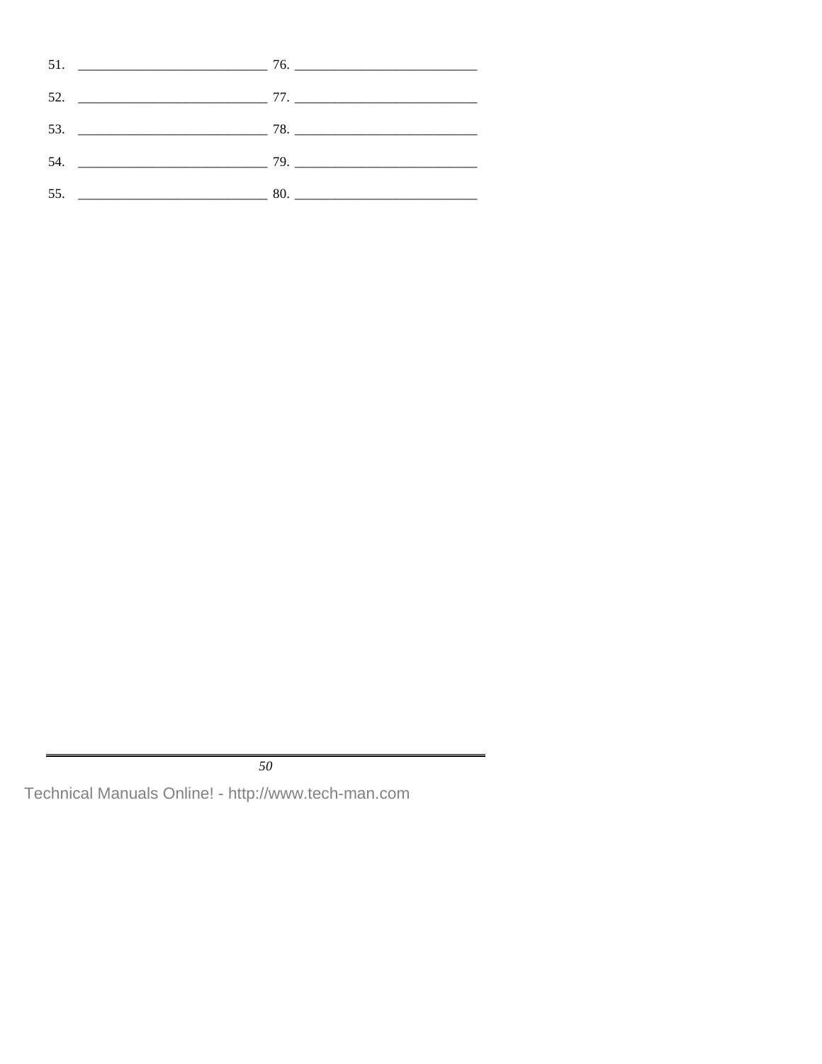51. ____________________________ 76. ____________________________

52. ____________________________ 77. ____________________________

53. ____________________________ 78. ____________________________

54. ____________________________ 79. ____________________________

55. ____________________________ 80. ____________________________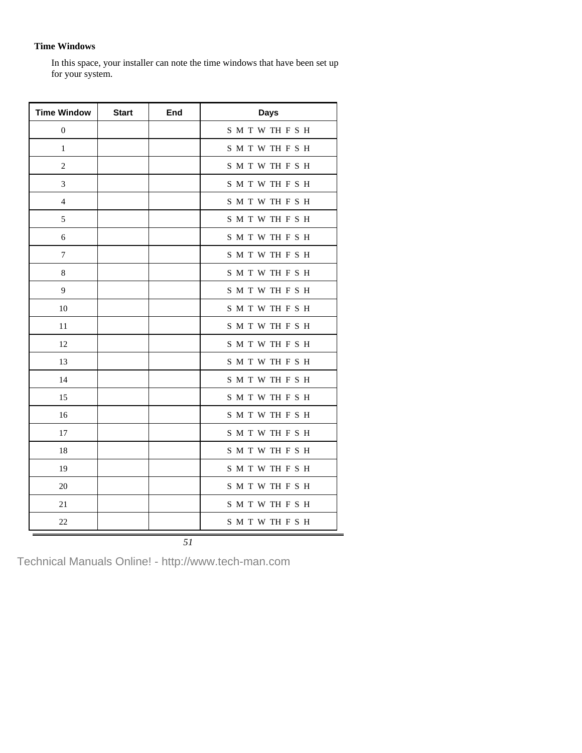### Time Windows

In this space, your installer can note the time windows that have been set up for your system.

| Time Window | Start | End | Days |
|---|---|---|---|
| 0 | | | S M T W TH F S H |
| 1 | | | S M T W TH F S H |
| 2 | | | S M T W TH F S H |
| 3 | | | S M T W TH F S H |
| 4 | | | S M T W TH F S H |
| 5 | | | S M T W TH F S H |
| 6 | | | S M T W TH F S H |
| 7 | | | S M T W TH F S H |
| 8 | | | S M T W TH F S H |
| 9 | | | S M T W TH F S H |
| 10 | | | S M T W TH F S H |
| 11 | | | S M T W TH F S H |
| 12 | | | S M T W TH F S H |
| 13 | | | S M T W TH F S H |
| 14 | | | S M T W TH F S H |
| 15 | | | S M T W TH F S H |
| 16 | | | S M T W TH F S H |
| 17 | | | S M T W TH F S H |
| 18 | | | S M T W TH F S H |
| 19 | | | S M T W TH F S H |
| 20 | | | S M T W TH F S H |
| 21 | | | S M T W TH F S H |
| 22 | | | S M T W TH F S H |

Technical Manuals Online! - http://www.tech-man.com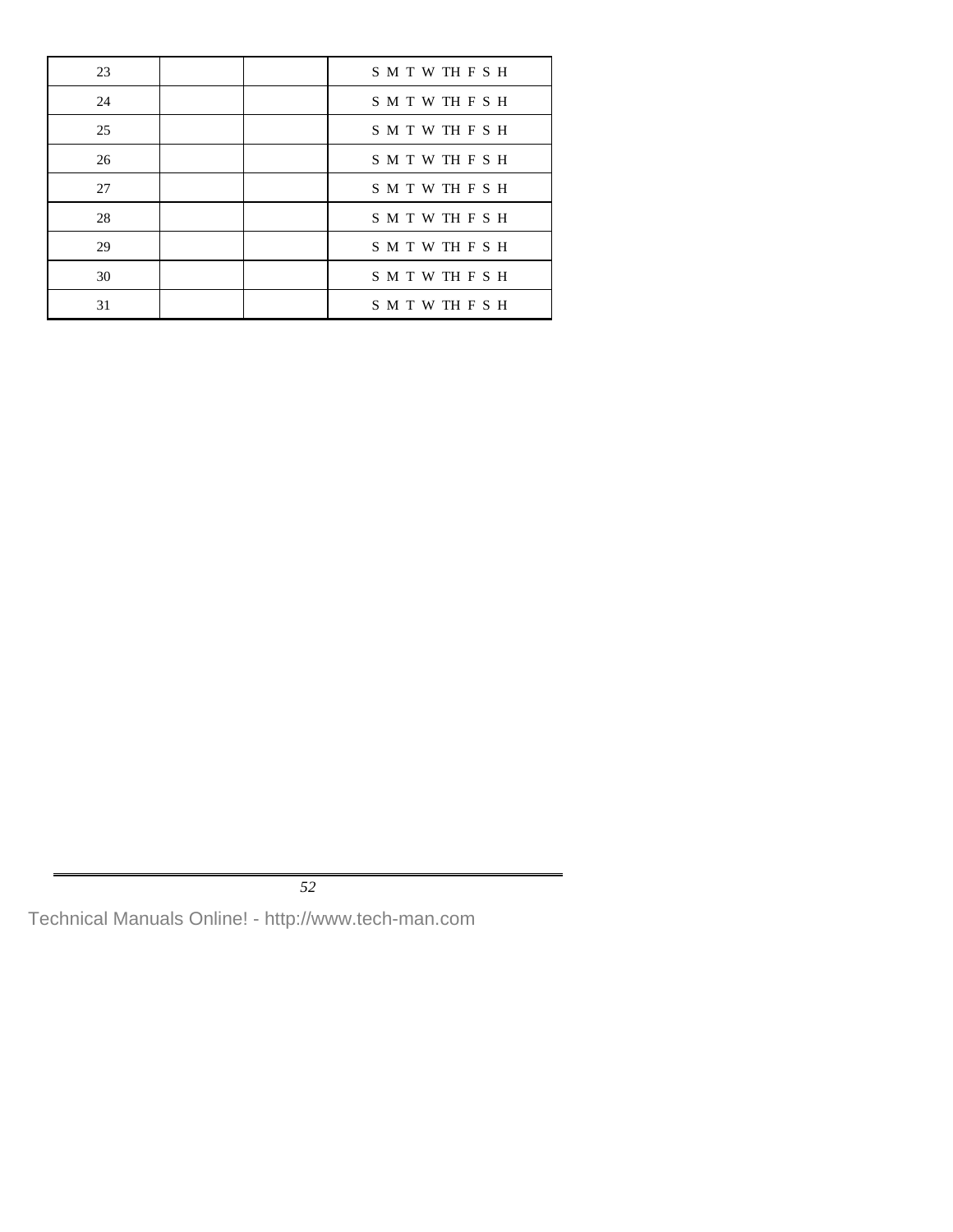| 23 | | | S M T W TH F S H |
|---|---|---|---|
| 24 | | | S M T W TH F S H |
| 25 | | | S M T W TH F S H |
| 26 | | | S M T W TH F S H |
| 27 | | | S M T W TH F S H |
| 28 | | | S M T W TH F S H |
| 29 | | | S M T W TH F S H |
| 30 | | | S M T W TH F S H |
| 31 | | | S M T W TH F S H |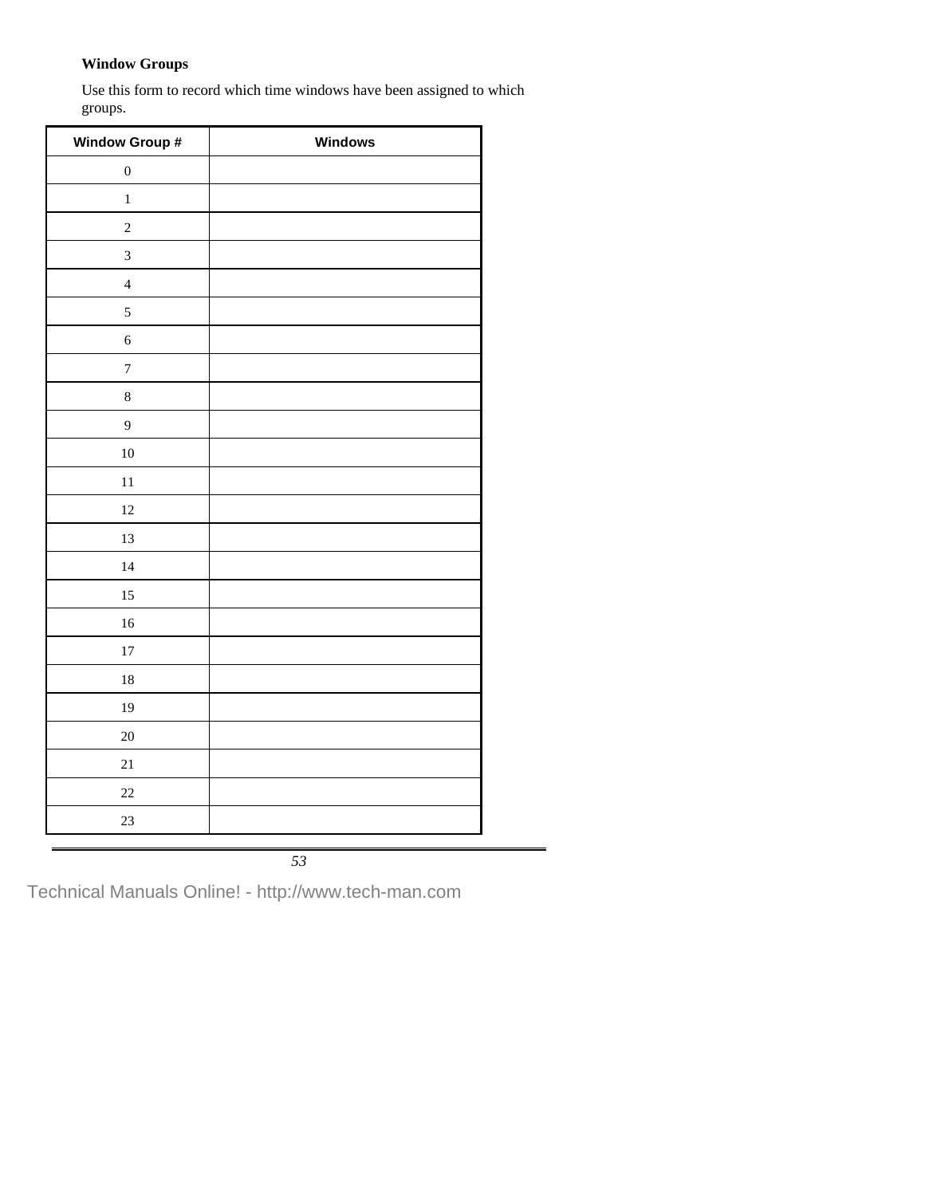**Window Groups**

Use this form to record which time windows have been assigned to which groups.

| Window Group # | Windows |
|---|---|
| 0 | |
| 1 | |
| 2 | |
| 3 | |
| 4 | |
| 5 | |
| 6 | |
| 7 | |
| 8 | |
| 9 | |
| 10 | |
| 11 | |
| 12 | |
| 13 | |
| 14 | |
| 15 | |
| 16 | |
| 17 | |
| 18 | |
| 19 | |
| 20 | |
| 21 | |
| 22 | |
| 23 | |

Technical Manuals Online! - http://www.tech-man.com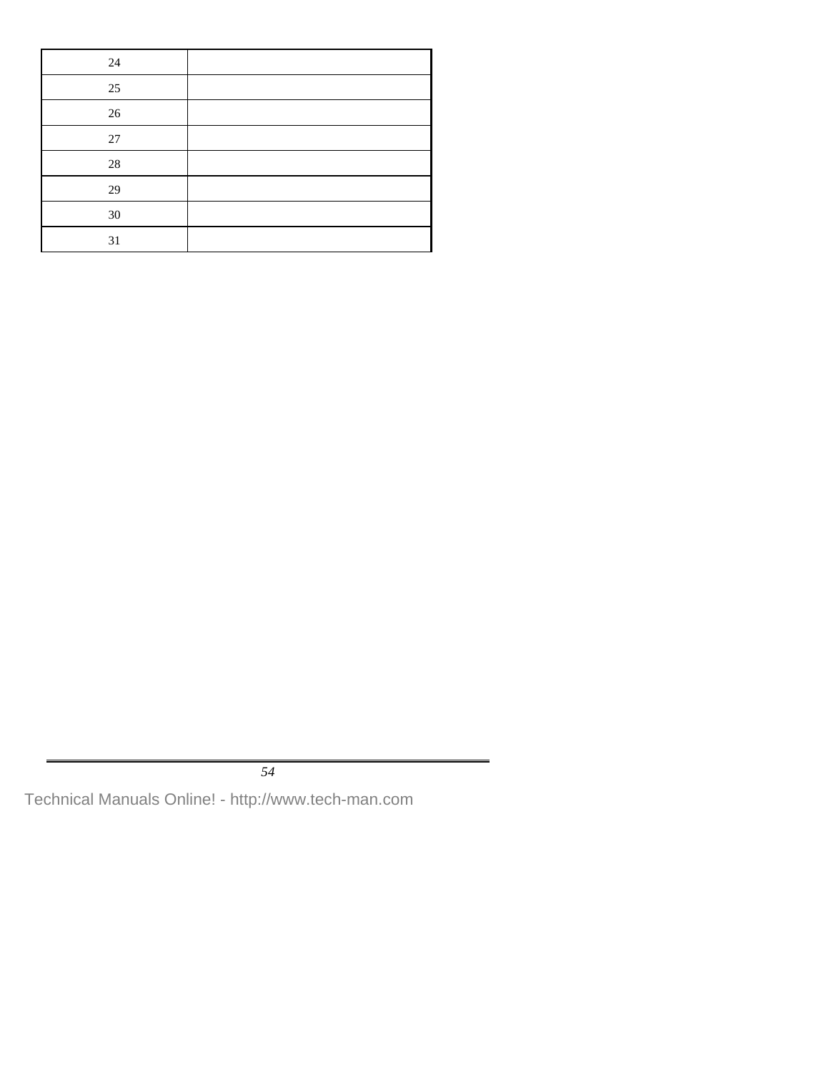| | |
|---|---|
| 24 | |
| 25 | |
| 26 | |
| 27 | |
| 28 | |
| 29 | |
| 30 | |
| 31 | |

Technical Manuals Online! - http://www.tech-man.com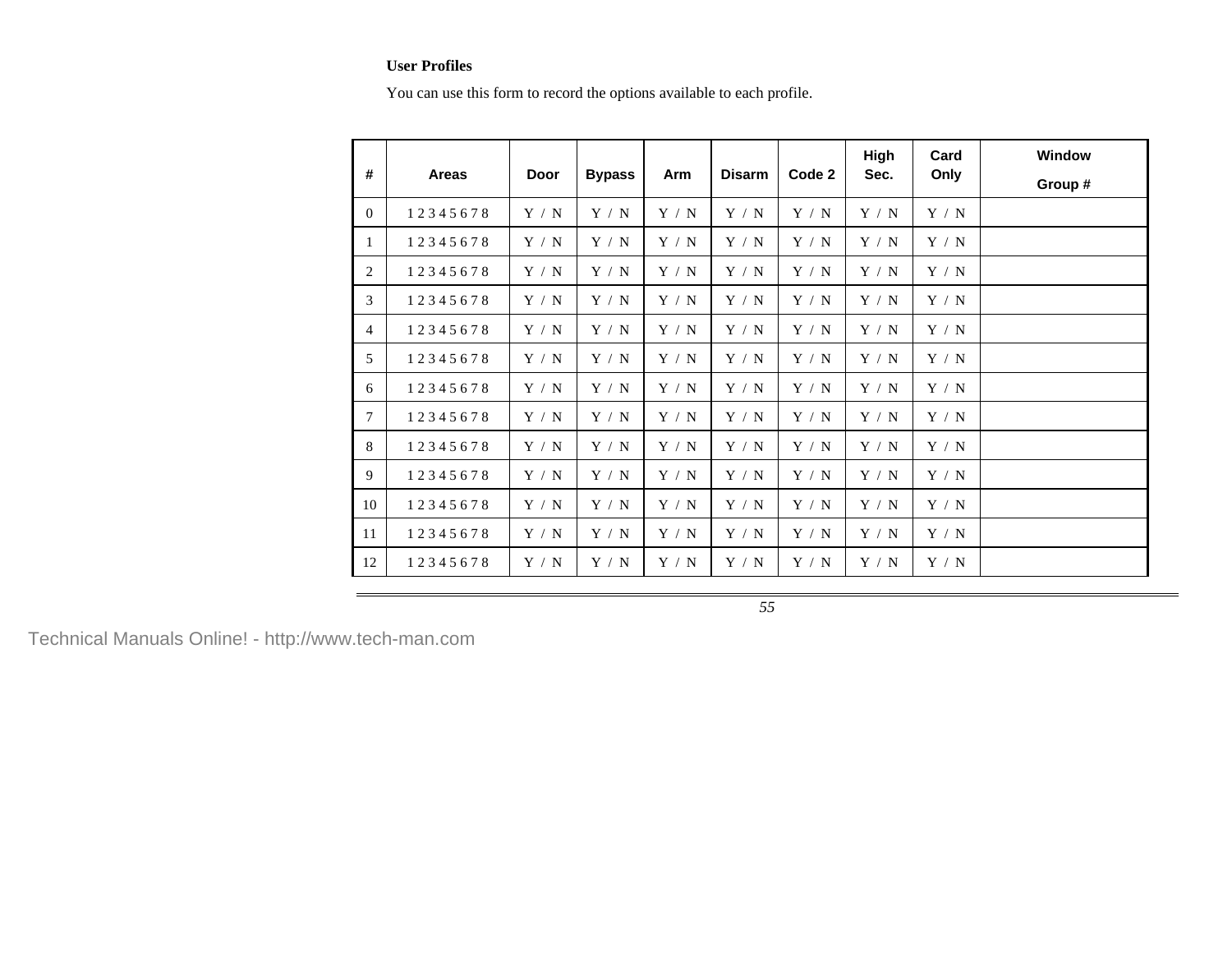**User Profiles**

You can use this form to record the options available to each profile.

| # | Areas | Door | Bypass | Arm | Disarm | Code 2 | High Sec. | Card Only | Window Group # |
|---|---|---|---|---|---|---|---|---|---|
| 0 | 1 2 3 4 5 6 7 8 | Y / N | Y / N | Y / N | Y / N | Y / N | Y / N | Y / N | |
| 1 | 1 2 3 4 5 6 7 8 | Y / N | Y / N | Y / N | Y / N | Y / N | Y / N | Y / N | |
| 2 | 1 2 3 4 5 6 7 8 | Y / N | Y / N | Y / N | Y / N | Y / N | Y / N | Y / N | |
| 3 | 1 2 3 4 5 6 7 8 | Y / N | Y / N | Y / N | Y / N | Y / N | Y / N | Y / N | |
| 4 | 1 2 3 4 5 6 7 8 | Y / N | Y / N | Y / N | Y / N | Y / N | Y / N | Y / N | |
| 5 | 1 2 3 4 5 6 7 8 | Y / N | Y / N | Y / N | Y / N | Y / N | Y / N | Y / N | |
| 6 | 1 2 3 4 5 6 7 8 | Y / N | Y / N | Y / N | Y / N | Y / N | Y / N | Y / N | |
| 7 | 1 2 3 4 5 6 7 8 | Y / N | Y / N | Y / N | Y / N | Y / N | Y / N | Y / N | |
| 8 | 1 2 3 4 5 6 7 8 | Y / N | Y / N | Y / N | Y / N | Y / N | Y / N | Y / N | |
| 9 | 1 2 3 4 5 6 7 8 | Y / N | Y / N | Y / N | Y / N | Y / N | Y / N | Y / N | |
| 10 | 1 2 3 4 5 6 7 8 | Y / N | Y / N | Y / N | Y / N | Y / N | Y / N | Y / N | |
| 11 | 1 2 3 4 5 6 7 8 | Y / N | Y / N | Y / N | Y / N | Y / N | Y / N | Y / N | |
| 12 | 1 2 3 4 5 6 7 8 | Y / N | Y / N | Y / N | Y / N | Y / N | Y / N | Y / N | |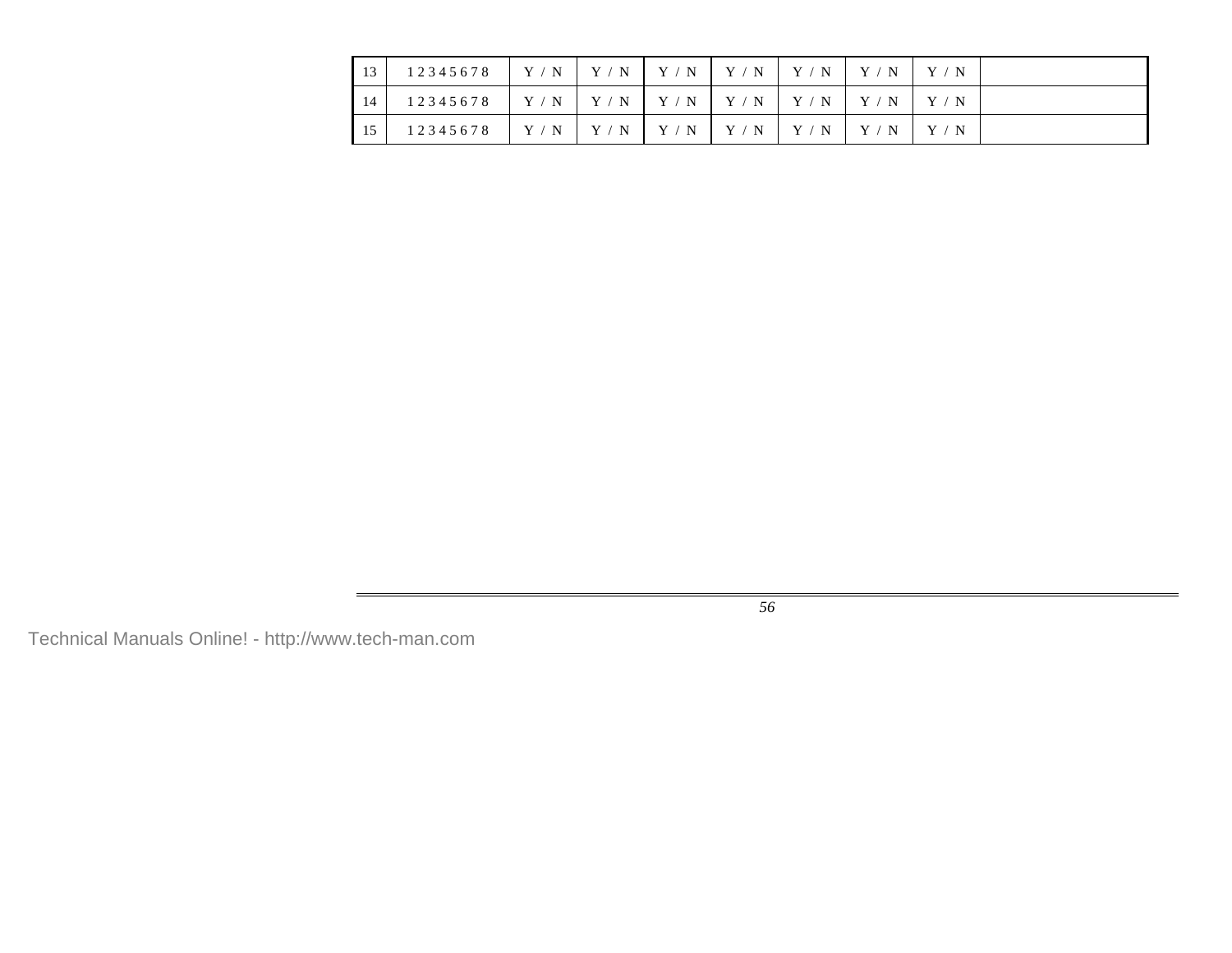| 13 | 1 2 3 4 5 6 7 8 | Y / N | Y / N | Y / N | Y / N | Y / N | Y / N | Y / N | |
|---|---|---|---|---|---|---|---|---|---|
| 14 | 1 2 3 4 5 6 7 8 | Y / N | Y / N | Y / N | Y / N | Y / N | Y / N | Y / N | |
| 15 | 1 2 3 4 5 6 7 8 | Y / N | Y / N | Y / N | Y / N | Y / N | Y / N | Y / N | |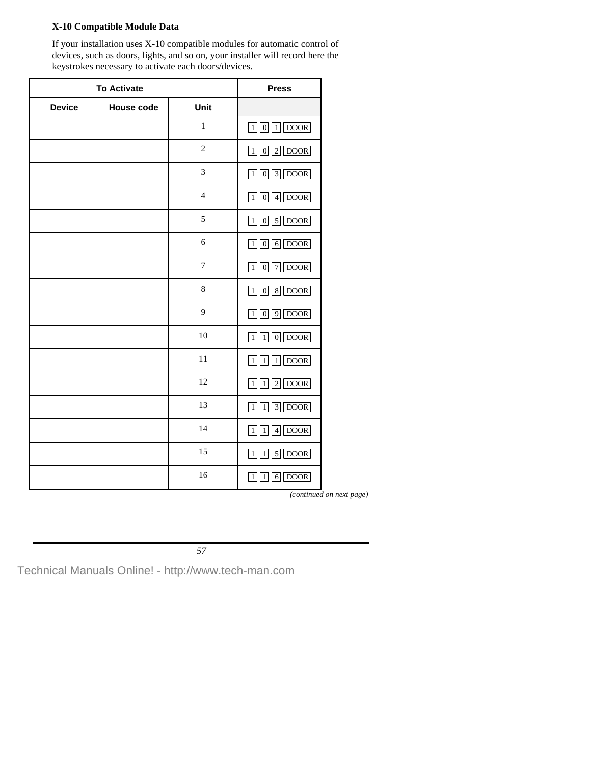### X-10 Compatible Module Data

If your installation uses X-10 compatible modules for automatic control of devices, such as doors, lights, and so on, your installer will record here the keystrokes necessary to activate each doors/devices.

| To Activate | | | Press |
|---|---|---|---|
| Device | House code | Unit | |
| | | 1 | 1 0 1 DOOR |
| | | 2 | 1 0 2 DOOR |
| | | 3 | 1 0 3 DOOR |
| | | 4 | 1 0 4 DOOR |
| | | 5 | 1 0 5 DOOR |
| | | 6 | 1 0 6 DOOR |
| | | 7 | 1 0 7 DOOR |
| | | 8 | 1 0 8 DOOR |
| | | 9 | 1 0 9 DOOR |
| | | 10 | 1 1 0 DOOR |
| | | 11 | 1 1 1 DOOR |
| | | 12 | 1 1 2 DOOR |
| | | 13 | 1 1 3 DOOR |
| | | 14 | 1 1 4 DOOR |
| | | 15 | 1 1 5 DOOR |
| | | 16 | 1 1 6 DOOR |

*(continued on next page)*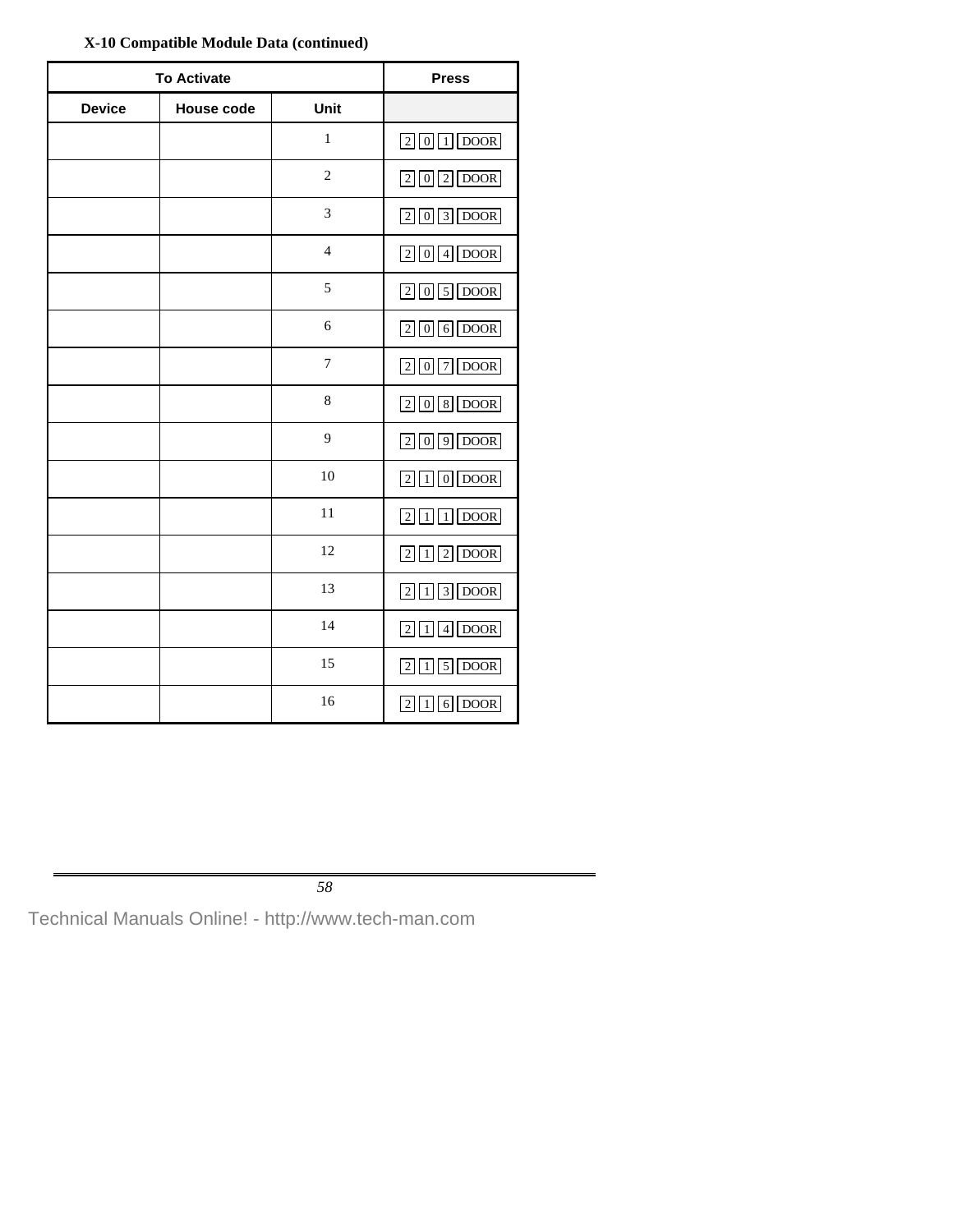**X-10 Compatible Module Data (continued)**

| To Activate | | | Press |
|---|---|---|---|
| Device | House code | Unit | |
| | | 1 | 2 0 1 DOOR |
| | | 2 | 2 0 2 DOOR |
| | | 3 | 2 0 3 DOOR |
| | | 4 | 2 0 4 DOOR |
| | | 5 | 2 0 5 DOOR |
| | | 6 | 2 0 6 DOOR |
| | | 7 | 2 0 7 DOOR |
| | | 8 | 2 0 8 DOOR |
| | | 9 | 2 0 9 DOOR |
| | | 10 | 2 1 0 DOOR |
| | | 11 | 2 1 1 DOOR |
| | | 12 | 2 1 2 DOOR |
| | | 13 | 2 1 3 DOOR |
| | | 14 | 2 1 4 DOOR |
| | | 15 | 2 1 5 DOOR |
| | | 16 | 2 1 6 DOOR |

Technical Manuals Online! - http://www.tech-man.com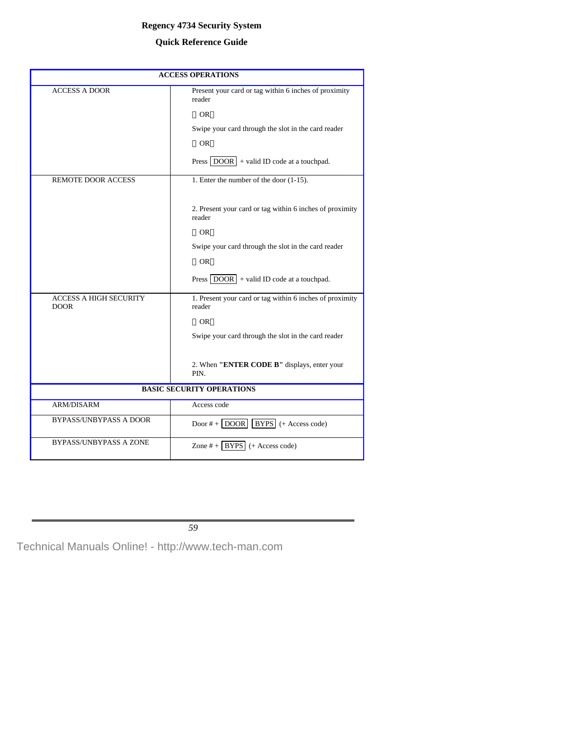# Regency 4734 Security System

## Quick Reference Guide

| ACCESS OPERATIONS | |
|---|---|
| ACCESS A DOOR | Present your card or tag within 6 inches of proximity reader<br><br>OR<br><br>Swipe your card through the slot in the card reader<br><br>OR<br><br>Press DOOR + valid ID code at a touchpad. |
| REMOTE DOOR ACCESS | 1. Enter the number of the door (1-15).<br><br>2. Present your card or tag within 6 inches of proximity reader<br><br>OR<br><br>Swipe your card through the slot in the card reader<br><br>OR<br><br>Press DOOR + valid ID code at a touchpad. |
| ACCESS A HIGH SECURITY DOOR | 1. Present your card or tag within 6 inches of proximity reader<br><br>OR<br><br>Swipe your card through the slot in the card reader<br><br>2. When **"ENTER CODE B"** displays, enter your PIN. |
| **BASIC SECURITY OPERATIONS** | |
| ARM/DISARM | Access code |
| BYPASS/UNBYPASS A DOOR | Door # + DOOR BYPS (+ Access code) |
| BYPASS/UNBYPASS A ZONE | Zone # + BYPS (+ Access code) |

Technical Manuals Online! - http://www.tech-man.com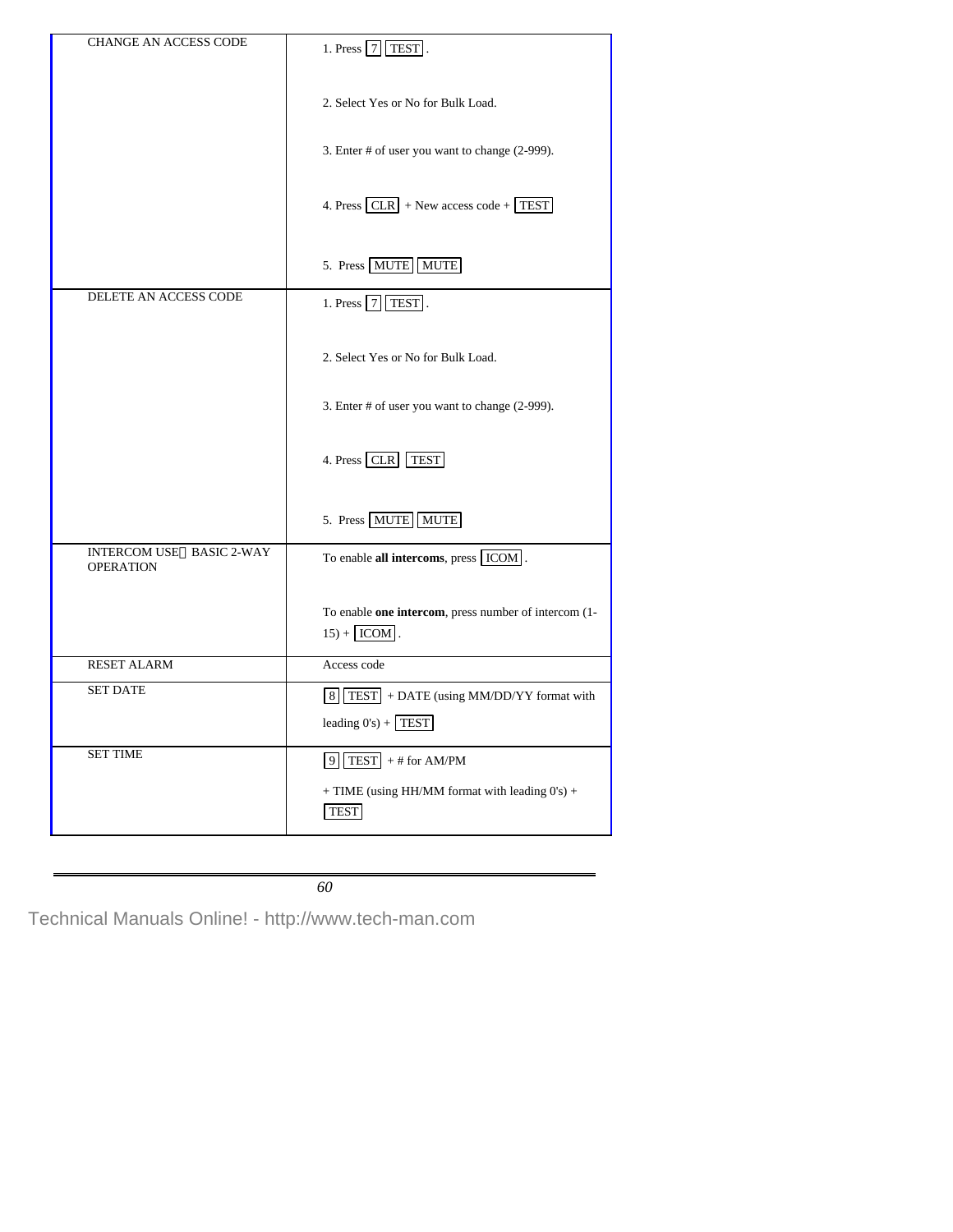| | |
|---|---|
| CHANGE AN ACCESS CODE | 1. Press [7] [TEST].<br><br>2. Select Yes or No for Bulk Load.<br><br>3. Enter # of user you want to change (2-999).<br><br>4. Press [CLR] + New access code + [TEST]<br><br>5. Press [MUTE] [MUTE] |
| DELETE AN ACCESS CODE | 1. Press [7] [TEST].<br><br>2. Select Yes or No for Bulk Load.<br><br>3. Enter # of user you want to change (2-999).<br><br>4. Press [CLR] [TEST]<br><br>5. Press [MUTE] [MUTE] |
| INTERCOM USE BASIC 2-WAY OPERATION | To enable **all intercoms**, press [ICOM].<br><br>To enable **one intercom**, press number of intercom (1-15) + [ICOM]. |
| RESET ALARM | Access code |
| SET DATE | [8] [TEST] + DATE (using MM/DD/YY format with leading 0's) + [TEST] |
| SET TIME | [9] [TEST] + # for AM/PM<br><br>+ TIME (using HH/MM format with leading 0's) + [TEST] |

Technical Manuals Online! - http://www.tech-man.com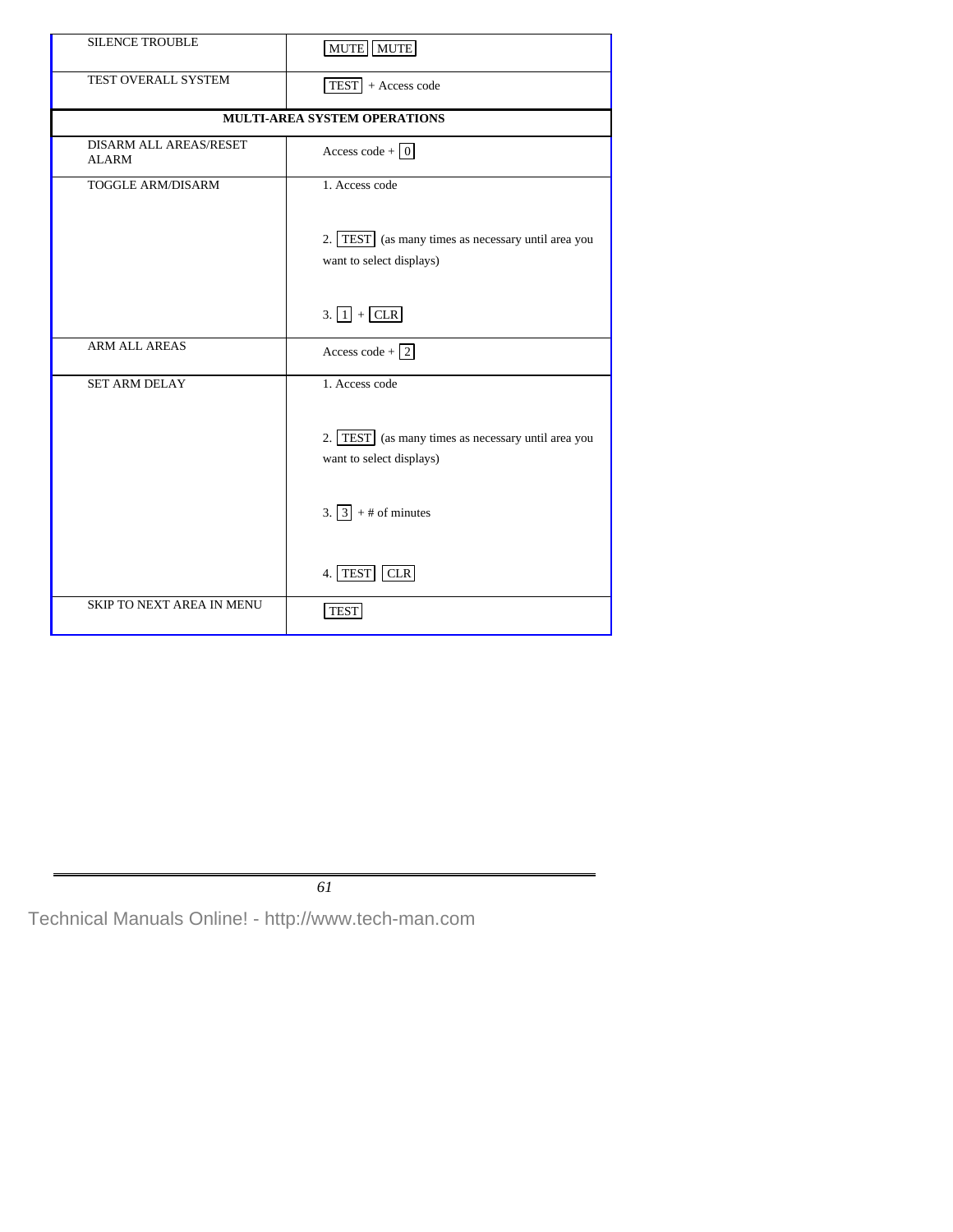| | |
|---|---|
| SILENCE TROUBLE | MUTE MUTE |
| TEST OVERALL SYSTEM | TEST + Access code |
| **MULTI-AREA SYSTEM OPERATIONS** | |
| DISARM ALL AREAS/RESET ALARM | Access code + 0 |
| TOGGLE ARM/DISARM | 1. Access code<br><br>2. TEST (as many times as necessary until area you want to select displays)<br><br>3. 1 + CLR |
| ARM ALL AREAS | Access code + 2 |
| SET ARM DELAY | 1. Access code<br><br>2. TEST (as many times as necessary until area you want to select displays)<br><br>3. 3 + # of minutes<br><br>4. TEST CLR |
| SKIP TO NEXT AREA IN MENU | TEST |

Technical Manuals Online! - http://www.tech-man.com